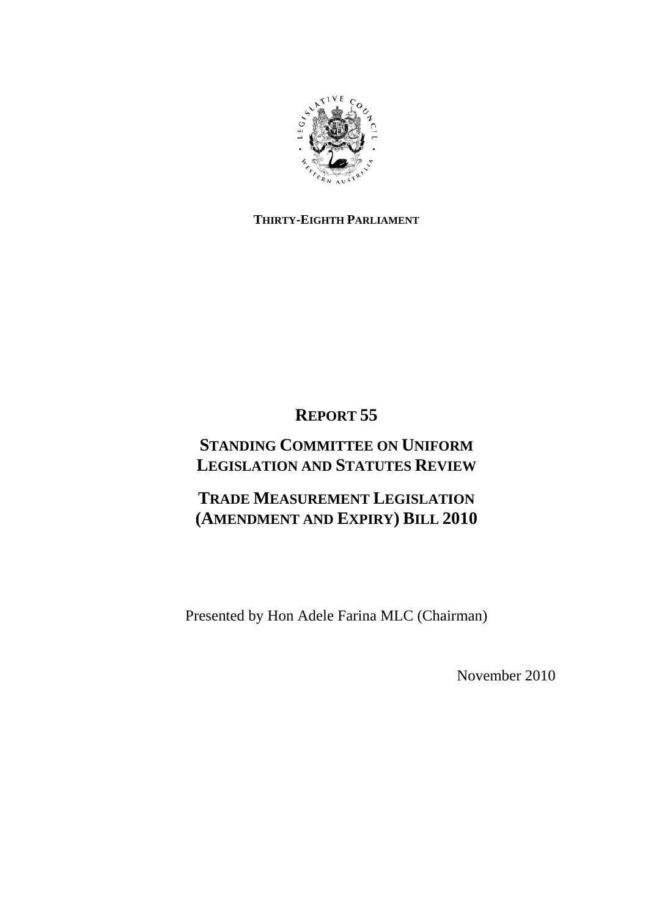**THIRTY-EIGHTH PARLIAMENT**

# REPORT 55

## STANDING COMMITTEE ON UNIFORM LEGISLATION AND STATUTES REVIEW

## TRADE MEASUREMENT LEGISLATION (AMENDMENT AND EXPIRY) BILL 2010

Presented by Hon Adele Farina MLC (Chairman)

November 2010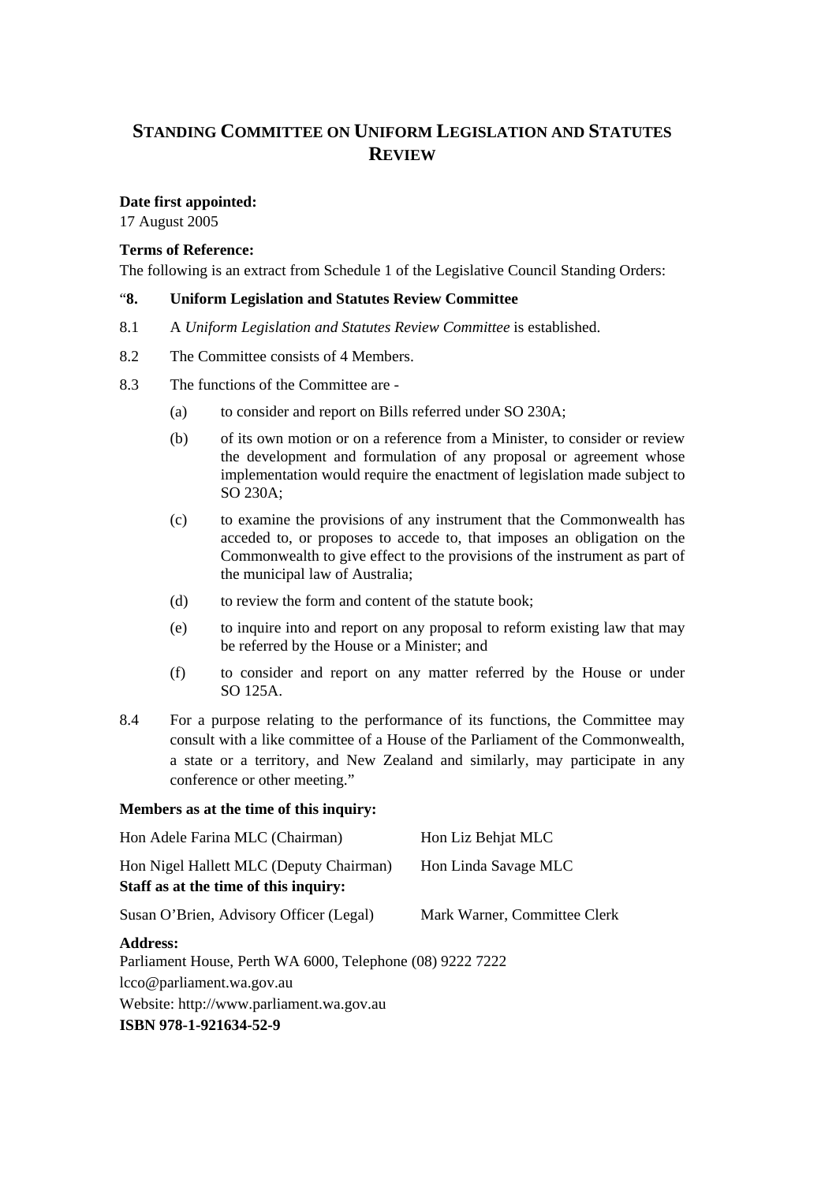# STANDING COMMITTEE ON UNIFORM LEGISLATION AND STATUTES REVIEW

**Date first appointed:**

17 August 2005

**Terms of Reference:**

The following is an extract from Schedule 1 of the Legislative Council Standing Orders:

"**8. Uniform Legislation and Statutes Review Committee**

8.1 A *Uniform Legislation and Statutes Review Committee* is established.

8.2 The Committee consists of 4 Members.

8.3 The functions of the Committee are -

(a) to consider and report on Bills referred under SO 230A;

(b) of its own motion or on a reference from a Minister, to consider or review the development and formulation of any proposal or agreement whose implementation would require the enactment of legislation made subject to SO 230A;

(c) to examine the provisions of any instrument that the Commonwealth has acceded to, or proposes to accede to, that imposes an obligation on the Commonwealth to give effect to the provisions of the instrument as part of the municipal law of Australia;

(d) to review the form and content of the statute book;

(e) to inquire into and report on any proposal to reform existing law that may be referred by the House or a Minister; and

(f) to consider and report on any matter referred by the House or under SO 125A.

8.4 For a purpose relating to the performance of its functions, the Committee may consult with a like committee of a House of the Parliament of the Commonwealth, a state or a territory, and New Zealand and similarly, may participate in any conference or other meeting."

**Members as at the time of this inquiry:**

Hon Adele Farina MLC (Chairman)

Hon Liz Behjat MLC

Hon Nigel Hallett MLC (Deputy Chairman)

Hon Linda Savage MLC

**Staff as at the time of this inquiry:**

Susan O'Brien, Advisory Officer (Legal)

Mark Warner, Committee Clerk

**Address:**

Parliament House, Perth WA 6000, Telephone (08) 9222 7222

lcco@parliament.wa.gov.au

Website: http://www.parliament.wa.gov.au

**ISBN 978-1-921634-52-9**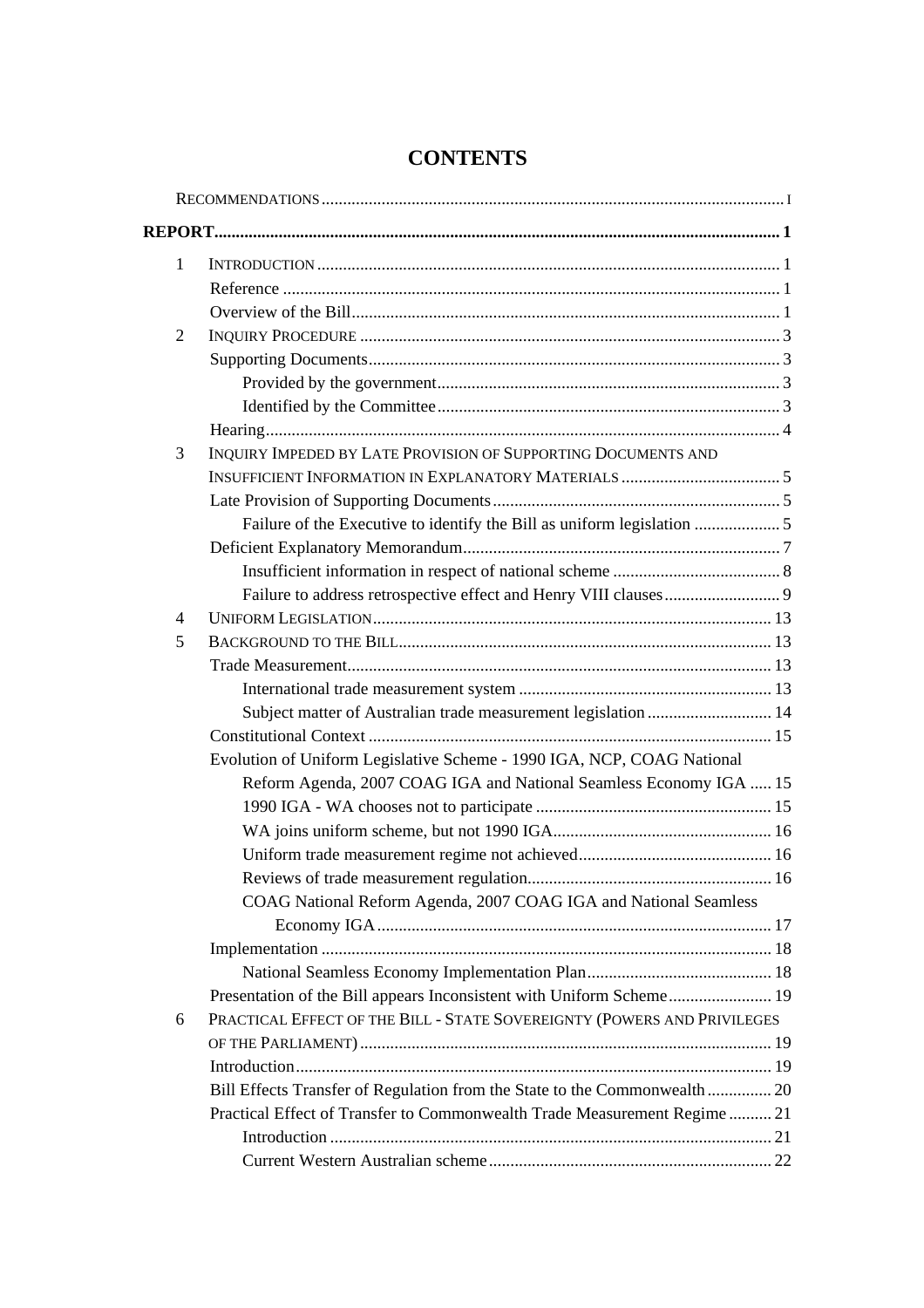# CONTENTS

RECOMMENDATIONS ........................................................................................................ I

**REPORT........................................................................................................................ 1**

1 INTRODUCTION ........................................................................................................ 1
- Reference ................................................................................................................ 1
- Overview of the Bill................................................................................................. 1

2 INQUIRY PROCEDURE ............................................................................................. 3
- Supporting Documents............................................................................................. 3
  - Provided by the government............................................................................ 3
  - Identified by the Committee ............................................................................ 3
- Hearing.................................................................................................................... 4

3 INQUIRY IMPEDED BY LATE PROVISION OF SUPPORTING DOCUMENTS AND INSUFFICIENT INFORMATION IN EXPLANATORY MATERIALS ..................................... 5
- Late Provision of Supporting Documents.................................................................. 5
  - Failure of the Executive to identify the Bill as uniform legislation ..................... 5
- Deficient Explanatory Memorandum......................................................................... 7
  - Insufficient information in respect of national scheme ....................................... 8
  - Failure to address retrospective effect and Henry VIII clauses........................... 9

4 UNIFORM LEGISLATION........................................................................................... 13

5 BACKGROUND TO THE BILL..................................................................................... 13
- Trade Measurement................................................................................................ 13
  - International trade measurement system .......................................................... 13
  - Subject matter of Australian trade measurement legislation ............................ 14
- Constitutional Context ........................................................................................... 15
- Evolution of Uniform Legislative Scheme - 1990 IGA, NCP, COAG National Reform Agenda, 2007 COAG IGA and National Seamless Economy IGA ..... 15
  - 1990 IGA - WA chooses not to participate ....................................................... 15
  - WA joins uniform scheme, but not 1990 IGA................................................... 16
  - Uniform trade measurement regime not achieved............................................. 16
  - Reviews of trade measurement regulation......................................................... 16
  - COAG National Reform Agenda, 2007 COAG IGA and National Seamless Economy IGA ........................................................................................... 17
- Implementation ...................................................................................................... 18
  - National Seamless Economy Implementation Plan........................................... 18
- Presentation of the Bill appears Inconsistent with Uniform Scheme........................ 19

6 PRACTICAL EFFECT OF THE BILL - STATE SOVEREIGNTY (POWERS AND PRIVILEGES OF THE PARLIAMENT) ............................................................................................. 19
- Introduction............................................................................................................ 19
- Bill Effects Transfer of Regulation from the State to the Commonwealth ............... 20
- Practical Effect of Transfer to Commonwealth Trade Measurement Regime .......... 21
  - Introduction ...................................................................................................... 21
  - Current Western Australian scheme.................................................................. 22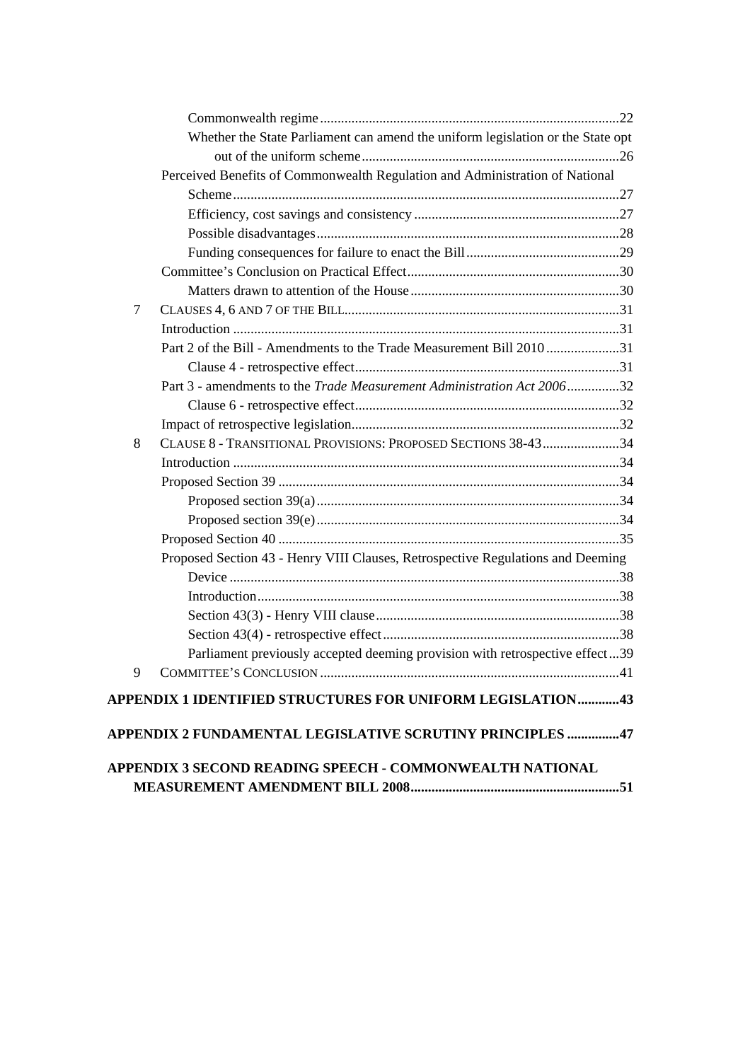Commonwealth regime.....................................................................................22

Whether the State Parliament can amend the uniform legislation or the State opt out of the uniform scheme.........................................................................26

Perceived Benefits of Commonwealth Regulation and Administration of National Scheme.............................................................................................................27

Efficiency, cost savings and consistency ...........................................................27

Possible disadvantages......................................................................................28

Funding consequences for failure to enact the Bill............................................29

Committee's Conclusion on Practical Effect............................................................30

Matters drawn to attention of the House............................................................30

7 CLAUSES 4, 6 AND 7 OF THE BILL..............................................................................31

Introduction .............................................................................................................31

Part 2 of the Bill - Amendments to the Trade Measurement Bill 2010.....................31

Clause 4 - retrospective effect............................................................................31

Part 3 - amendments to the *Trade Measurement Administration Act 2006*...............32

Clause 6 - retrospective effect............................................................................32

Impact of retrospective legislation............................................................................32

8 CLAUSE 8 - TRANSITIONAL PROVISIONS: PROPOSED SECTIONS 38-43......................34

Introduction .............................................................................................................34

Proposed Section 39 .................................................................................................34

Proposed section 39(a).......................................................................................34

Proposed section 39(e).......................................................................................34

Proposed Section 40 .................................................................................................35

Proposed Section 43 - Henry VIII Clauses, Retrospective Regulations and Deeming Device ...............................................................................................................38

Introduction.......................................................................................................38

Section 43(3) - Henry VIII clause......................................................................38

Section 43(4) - retrospective effect....................................................................38

Parliament previously accepted deeming provision with retrospective effect...39

9 COMMITTEE'S CONCLUSION .....................................................................................41

**APPENDIX 1 IDENTIFIED STRUCTURES FOR UNIFORM LEGISLATION............43**

**APPENDIX 2 FUNDAMENTAL LEGISLATIVE SCRUTINY PRINCIPLES ..............47**

**APPENDIX 3 SECOND READING SPEECH - COMMONWEALTH NATIONAL MEASUREMENT AMENDMENT BILL 2008............................................................51**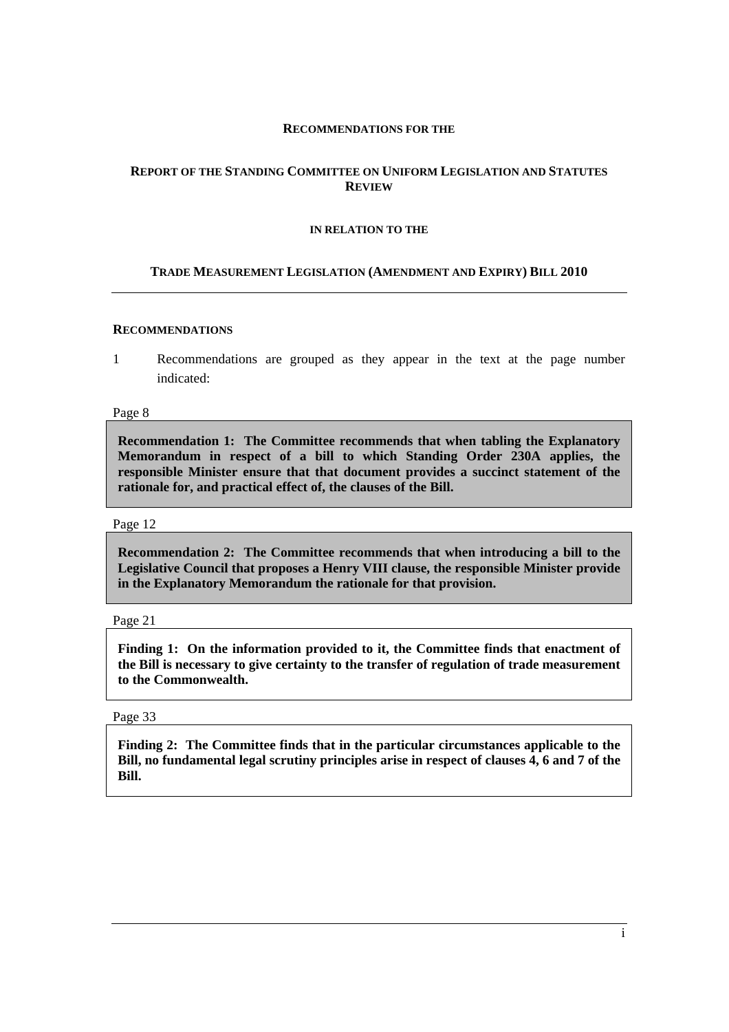**RECOMMENDATIONS FOR THE**

**REPORT OF THE STANDING COMMITTEE ON UNIFORM LEGISLATION AND STATUTES REVIEW**

**IN RELATION TO THE**

**TRADE MEASUREMENT LEGISLATION (AMENDMENT AND EXPIRY) BILL 2010**

---

**RECOMMENDATIONS**

1 Recommendations are grouped as they appear in the text at the page number indicated:

Page 8

**Recommendation 1: The Committee recommends that when tabling the Explanatory Memorandum in respect of a bill to which Standing Order 230A applies, the responsible Minister ensure that that document provides a succinct statement of the rationale for, and practical effect of, the clauses of the Bill.**

Page 12

**Recommendation 2: The Committee recommends that when introducing a bill to the Legislative Council that proposes a Henry VIII clause, the responsible Minister provide in the Explanatory Memorandum the rationale for that provision.**

Page 21

**Finding 1: On the information provided to it, the Committee finds that enactment of the Bill is necessary to give certainty to the transfer of regulation of trade measurement to the Commonwealth.**

Page 33

**Finding 2: The Committee finds that in the particular circumstances applicable to the Bill, no fundamental legal scrutiny principles arise in respect of clauses 4, 6 and 7 of the Bill.**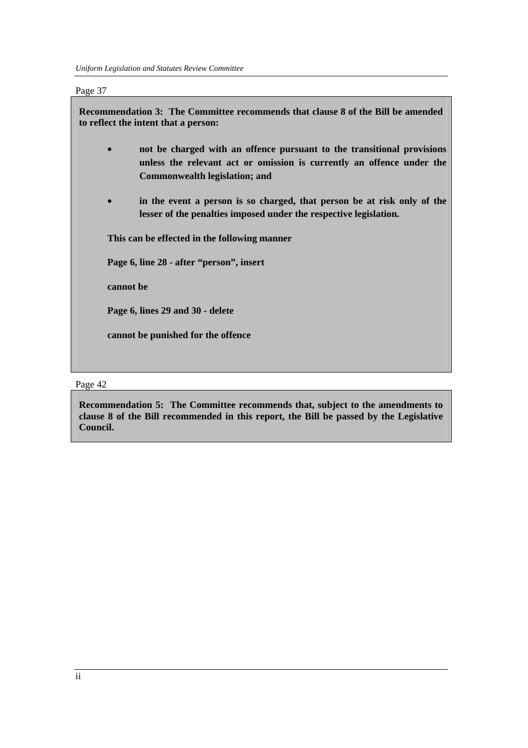Page 37

**Recommendation 3: The Committee recommends that clause 8 of the Bill be amended to reflect the intent that a person:**

- **not be charged with an offence pursuant to the transitional provisions unless the relevant act or omission is currently an offence under the Commonwealth legislation; and**
- **in the event a person is so charged, that person be at risk only of the lesser of the penalties imposed under the respective legislation.**

**This can be effected in the following manner**

**Page 6, line 28 - after "person", insert**

**cannot be**

**Page 6, lines 29 and 30 - delete**

**cannot be punished for the offence**

Page 42

**Recommendation 5: The Committee recommends that, subject to the amendments to clause 8 of the Bill recommended in this report, the Bill be passed by the Legislative Council.**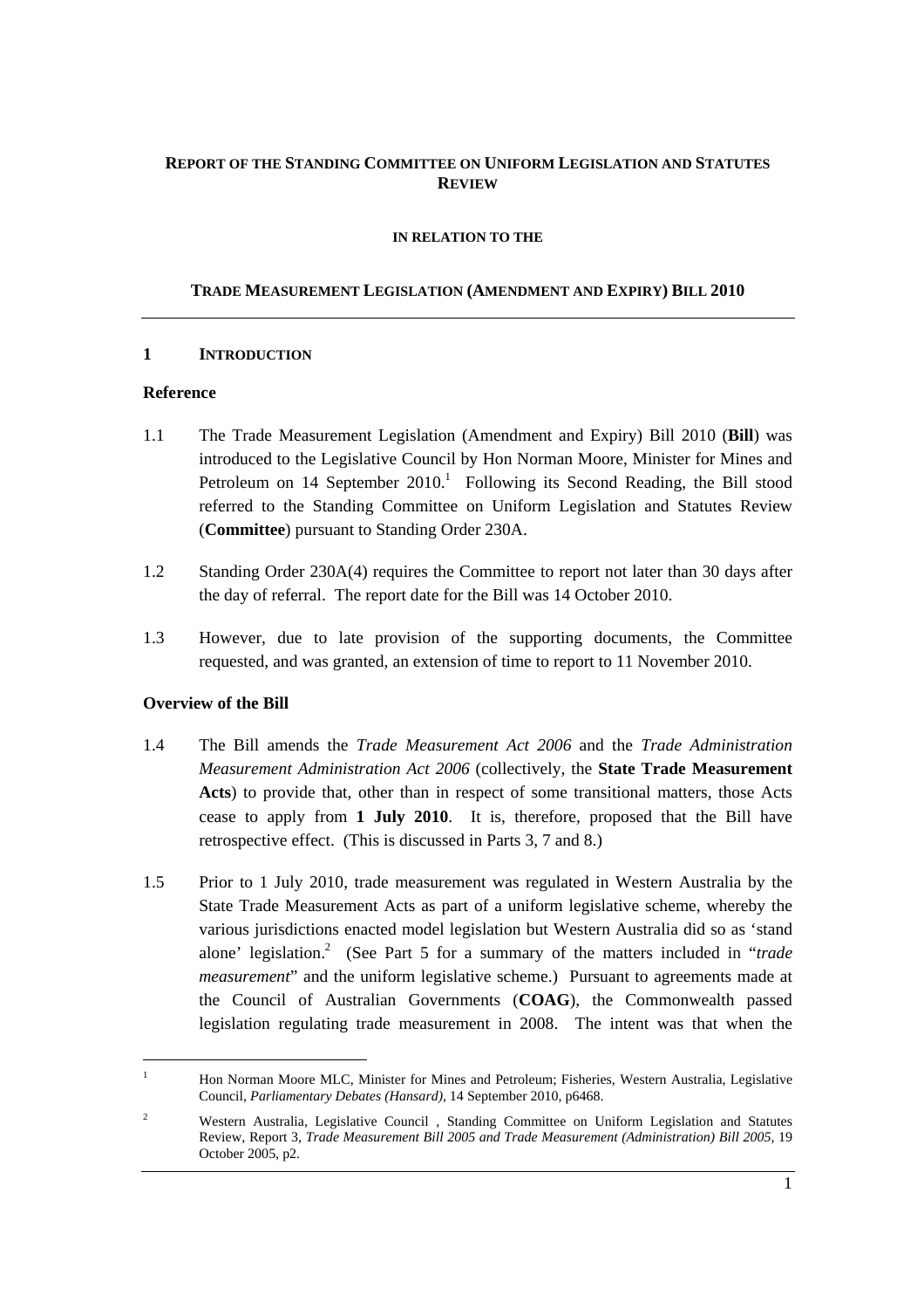**REPORT OF THE STANDING COMMITTEE ON UNIFORM LEGISLATION AND STATUTES REVIEW**

**IN RELATION TO THE**

**TRADE MEASUREMENT LEGISLATION (AMENDMENT AND EXPIRY) BILL 2010**

## 1 INTRODUCTION

### Reference

1.1 The Trade Measurement Legislation (Amendment and Expiry) Bill 2010 (**Bill**) was introduced to the Legislative Council by Hon Norman Moore, Minister for Mines and Petroleum on 14 September 2010.[1] Following its Second Reading, the Bill stood referred to the Standing Committee on Uniform Legislation and Statutes Review (**Committee**) pursuant to Standing Order 230A.

1.2 Standing Order 230A(4) requires the Committee to report not later than 30 days after the day of referral. The report date for the Bill was 14 October 2010.

1.3 However, due to late provision of the supporting documents, the Committee requested, and was granted, an extension of time to report to 11 November 2010.

### Overview of the Bill

1.4 The Bill amends the *Trade Measurement Act 2006* and the *Trade Administration Measurement Administration Act 2006* (collectively, the **State Trade Measurement Acts**) to provide that, other than in respect of some transitional matters, those Acts cease to apply from **1 July 2010**. It is, therefore, proposed that the Bill have retrospective effect. (This is discussed in Parts 3, 7 and 8.)

1.5 Prior to 1 July 2010, trade measurement was regulated in Western Australia by the State Trade Measurement Acts as part of a uniform legislative scheme, whereby the various jurisdictions enacted model legislation but Western Australia did so as 'stand alone' legislation.[2] (See Part 5 for a summary of the matters included in "*trade measurement*" and the uniform legislative scheme.) Pursuant to agreements made at the Council of Australian Governments (**COAG**), the Commonwealth passed legislation regulating trade measurement in 2008. The intent was that when the

---

[1] Hon Norman Moore MLC, Minister for Mines and Petroleum; Fisheries, Western Australia, Legislative Council, *Parliamentary Debates (Hansard)*, 14 September 2010, p6468.

[2] Western Australia, Legislative Council , Standing Committee on Uniform Legislation and Statutes Review, Report 3, *Trade Measurement Bill 2005 and Trade Measurement (Administration) Bill 2005*, 19 October 2005, p2.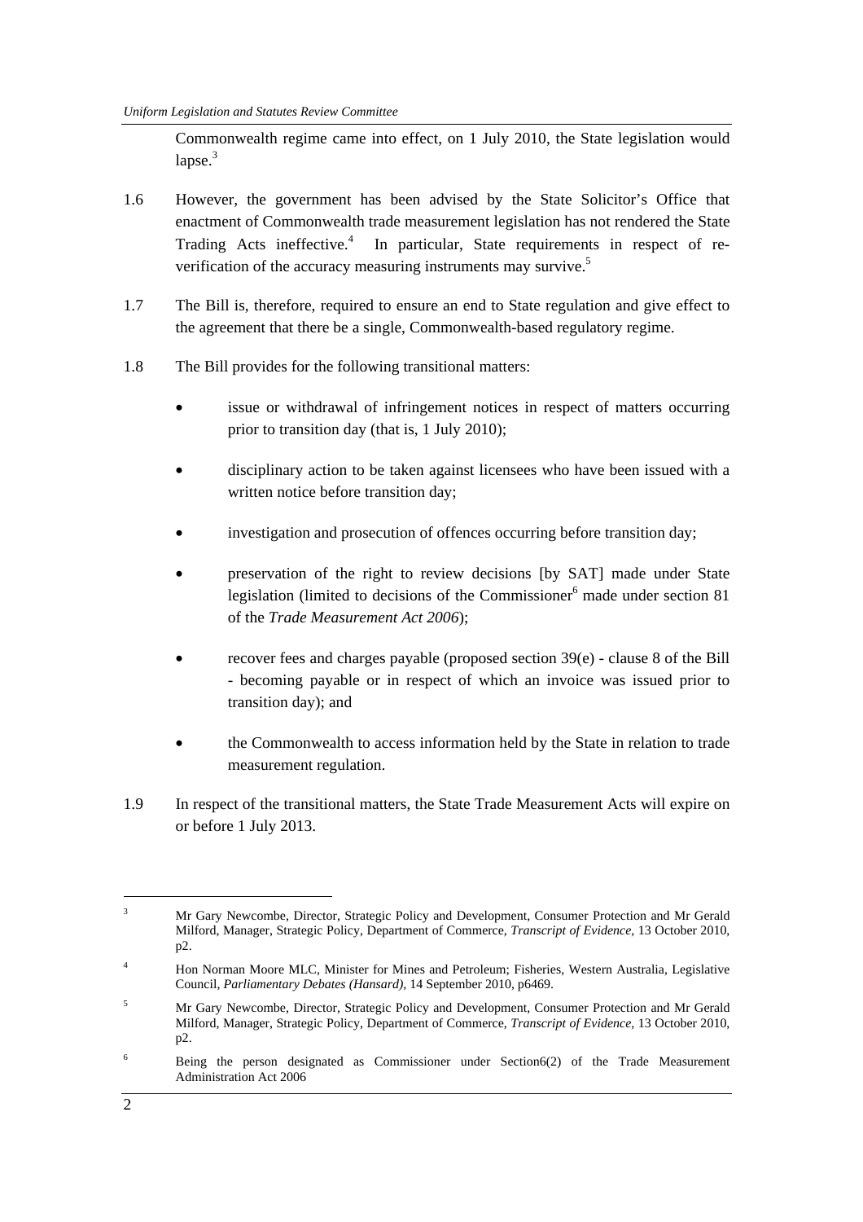Commonwealth regime came into effect, on 1 July 2010, the State legislation would lapse.[3]

1.6 However, the government has been advised by the State Solicitor's Office that enactment of Commonwealth trade measurement legislation has not rendered the State Trading Acts ineffective.[4] In particular, State requirements in respect of re-verification of the accuracy measuring instruments may survive.[5]

1.7 The Bill is, therefore, required to ensure an end to State regulation and give effect to the agreement that there be a single, Commonwealth-based regulatory regime.

1.8 The Bill provides for the following transitional matters:

- issue or withdrawal of infringement notices in respect of matters occurring prior to transition day (that is, 1 July 2010);
- disciplinary action to be taken against licensees who have been issued with a written notice before transition day;
- investigation and prosecution of offences occurring before transition day;
- preservation of the right to review decisions [by SAT] made under State legislation (limited to decisions of the Commissioner[6] made under section 81 of the *Trade Measurement Act 2006*);
- recover fees and charges payable (proposed section 39(e) - clause 8 of the Bill - becoming payable or in respect of which an invoice was issued prior to transition day); and
- the Commonwealth to access information held by the State in relation to trade measurement regulation.

1.9 In respect of the transitional matters, the State Trade Measurement Acts will expire on or before 1 July 2013.

---

[3] Mr Gary Newcombe, Director, Strategic Policy and Development, Consumer Protection and Mr Gerald Milford, Manager, Strategic Policy, Department of Commerce, *Transcript of Evidence*, 13 October 2010, p2.

[4] Hon Norman Moore MLC, Minister for Mines and Petroleum; Fisheries, Western Australia, Legislative Council, *Parliamentary Debates (Hansard)*, 14 September 2010, p6469.

[5] Mr Gary Newcombe, Director, Strategic Policy and Development, Consumer Protection and Mr Gerald Milford, Manager, Strategic Policy, Department of Commerce, *Transcript of Evidence*, 13 October 2010, p2.

[6] Being the person designated as Commissioner under Section6(2) of the Trade Measurement Administration Act 2006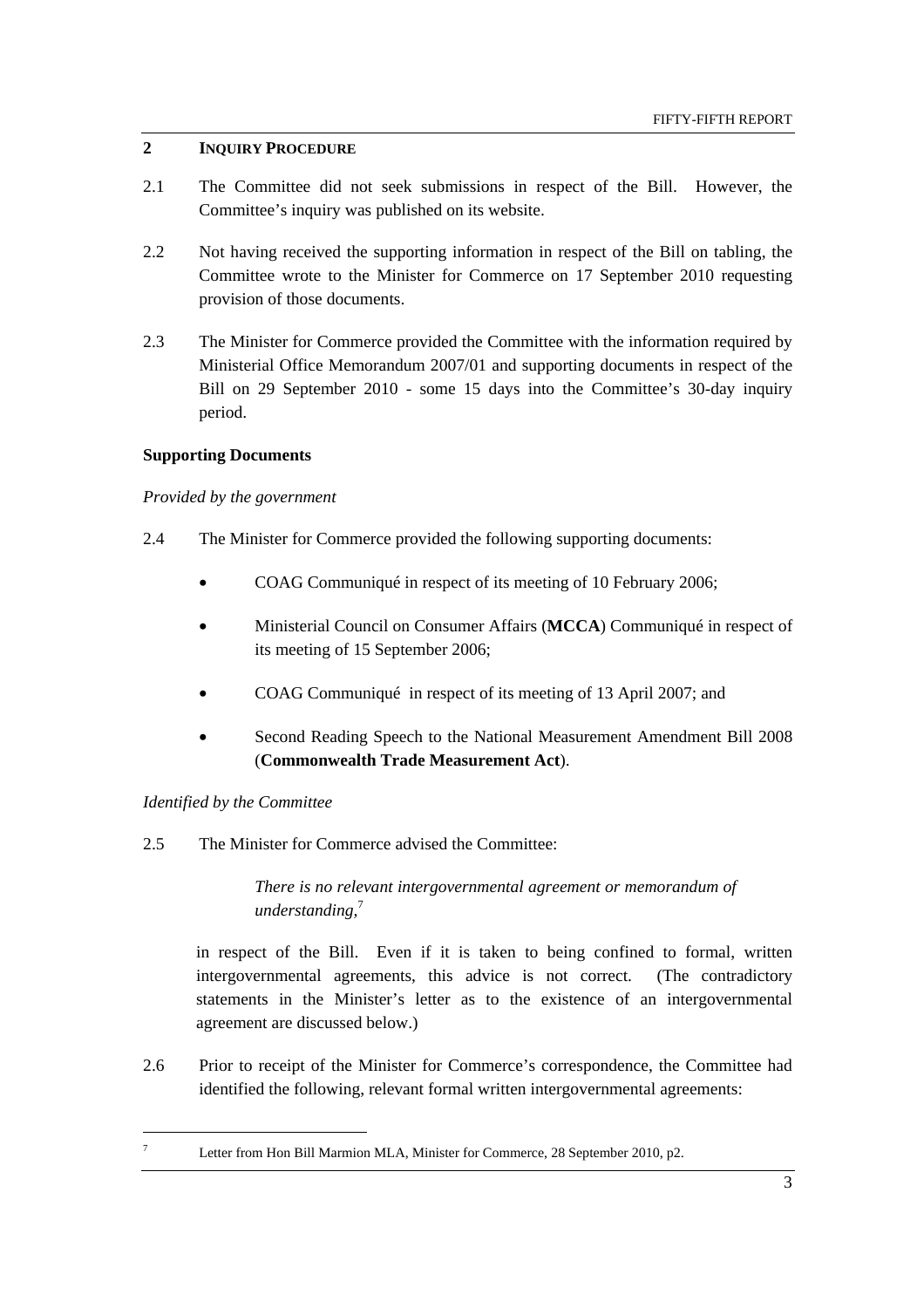## 2 INQUIRY PROCEDURE

2.1 The Committee did not seek submissions in respect of the Bill. However, the Committee's inquiry was published on its website.

2.2 Not having received the supporting information in respect of the Bill on tabling, the Committee wrote to the Minister for Commerce on 17 September 2010 requesting provision of those documents.

2.3 The Minister for Commerce provided the Committee with the information required by Ministerial Office Memorandum 2007/01 and supporting documents in respect of the Bill on 29 September 2010 - some 15 days into the Committee's 30-day inquiry period.

### Supporting Documents

*Provided by the government*

2.4 The Minister for Commerce provided the following supporting documents:

- COAG Communiqué in respect of its meeting of 10 February 2006;
- Ministerial Council on Consumer Affairs (**MCCA**) Communiqué in respect of its meeting of 15 September 2006;
- COAG Communiqué in respect of its meeting of 13 April 2007; and
- Second Reading Speech to the National Measurement Amendment Bill 2008 (**Commonwealth Trade Measurement Act**).

*Identified by the Committee*

2.5 The Minister for Commerce advised the Committee:

> *There is no relevant intergovernmental agreement or memorandum of understanding,*[7]

in respect of the Bill. Even if it is taken to being confined to formal, written intergovernmental agreements, this advice is not correct. (The contradictory statements in the Minister's letter as to the existence of an intergovernmental agreement are discussed below.)

2.6 Prior to receipt of the Minister for Commerce's correspondence, the Committee had identified the following, relevant formal written intergovernmental agreements:

---

[7] Letter from Hon Bill Marmion MLA, Minister for Commerce, 28 September 2010, p2.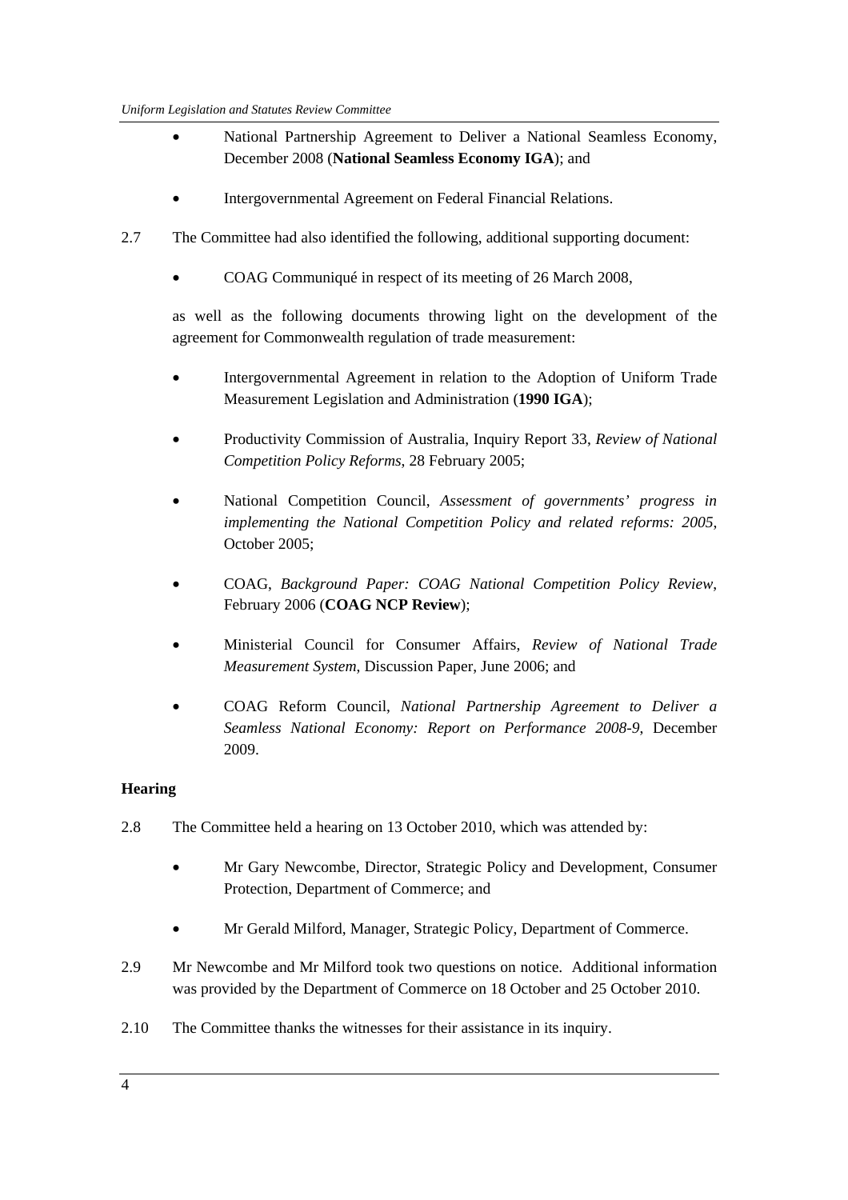- National Partnership Agreement to Deliver a National Seamless Economy, December 2008 (**National Seamless Economy IGA**); and

- Intergovernmental Agreement on Federal Financial Relations.

2.7 The Committee had also identified the following, additional supporting document:

- COAG Communiqué in respect of its meeting of 26 March 2008,

as well as the following documents throwing light on the development of the agreement for Commonwealth regulation of trade measurement:

- Intergovernmental Agreement in relation to the Adoption of Uniform Trade Measurement Legislation and Administration (**1990 IGA**);

- Productivity Commission of Australia, Inquiry Report 33, *Review of National Competition Policy Reforms*, 28 February 2005;

- National Competition Council, *Assessment of governments' progress in implementing the National Competition Policy and related reforms: 2005*, October 2005;

- COAG, *Background Paper: COAG National Competition Policy Review*, February 2006 (**COAG NCP Review**);

- Ministerial Council for Consumer Affairs, *Review of National Trade Measurement System*, Discussion Paper, June 2006; and

- COAG Reform Council, *National Partnership Agreement to Deliver a Seamless National Economy: Report on Performance 2008-9*, December 2009.

**Hearing**

2.8 The Committee held a hearing on 13 October 2010, which was attended by:

- Mr Gary Newcombe, Director, Strategic Policy and Development, Consumer Protection, Department of Commerce; and

- Mr Gerald Milford, Manager, Strategic Policy, Department of Commerce.

2.9 Mr Newcombe and Mr Milford took two questions on notice. Additional information was provided by the Department of Commerce on 18 October and 25 October 2010.

2.10 The Committee thanks the witnesses for their assistance in its inquiry.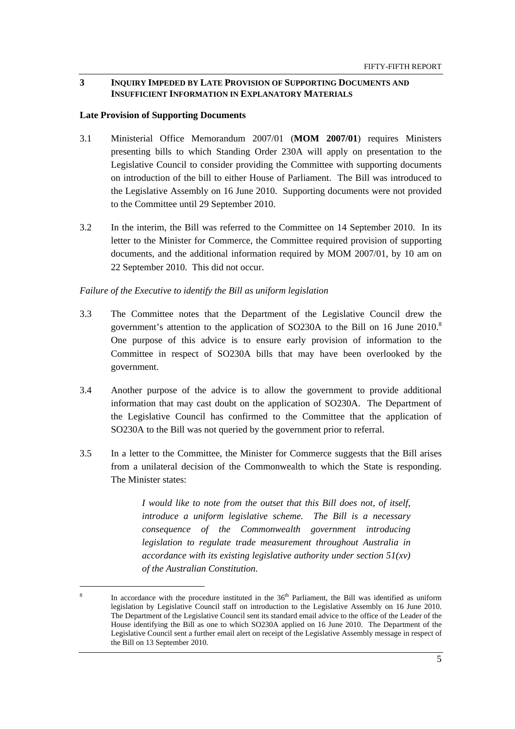## 3 INQUIRY IMPEDED BY LATE PROVISION OF SUPPORTING DOCUMENTS AND INSUFFICIENT INFORMATION IN EXPLANATORY MATERIALS

### Late Provision of Supporting Documents

3.1 Ministerial Office Memorandum 2007/01 (**MOM 2007/01**) requires Ministers presenting bills to which Standing Order 230A will apply on presentation to the Legislative Council to consider providing the Committee with supporting documents on introduction of the bill to either House of Parliament. The Bill was introduced to the Legislative Assembly on 16 June 2010. Supporting documents were not provided to the Committee until 29 September 2010.

3.2 In the interim, the Bill was referred to the Committee on 14 September 2010. In its letter to the Minister for Commerce, the Committee required provision of supporting documents, and the additional information required by MOM 2007/01, by 10 am on 22 September 2010. This did not occur.

*Failure of the Executive to identify the Bill as uniform legislation*

3.3 The Committee notes that the Department of the Legislative Council drew the government's attention to the application of SO230A to the Bill on 16 June 2010.[8] One purpose of this advice is to ensure early provision of information to the Committee in respect of SO230A bills that may have been overlooked by the government.

3.4 Another purpose of the advice is to allow the government to provide additional information that may cast doubt on the application of SO230A. The Department of the Legislative Council has confirmed to the Committee that the application of SO230A to the Bill was not queried by the government prior to referral.

3.5 In a letter to the Committee, the Minister for Commerce suggests that the Bill arises from a unilateral decision of the Commonwealth to which the State is responding. The Minister states:

> *I would like to note from the outset that this Bill does not, of itself, introduce a uniform legislative scheme. The Bill is a necessary consequence of the Commonwealth government introducing legislation to regulate trade measurement throughout Australia in accordance with its existing legislative authority under section 51(xv) of the Australian Constitution.*

---

[8] In accordance with the procedure instituted in the 36th Parliament, the Bill was identified as uniform legislation by Legislative Council staff on introduction to the Legislative Assembly on 16 June 2010. The Department of the Legislative Council sent its standard email advice to the office of the Leader of the House identifying the Bill as one to which SO230A applied on 16 June 2010. The Department of the Legislative Council sent a further email alert on receipt of the Legislative Assembly message in respect of the Bill on 13 September 2010.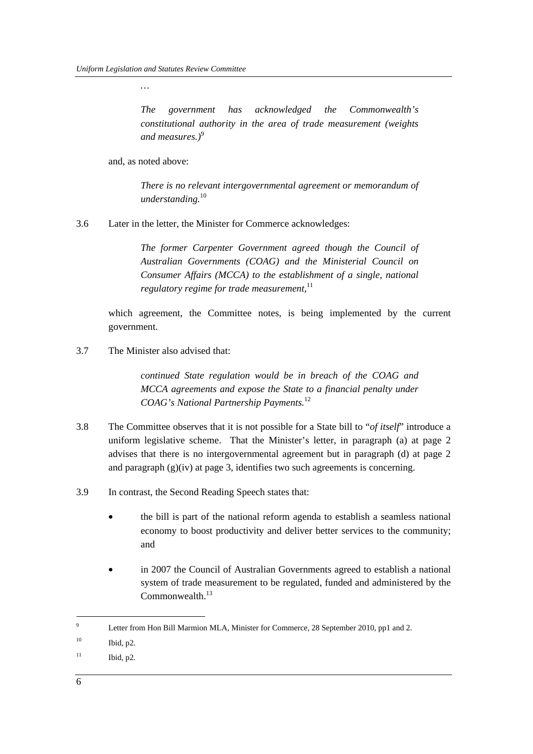…

> *The government has acknowledged the Commonwealth's constitutional authority in the area of trade measurement (weights and measures.)*[9]

and, as noted above:

> *There is no relevant intergovernmental agreement or memorandum of understanding.*[10]

3.6 Later in the letter, the Minister for Commerce acknowledges:

> *The former Carpenter Government agreed though the Council of Australian Governments (COAG) and the Ministerial Council on Consumer Affairs (MCCA) to the establishment of a single, national regulatory regime for trade measurement,*[11]

which agreement, the Committee notes, is being implemented by the current government.

3.7 The Minister also advised that:

> *continued State regulation would be in breach of the COAG and MCCA agreements and expose the State to a financial penalty under COAG's National Partnership Payments.*[12]

3.8 The Committee observes that it is not possible for a State bill to "*of itself*" introduce a uniform legislative scheme. That the Minister's letter, in paragraph (a) at page 2 advises that there is no intergovernmental agreement but in paragraph (d) at page 2 and paragraph (g)(iv) at page 3, identifies two such agreements is concerning.

3.9 In contrast, the Second Reading Speech states that:

- the bill is part of the national reform agenda to establish a seamless national economy to boost productivity and deliver better services to the community; and
- in 2007 the Council of Australian Governments agreed to establish a national system of trade measurement to be regulated, funded and administered by the Commonwealth.[13]

---

[9] Letter from Hon Bill Marmion MLA, Minister for Commerce, 28 September 2010, pp1 and 2.

[10] Ibid, p2.

[11] Ibid, p2.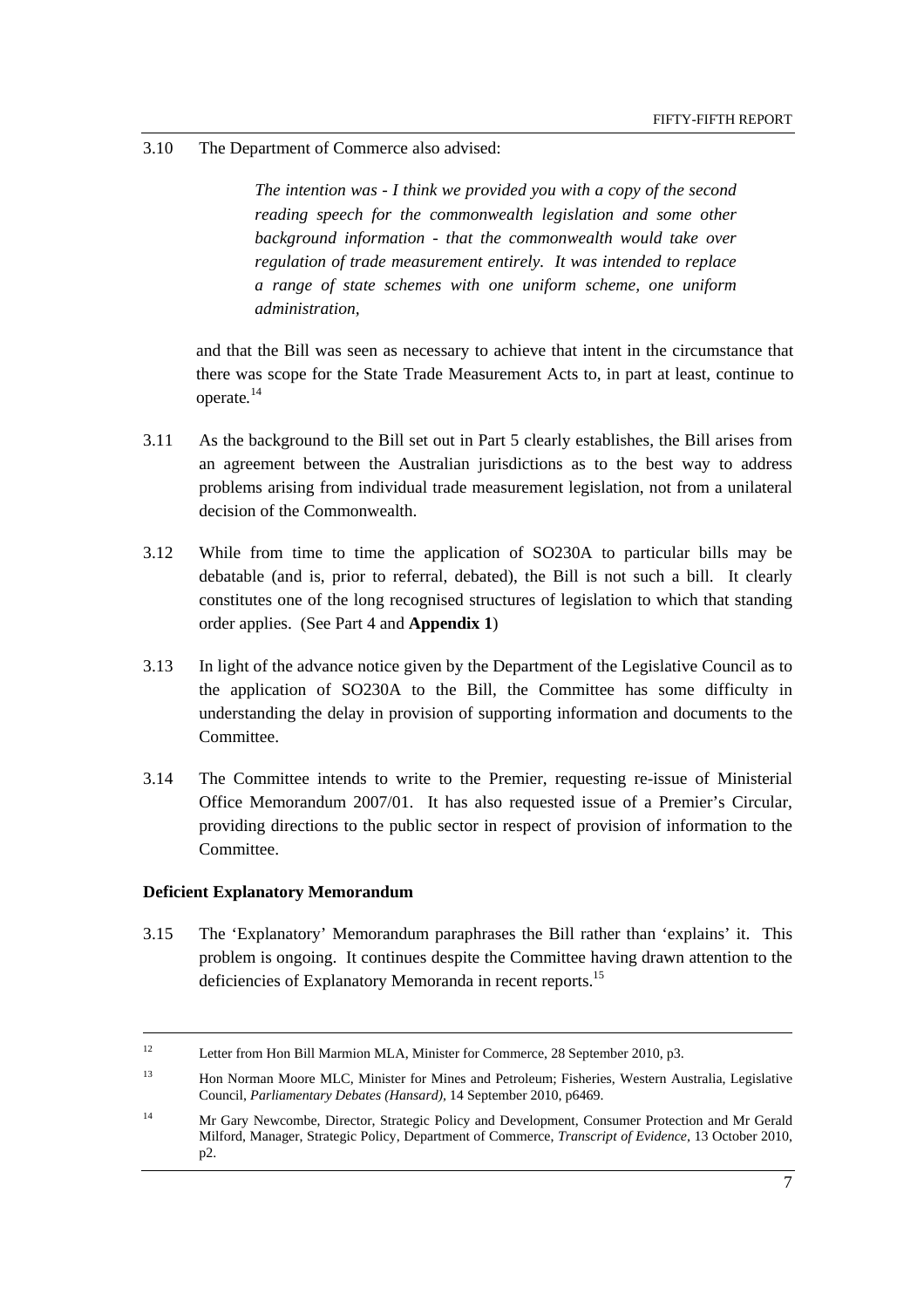3.10 The Department of Commerce also advised:

> *The intention was - I think we provided you with a copy of the second reading speech for the commonwealth legislation and some other background information - that the commonwealth would take over regulation of trade measurement entirely. It was intended to replace a range of state schemes with one uniform scheme, one uniform administration,*

and that the Bill was seen as necessary to achieve that intent in the circumstance that there was scope for the State Trade Measurement Acts to, in part at least, continue to operate.[14]

3.11 As the background to the Bill set out in Part 5 clearly establishes, the Bill arises from an agreement between the Australian jurisdictions as to the best way to address problems arising from individual trade measurement legislation, not from a unilateral decision of the Commonwealth.

3.12 While from time to time the application of SO230A to particular bills may be debatable (and is, prior to referral, debated), the Bill is not such a bill. It clearly constitutes one of the long recognised structures of legislation to which that standing order applies. (See Part 4 and **Appendix 1**)

3.13 In light of the advance notice given by the Department of the Legislative Council as to the application of SO230A to the Bill, the Committee has some difficulty in understanding the delay in provision of supporting information and documents to the Committee.

3.14 The Committee intends to write to the Premier, requesting re-issue of Ministerial Office Memorandum 2007/01. It has also requested issue of a Premier's Circular, providing directions to the public sector in respect of provision of information to the Committee.

**Deficient Explanatory Memorandum**

3.15 The 'Explanatory' Memorandum paraphrases the Bill rather than 'explains' it. This problem is ongoing. It continues despite the Committee having drawn attention to the deficiencies of Explanatory Memoranda in recent reports.[15]

---

[12] Letter from Hon Bill Marmion MLA, Minister for Commerce, 28 September 2010, p3.

[13] Hon Norman Moore MLC, Minister for Mines and Petroleum; Fisheries, Western Australia, Legislative Council, *Parliamentary Debates (Hansard)*, 14 September 2010, p6469.

[14] Mr Gary Newcombe, Director, Strategic Policy and Development, Consumer Protection and Mr Gerald Milford, Manager, Strategic Policy, Department of Commerce, *Transcript of Evidence*, 13 October 2010, p2.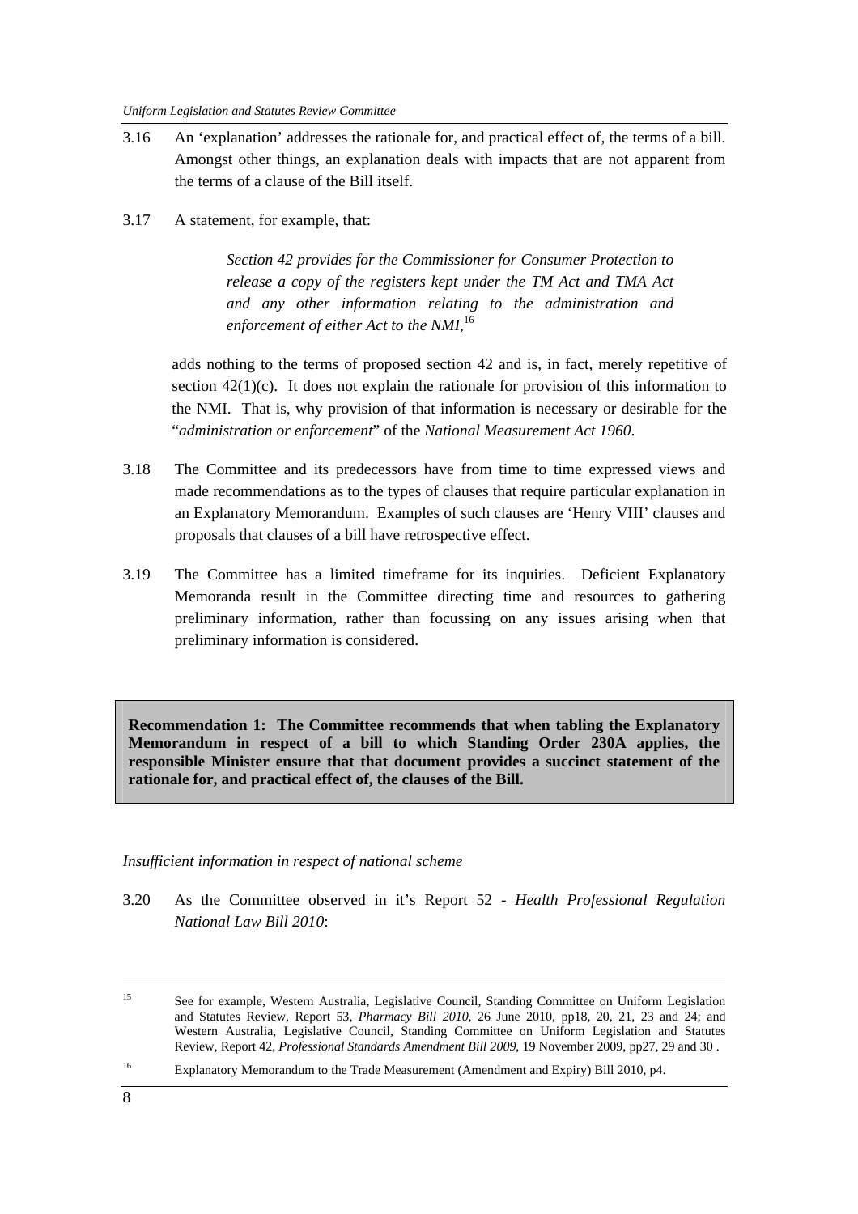3.16 An 'explanation' addresses the rationale for, and practical effect of, the terms of a bill. Amongst other things, an explanation deals with impacts that are not apparent from the terms of a clause of the Bill itself.

3.17 A statement, for example, that:

> *Section 42 provides for the Commissioner for Consumer Protection to release a copy of the registers kept under the TM Act and TMA Act and any other information relating to the administration and enforcement of either Act to the NMI*,[16]

adds nothing to the terms of proposed section 42 and is, in fact, merely repetitive of section 42(1)(c). It does not explain the rationale for provision of this information to the NMI. That is, why provision of that information is necessary or desirable for the "*administration or enforcement*" of the *National Measurement Act 1960*.

3.18 The Committee and its predecessors have from time to time expressed views and made recommendations as to the types of clauses that require particular explanation in an Explanatory Memorandum. Examples of such clauses are 'Henry VIII' clauses and proposals that clauses of a bill have retrospective effect.

3.19 The Committee has a limited timeframe for its inquiries. Deficient Explanatory Memoranda result in the Committee directing time and resources to gathering preliminary information, rather than focussing on any issues arising when that preliminary information is considered.

**Recommendation 1: The Committee recommends that when tabling the Explanatory Memorandum in respect of a bill to which Standing Order 230A applies, the responsible Minister ensure that that document provides a succinct statement of the rationale for, and practical effect of, the clauses of the Bill.**

*Insufficient information in respect of national scheme*

3.20 As the Committee observed in it's Report 52 - *Health Professional Regulation National Law Bill 2010*:

---

[15] See for example, Western Australia, Legislative Council, Standing Committee on Uniform Legislation and Statutes Review, Report 53, *Pharmacy Bill 2010*, 26 June 2010, pp18, 20, 21, 23 and 24; and Western Australia, Legislative Council, Standing Committee on Uniform Legislation and Statutes Review, Report 42, *Professional Standards Amendment Bill 2009*, 19 November 2009, pp27, 29 and 30 .

[16] Explanatory Memorandum to the Trade Measurement (Amendment and Expiry) Bill 2010, p4.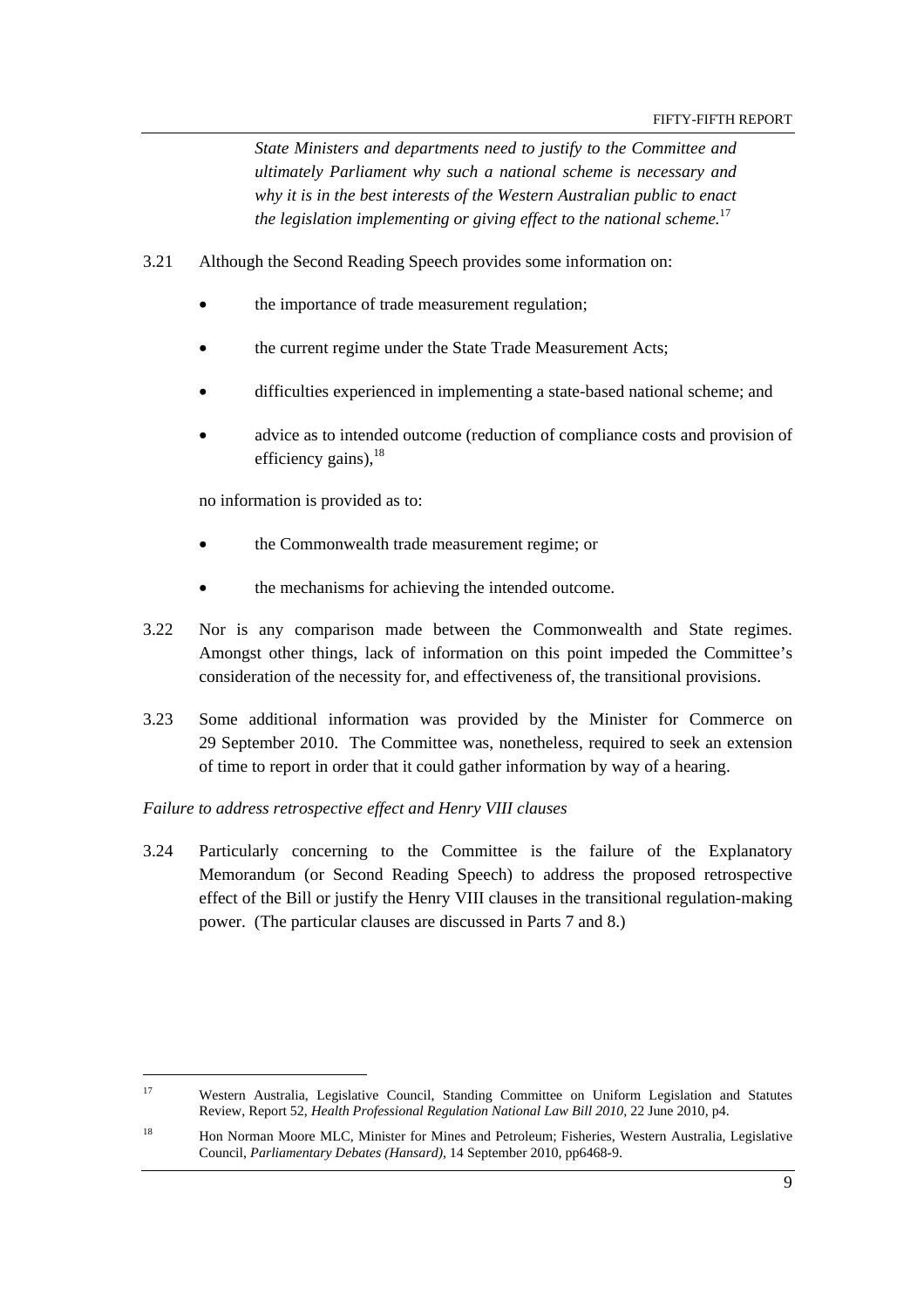> *State Ministers and departments need to justify to the Committee and ultimately Parliament why such a national scheme is necessary and why it is in the best interests of the Western Australian public to enact the legislation implementing or giving effect to the national scheme.*[17]

3.21 Although the Second Reading Speech provides some information on:

- the importance of trade measurement regulation;
- the current regime under the State Trade Measurement Acts;
- difficulties experienced in implementing a state-based national scheme; and
- advice as to intended outcome (reduction of compliance costs and provision of efficiency gains),[18]

no information is provided as to:

- the Commonwealth trade measurement regime; or
- the mechanisms for achieving the intended outcome.

3.22 Nor is any comparison made between the Commonwealth and State regimes. Amongst other things, lack of information on this point impeded the Committee's consideration of the necessity for, and effectiveness of, the transitional provisions.

3.23 Some additional information was provided by the Minister for Commerce on 29 September 2010. The Committee was, nonetheless, required to seek an extension of time to report in order that it could gather information by way of a hearing.

*Failure to address retrospective effect and Henry VIII clauses*

3.24 Particularly concerning to the Committee is the failure of the Explanatory Memorandum (or Second Reading Speech) to address the proposed retrospective effect of the Bill or justify the Henry VIII clauses in the transitional regulation-making power. (The particular clauses are discussed in Parts 7 and 8.)

---

[17] Western Australia, Legislative Council, Standing Committee on Uniform Legislation and Statutes Review, Report 52, *Health Professional Regulation National Law Bill 2010*, 22 June 2010, p4.

[18] Hon Norman Moore MLC, Minister for Mines and Petroleum; Fisheries, Western Australia, Legislative Council, *Parliamentary Debates (Hansard)*, 14 September 2010, pp6468-9.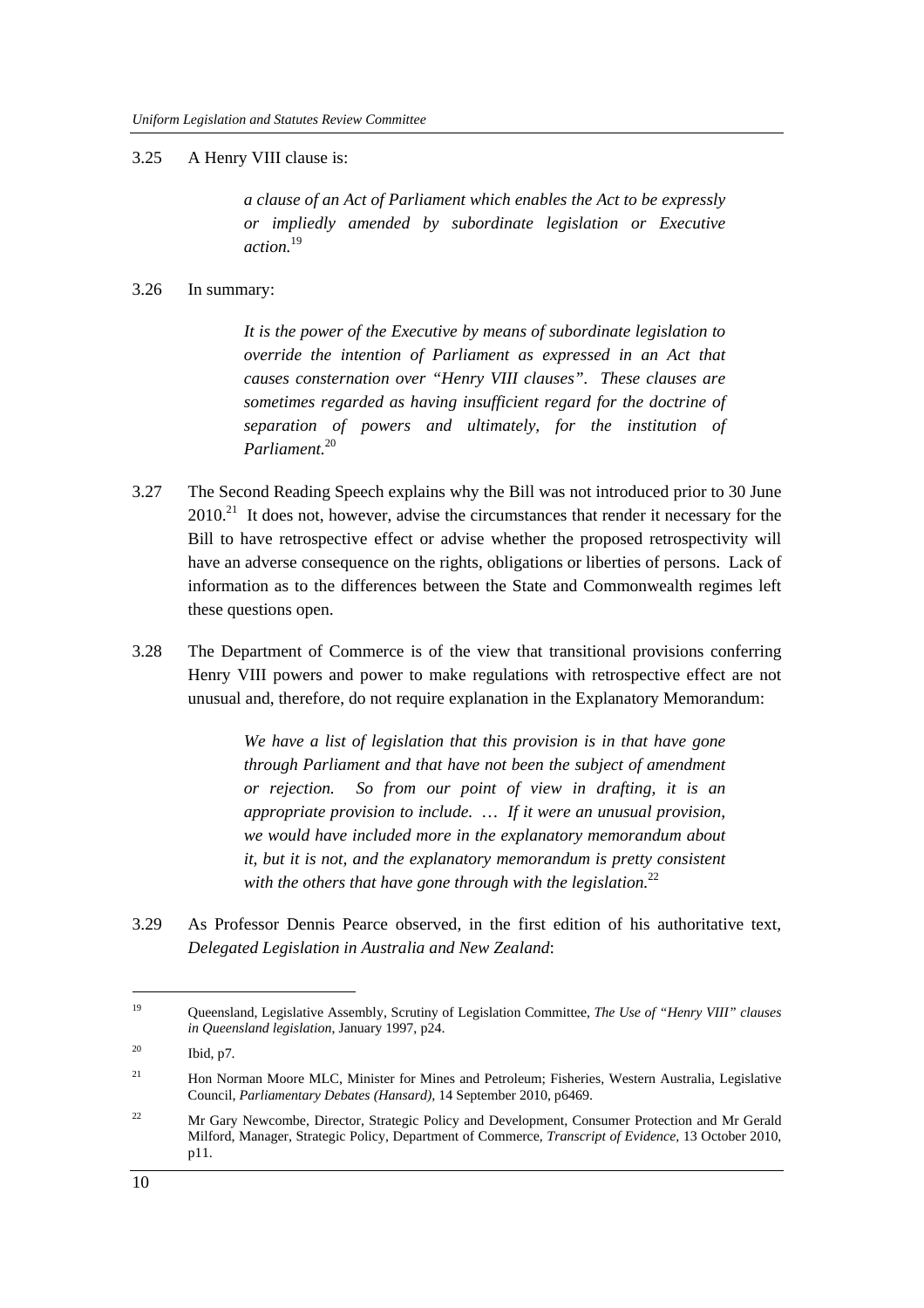3.25 A Henry VIII clause is:

> *a clause of an Act of Parliament which enables the Act to be expressly or impliedly amended by subordinate legislation or Executive action.*[19]

3.26 In summary:

> *It is the power of the Executive by means of subordinate legislation to override the intention of Parliament as expressed in an Act that causes consternation over "Henry VIII clauses". These clauses are sometimes regarded as having insufficient regard for the doctrine of separation of powers and ultimately, for the institution of Parliament.*[20]

3.27 The Second Reading Speech explains why the Bill was not introduced prior to 30 June 2010.[21] It does not, however, advise the circumstances that render it necessary for the Bill to have retrospective effect or advise whether the proposed retrospectivity will have an adverse consequence on the rights, obligations or liberties of persons. Lack of information as to the differences between the State and Commonwealth regimes left these questions open.

3.28 The Department of Commerce is of the view that transitional provisions conferring Henry VIII powers and power to make regulations with retrospective effect are not unusual and, therefore, do not require explanation in the Explanatory Memorandum:

> *We have a list of legislation that this provision is in that have gone through Parliament and that have not been the subject of amendment or rejection. So from our point of view in drafting, it is an appropriate provision to include. … If it were an unusual provision, we would have included more in the explanatory memorandum about it, but it is not, and the explanatory memorandum is pretty consistent with the others that have gone through with the legislation.*[22]

3.29 As Professor Dennis Pearce observed, in the first edition of his authoritative text, *Delegated Legislation in Australia and New Zealand*:

---

[19] Queensland, Legislative Assembly, Scrutiny of Legislation Committee, *The Use of "Henry VIII" clauses in Queensland legislation*, January 1997, p24.

[20] Ibid, p7.

[21] Hon Norman Moore MLC, Minister for Mines and Petroleum; Fisheries, Western Australia, Legislative Council, *Parliamentary Debates (Hansard)*, 14 September 2010, p6469.

[22] Mr Gary Newcombe, Director, Strategic Policy and Development, Consumer Protection and Mr Gerald Milford, Manager, Strategic Policy, Department of Commerce, *Transcript of Evidence*, 13 October 2010, p11.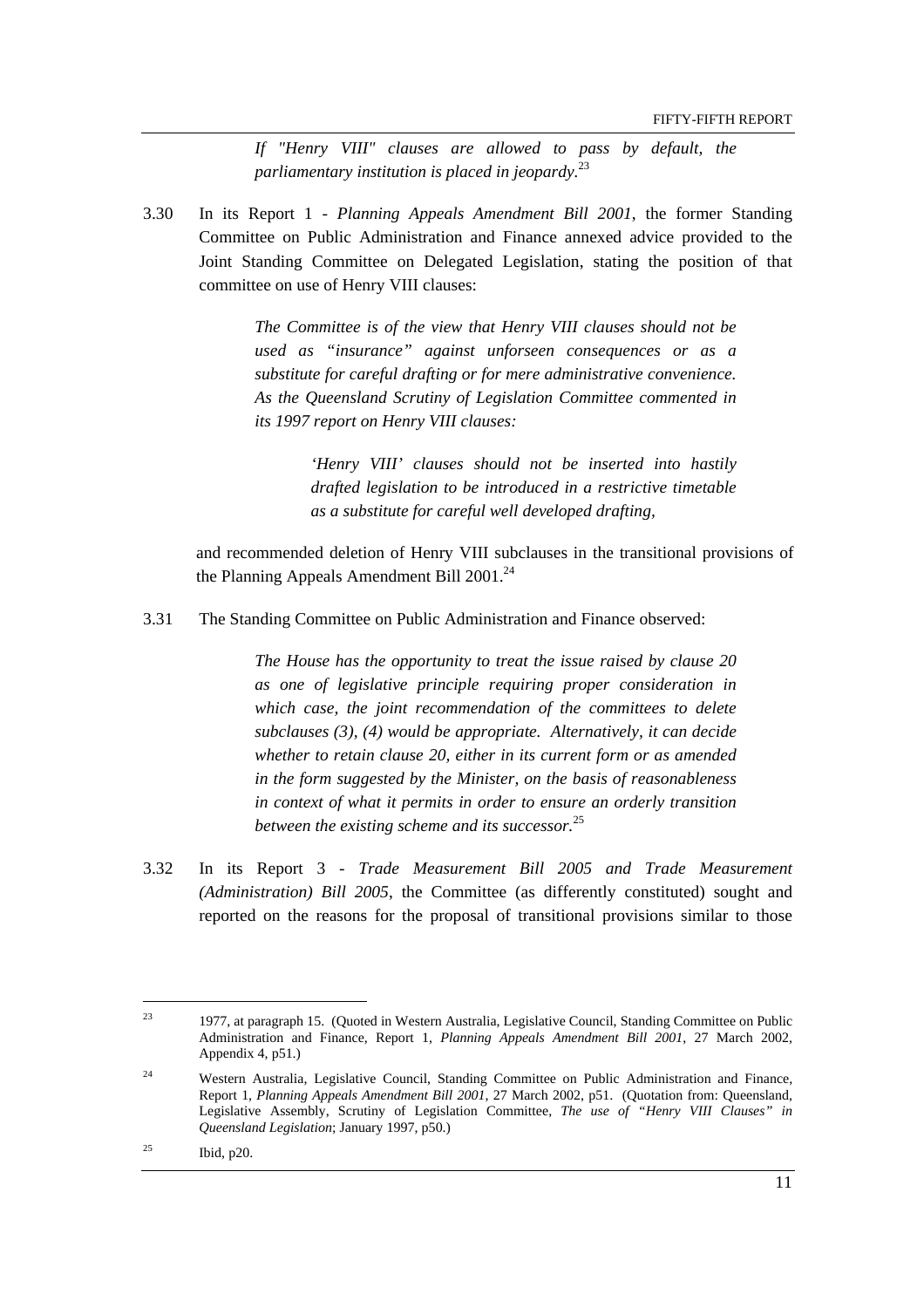> *If "Henry VIII" clauses are allowed to pass by default, the parliamentary institution is placed in jeopardy.*[23]

3.30 In its Report 1 - *Planning Appeals Amendment Bill 2001*, the former Standing Committee on Public Administration and Finance annexed advice provided to the Joint Standing Committee on Delegated Legislation, stating the position of that committee on use of Henry VIII clauses:

> *The Committee is of the view that Henry VIII clauses should not be used as "insurance" against unforseen consequences or as a substitute for careful drafting or for mere administrative convenience. As the Queensland Scrutiny of Legislation Committee commented in its 1997 report on Henry VIII clauses:*
>
> > *'Henry VIII' clauses should not be inserted into hastily drafted legislation to be introduced in a restrictive timetable as a substitute for careful well developed drafting,*

and recommended deletion of Henry VIII subclauses in the transitional provisions of the Planning Appeals Amendment Bill 2001.[24]

3.31 The Standing Committee on Public Administration and Finance observed:

> *The House has the opportunity to treat the issue raised by clause 20 as one of legislative principle requiring proper consideration in which case, the joint recommendation of the committees to delete subclauses (3), (4) would be appropriate. Alternatively, it can decide whether to retain clause 20, either in its current form or as amended in the form suggested by the Minister, on the basis of reasonableness in context of what it permits in order to ensure an orderly transition between the existing scheme and its successor.*[25]

3.32 In its Report 3 - *Trade Measurement Bill 2005 and Trade Measurement (Administration) Bill 2005*, the Committee (as differently constituted) sought and reported on the reasons for the proposal of transitional provisions similar to those

---

[23] 1977, at paragraph 15. (Quoted in Western Australia, Legislative Council, Standing Committee on Public Administration and Finance, Report 1, *Planning Appeals Amendment Bill 2001*, 27 March 2002, Appendix 4, p51.)

[24] Western Australia, Legislative Council, Standing Committee on Public Administration and Finance, Report 1, *Planning Appeals Amendment Bill 2001*, 27 March 2002, p51. (Quotation from: Queensland, Legislative Assembly, Scrutiny of Legislation Committee, *The use of "Henry VIII Clauses" in Queensland Legislation*; January 1997, p50.)

[25] Ibid, p20.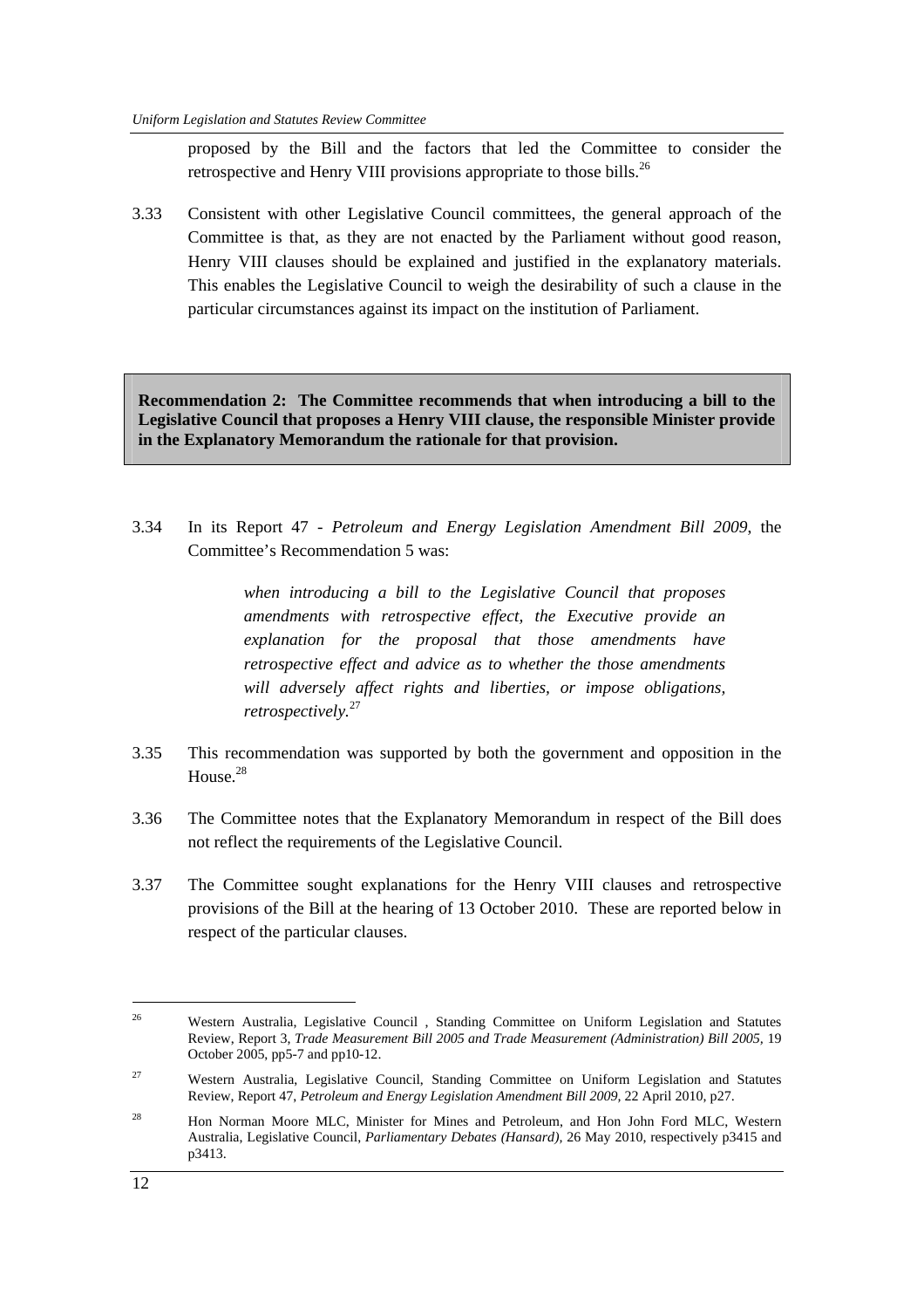proposed by the Bill and the factors that led the Committee to consider the retrospective and Henry VIII provisions appropriate to those bills.[26]

3.33 Consistent with other Legislative Council committees, the general approach of the Committee is that, as they are not enacted by the Parliament without good reason, Henry VIII clauses should be explained and justified in the explanatory materials. This enables the Legislative Council to weigh the desirability of such a clause in the particular circumstances against its impact on the institution of Parliament.

**Recommendation 2: The Committee recommends that when introducing a bill to the Legislative Council that proposes a Henry VIII clause, the responsible Minister provide in the Explanatory Memorandum the rationale for that provision.**

3.34 In its Report 47 - *Petroleum and Energy Legislation Amendment Bill 2009*, the Committee's Recommendation 5 was:

> *when introducing a bill to the Legislative Council that proposes amendments with retrospective effect, the Executive provide an explanation for the proposal that those amendments have retrospective effect and advice as to whether the those amendments will adversely affect rights and liberties, or impose obligations, retrospectively.*[27]

3.35 This recommendation was supported by both the government and opposition in the House.[28]

3.36 The Committee notes that the Explanatory Memorandum in respect of the Bill does not reflect the requirements of the Legislative Council.

3.37 The Committee sought explanations for the Henry VIII clauses and retrospective provisions of the Bill at the hearing of 13 October 2010. These are reported below in respect of the particular clauses.

---

[26] Western Australia, Legislative Council , Standing Committee on Uniform Legislation and Statutes Review, Report 3, *Trade Measurement Bill 2005 and Trade Measurement (Administration) Bill 2005,* 19 October 2005, pp5-7 and pp10-12.

[27] Western Australia, Legislative Council, Standing Committee on Uniform Legislation and Statutes Review, Report 47, *Petroleum and Energy Legislation Amendment Bill 2009*, 22 April 2010, p27.

[28] Hon Norman Moore MLC, Minister for Mines and Petroleum, and Hon John Ford MLC, Western Australia, Legislative Council, *Parliamentary Debates (Hansard)*, 26 May 2010, respectively p3415 and p3413.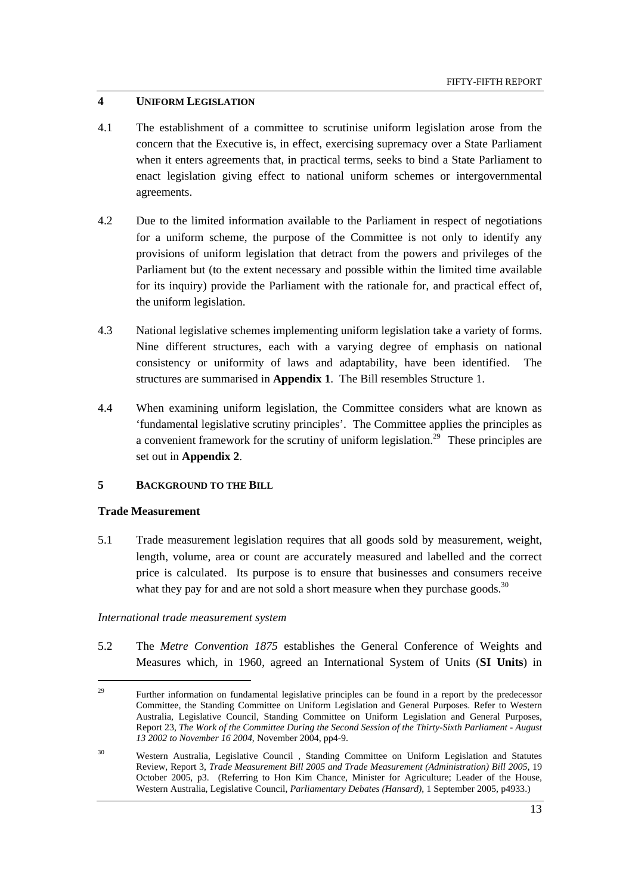## 4 UNIFORM LEGISLATION

4.1 The establishment of a committee to scrutinise uniform legislation arose from the concern that the Executive is, in effect, exercising supremacy over a State Parliament when it enters agreements that, in practical terms, seeks to bind a State Parliament to enact legislation giving effect to national uniform schemes or intergovernmental agreements.

4.2 Due to the limited information available to the Parliament in respect of negotiations for a uniform scheme, the purpose of the Committee is not only to identify any provisions of uniform legislation that detract from the powers and privileges of the Parliament but (to the extent necessary and possible within the limited time available for its inquiry) provide the Parliament with the rationale for, and practical effect of, the uniform legislation.

4.3 National legislative schemes implementing uniform legislation take a variety of forms. Nine different structures, each with a varying degree of emphasis on national consistency or uniformity of laws and adaptability, have been identified. The structures are summarised in **Appendix 1**. The Bill resembles Structure 1.

4.4 When examining uniform legislation, the Committee considers what are known as 'fundamental legislative scrutiny principles'. The Committee applies the principles as a convenient framework for the scrutiny of uniform legislation.[29] These principles are set out in **Appendix 2**.

## 5 BACKGROUND TO THE BILL

### Trade Measurement

5.1 Trade measurement legislation requires that all goods sold by measurement, weight, length, volume, area or count are accurately measured and labelled and the correct price is calculated. Its purpose is to ensure that businesses and consumers receive what they pay for and are not sold a short measure when they purchase goods.[30]

*International trade measurement system*

5.2 The *Metre Convention 1875* establishes the General Conference of Weights and Measures which, in 1960, agreed an International System of Units (**SI Units**) in

---

[29] Further information on fundamental legislative principles can be found in a report by the predecessor Committee, the Standing Committee on Uniform Legislation and General Purposes. Refer to Western Australia, Legislative Council, Standing Committee on Uniform Legislation and General Purposes, Report 23, *The Work of the Committee During the Second Session of the Thirty-Sixth Parliament - August 13 2002 to November 16 2004*, November 2004, pp4-9.

[30] Western Australia, Legislative Council , Standing Committee on Uniform Legislation and Statutes Review, Report 3, *Trade Measurement Bill 2005 and Trade Measurement (Administration) Bill 2005*, 19 October 2005, p3. (Referring to Hon Kim Chance, Minister for Agriculture; Leader of the House, Western Australia, Legislative Council, *Parliamentary Debates (Hansard)*, 1 September 2005, p4933.)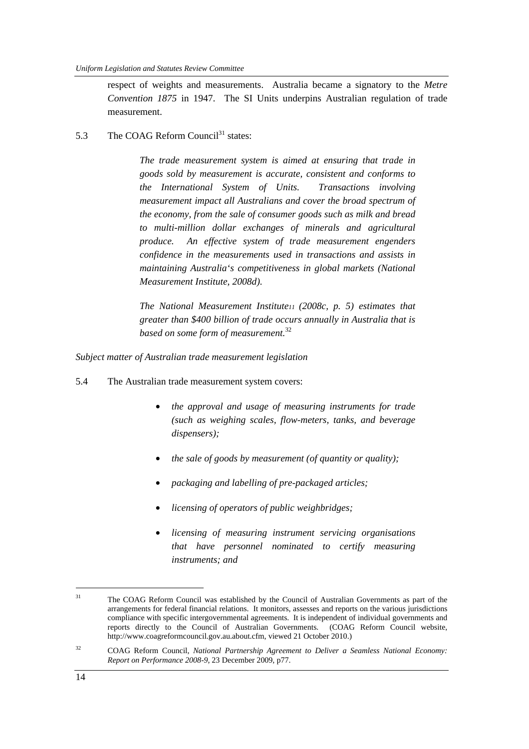respect of weights and measurements. Australia became a signatory to the *Metre Convention 1875* in 1947. The SI Units underpins Australian regulation of trade measurement.

5.3 The COAG Reform Council[31] states:

> *The trade measurement system is aimed at ensuring that trade in goods sold by measurement is accurate, consistent and conforms to the International System of Units. Transactions involving measurement impact all Australians and cover the broad spectrum of the economy, from the sale of consumer goods such as milk and bread to multi-million dollar exchanges of minerals and agricultural produce. An effective system of trade measurement engenders confidence in the measurements used in transactions and assists in maintaining Australia's competitiveness in global markets (National Measurement Institute, 2008d).*
>
> *The National Measurement Institute11 (2008c, p. 5) estimates that greater than $400 billion of trade occurs annually in Australia that is based on some form of measurement.*[32]

*Subject matter of Australian trade measurement legislation*

5.4 The Australian trade measurement system covers:

- *the approval and usage of measuring instruments for trade (such as weighing scales, flow-meters, tanks, and beverage dispensers);*
- *the sale of goods by measurement (of quantity or quality);*
- *packaging and labelling of pre-packaged articles;*
- *licensing of operators of public weighbridges;*
- *licensing of measuring instrument servicing organisations that have personnel nominated to certify measuring instruments; and*

---

[31] The COAG Reform Council was established by the Council of Australian Governments as part of the arrangements for federal financial relations. It monitors, assesses and reports on the various jurisdictions compliance with specific intergovernmental agreements. It is independent of individual governments and reports directly to the Council of Australian Governments. (COAG Reform Council website, http://www.coagreformcouncil.gov.au.about.cfm, viewed 21 October 2010.)

[32] COAG Reform Council, *National Partnership Agreement to Deliver a Seamless National Economy: Report on Performance 2008-9*, 23 December 2009, p77.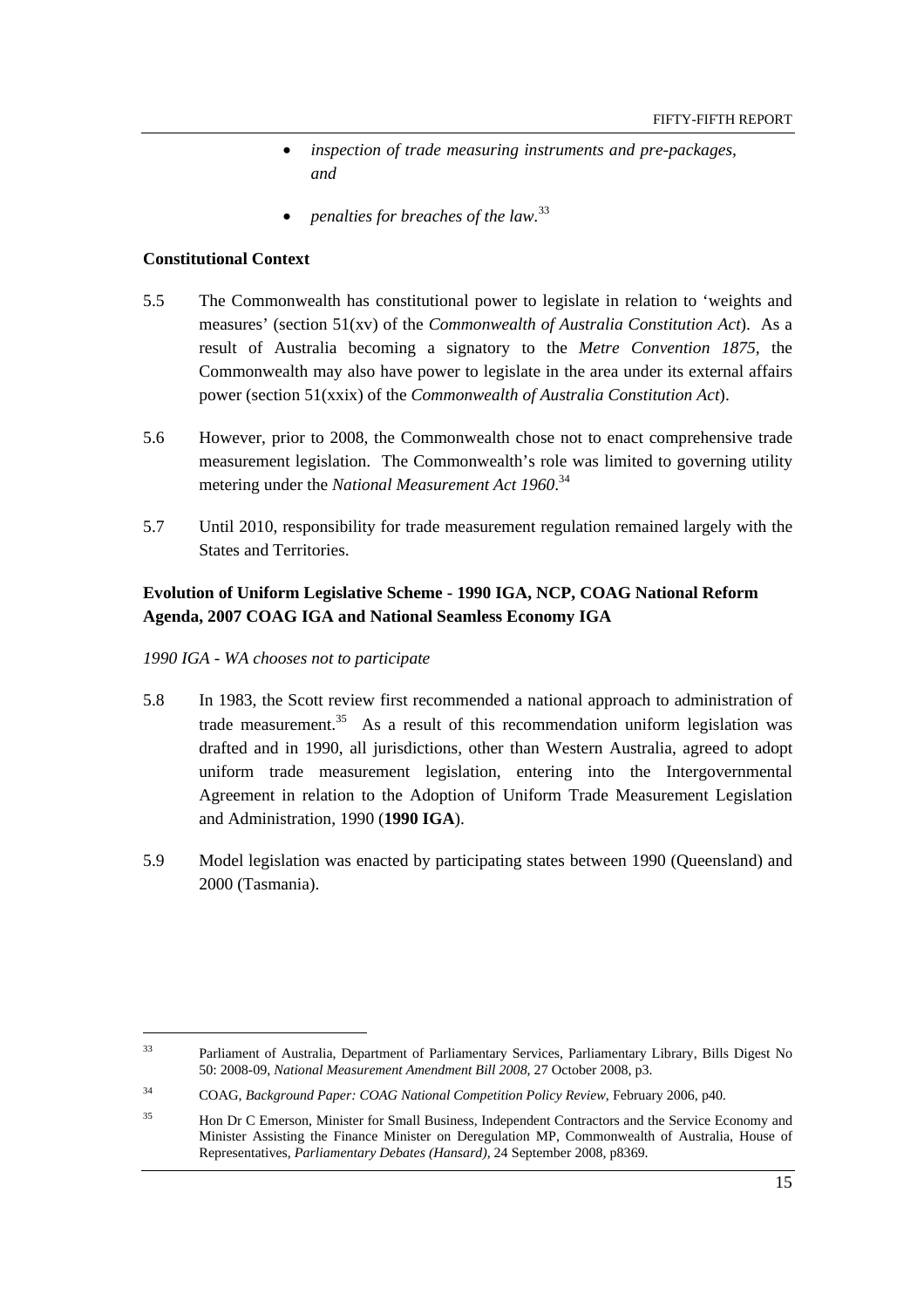- *inspection of trade measuring instruments and pre-packages, and*
- *penalties for breaches of the law*.[33]

**Constitutional Context**

5.5 The Commonwealth has constitutional power to legislate in relation to 'weights and measures' (section 51(xv) of the *Commonwealth of Australia Constitution Act*). As a result of Australia becoming a signatory to the *Metre Convention 1875*, the Commonwealth may also have power to legislate in the area under its external affairs power (section 51(xxix) of the *Commonwealth of Australia Constitution Act*).

5.6 However, prior to 2008, the Commonwealth chose not to enact comprehensive trade measurement legislation. The Commonwealth's role was limited to governing utility metering under the *National Measurement Act 1960*.[34]

5.7 Until 2010, responsibility for trade measurement regulation remained largely with the States and Territories.

**Evolution of Uniform Legislative Scheme - 1990 IGA, NCP, COAG National Reform Agenda, 2007 COAG IGA and National Seamless Economy IGA**

*1990 IGA - WA chooses not to participate*

5.8 In 1983, the Scott review first recommended a national approach to administration of trade measurement.[35] As a result of this recommendation uniform legislation was drafted and in 1990, all jurisdictions, other than Western Australia, agreed to adopt uniform trade measurement legislation, entering into the Intergovernmental Agreement in relation to the Adoption of Uniform Trade Measurement Legislation and Administration, 1990 (**1990 IGA**).

5.9 Model legislation was enacted by participating states between 1990 (Queensland) and 2000 (Tasmania).

---

[33] Parliament of Australia, Department of Parliamentary Services, Parliamentary Library, Bills Digest No 50: 2008-09, *National Measurement Amendment Bill 2008*, 27 October 2008, p3.

[34] COAG, *Background Paper: COAG National Competition Policy Review*, February 2006, p40.

[35] Hon Dr C Emerson, Minister for Small Business, Independent Contractors and the Service Economy and Minister Assisting the Finance Minister on Deregulation MP, Commonwealth of Australia, House of Representatives, *Parliamentary Debates (Hansard)*, 24 September 2008, p8369.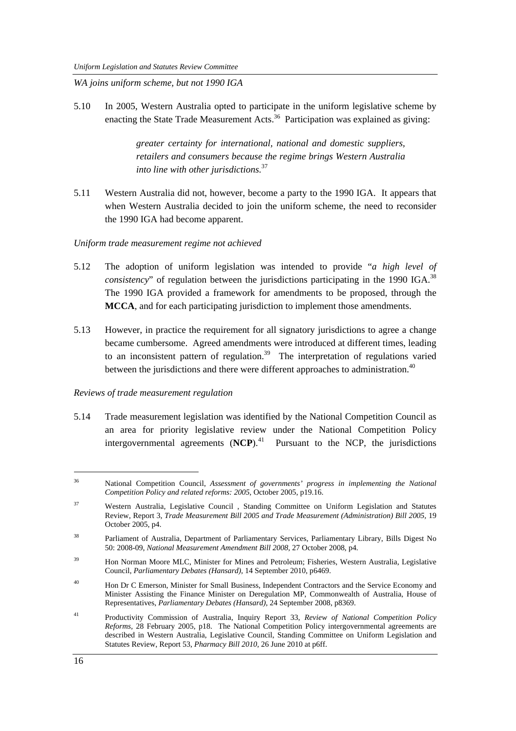*WA joins uniform scheme, but not 1990 IGA*

5.10 In 2005, Western Australia opted to participate in the uniform legislative scheme by enacting the State Trade Measurement Acts.[36] Participation was explained as giving:

> *greater certainty for international, national and domestic suppliers, retailers and consumers because the regime brings Western Australia into line with other jurisdictions.*[37]

5.11 Western Australia did not, however, become a party to the 1990 IGA. It appears that when Western Australia decided to join the uniform scheme, the need to reconsider the 1990 IGA had become apparent.

*Uniform trade measurement regime not achieved*

5.12 The adoption of uniform legislation was intended to provide "*a high level of consistency*" of regulation between the jurisdictions participating in the 1990 IGA.[38] The 1990 IGA provided a framework for amendments to be proposed, through the **MCCA**, and for each participating jurisdiction to implement those amendments.

5.13 However, in practice the requirement for all signatory jurisdictions to agree a change became cumbersome. Agreed amendments were introduced at different times, leading to an inconsistent pattern of regulation.[39] The interpretation of regulations varied between the jurisdictions and there were different approaches to administration.[40]

*Reviews of trade measurement regulation*

5.14 Trade measurement legislation was identified by the National Competition Council as an area for priority legislative review under the National Competition Policy intergovernmental agreements (**NCP**).[41] Pursuant to the NCP, the jurisdictions

---

[36] National Competition Council, *Assessment of governments' progress in implementing the National Competition Policy and related reforms: 2005*, October 2005, p19.16.

[37] Western Australia, Legislative Council , Standing Committee on Uniform Legislation and Statutes Review, Report 3, *Trade Measurement Bill 2005 and Trade Measurement (Administration) Bill 2005*, 19 October 2005, p4.

[38] Parliament of Australia, Department of Parliamentary Services, Parliamentary Library, Bills Digest No 50: 2008-09, *National Measurement Amendment Bill 2008*, 27 October 2008, p4.

[39] Hon Norman Moore MLC, Minister for Mines and Petroleum; Fisheries, Western Australia, Legislative Council, *Parliamentary Debates (Hansard)*, 14 September 2010, p6469.

[40] Hon Dr C Emerson, Minister for Small Business, Independent Contractors and the Service Economy and Minister Assisting the Finance Minister on Deregulation MP, Commonwealth of Australia, House of Representatives, *Parliamentary Debates (Hansard)*, 24 September 2008, p8369.

[41] Productivity Commission of Australia, Inquiry Report 33, *Review of National Competition Policy Reforms*, 28 February 2005, p18. The National Competition Policy intergovernmental agreements are described in Western Australia, Legislative Council, Standing Committee on Uniform Legislation and Statutes Review, Report 53, *Pharmacy Bill 2010*, 26 June 2010 at p6ff.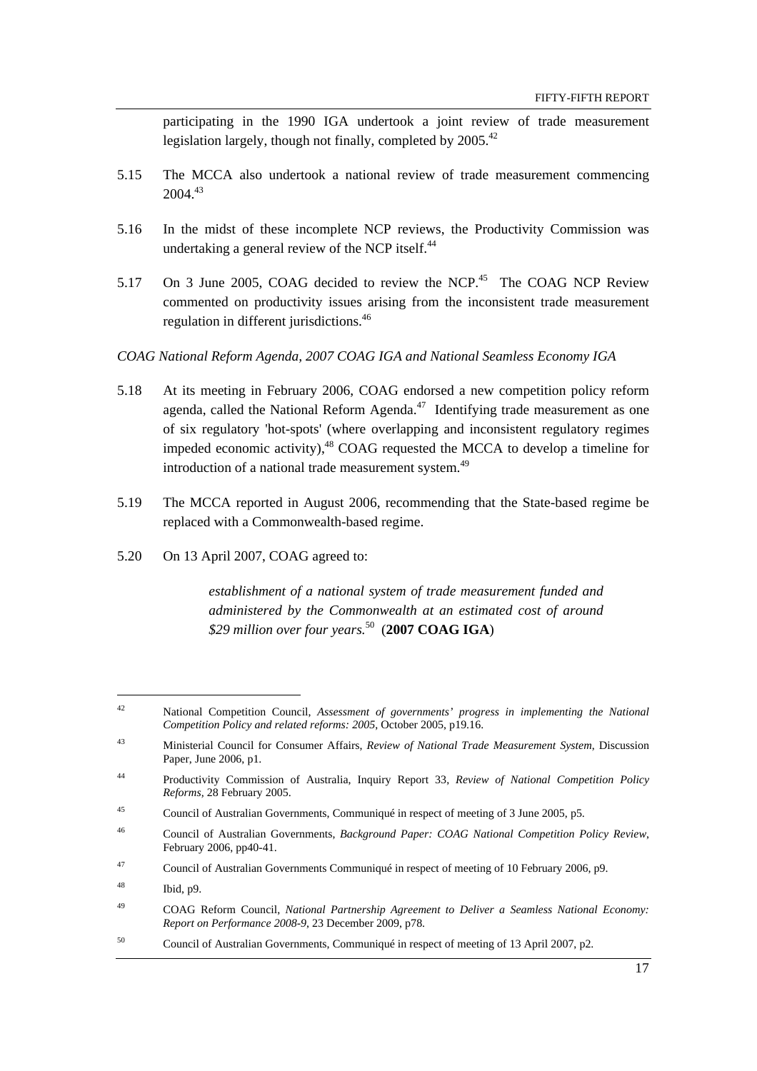participating in the 1990 IGA undertook a joint review of trade measurement legislation largely, though not finally, completed by 2005.[42]

5.15 The MCCA also undertook a national review of trade measurement commencing 2004.[43]

5.16 In the midst of these incomplete NCP reviews, the Productivity Commission was undertaking a general review of the NCP itself.[44]

5.17 On 3 June 2005, COAG decided to review the NCP.[45] The COAG NCP Review commented on productivity issues arising from the inconsistent trade measurement regulation in different jurisdictions.[46]

*COAG National Reform Agenda, 2007 COAG IGA and National Seamless Economy IGA*

5.18 At its meeting in February 2006, COAG endorsed a new competition policy reform agenda, called the National Reform Agenda.[47] Identifying trade measurement as one of six regulatory 'hot-spots' (where overlapping and inconsistent regulatory regimes impeded economic activity),[48] COAG requested the MCCA to develop a timeline for introduction of a national trade measurement system.[49]

5.19 The MCCA reported in August 2006, recommending that the State-based regime be replaced with a Commonwealth-based regime.

5.20 On 13 April 2007, COAG agreed to:

> *establishment of a national system of trade measurement funded and administered by the Commonwealth at an estimated cost of around $29 million over four years.*[50] (**2007 COAG IGA**)

---

[42] National Competition Council, *Assessment of governments' progress in implementing the National Competition Policy and related reforms: 2005*, October 2005, p19.16.

[43] Ministerial Council for Consumer Affairs, *Review of National Trade Measurement System*, Discussion Paper, June 2006, p1.

[44] Productivity Commission of Australia, Inquiry Report 33, *Review of National Competition Policy Reforms*, 28 February 2005.

[45] Council of Australian Governments, Communiqué in respect of meeting of 3 June 2005, p5.

[46] Council of Australian Governments, *Background Paper: COAG National Competition Policy Review*, February 2006, pp40-41.

[47] Council of Australian Governments Communiqué in respect of meeting of 10 February 2006, p9.

[48] Ibid, p9.

[49] COAG Reform Council, *National Partnership Agreement to Deliver a Seamless National Economy: Report on Performance 2008-9*, 23 December 2009, p78.

[50] Council of Australian Governments, Communiqué in respect of meeting of 13 April 2007, p2.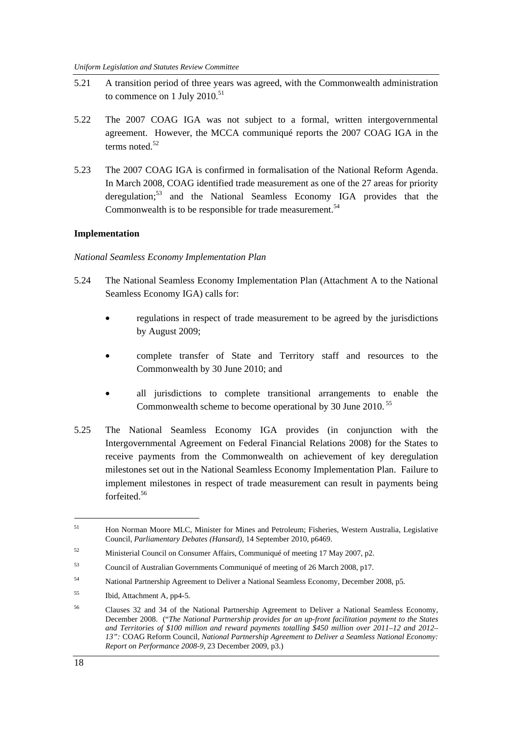5.21 A transition period of three years was agreed, with the Commonwealth administration to commence on 1 July 2010.[51]

5.22 The 2007 COAG IGA was not subject to a formal, written intergovernmental agreement. However, the MCCA communiqué reports the 2007 COAG IGA in the terms noted.[52]

5.23 The 2007 COAG IGA is confirmed in formalisation of the National Reform Agenda. In March 2008, COAG identified trade measurement as one of the 27 areas for priority deregulation;[53] and the National Seamless Economy IGA provides that the Commonwealth is to be responsible for trade measurement.[54]

**Implementation**

*National Seamless Economy Implementation Plan*

5.24 The National Seamless Economy Implementation Plan (Attachment A to the National Seamless Economy IGA) calls for:

- regulations in respect of trade measurement to be agreed by the jurisdictions by August 2009;
- complete transfer of State and Territory staff and resources to the Commonwealth by 30 June 2010; and
- all jurisdictions to complete transitional arrangements to enable the Commonwealth scheme to become operational by 30 June 2010.[55]

5.25 The National Seamless Economy IGA provides (in conjunction with the Intergovernmental Agreement on Federal Financial Relations 2008) for the States to receive payments from the Commonwealth on achievement of key deregulation milestones set out in the National Seamless Economy Implementation Plan. Failure to implement milestones in respect of trade measurement can result in payments being forfeited.[56]

---

[51] Hon Norman Moore MLC, Minister for Mines and Petroleum; Fisheries, Western Australia, Legislative Council, *Parliamentary Debates (Hansard)*, 14 September 2010, p6469.

[52] Ministerial Council on Consumer Affairs, Communiqué of meeting 17 May 2007, p2.

[53] Council of Australian Governments Communiqué of meeting of 26 March 2008, p17.

[54] National Partnership Agreement to Deliver a National Seamless Economy, December 2008, p5.

[55] Ibid, Attachment A, pp4-5.

[56] Clauses 32 and 34 of the National Partnership Agreement to Deliver a National Seamless Economy, December 2008. ("*The National Partnership provides for an up-front facilitation payment to the States and Territories of $100 million and reward payments totalling $450 million over 2011–12 and 2012–13":* COAG Reform Council, *National Partnership Agreement to Deliver a Seamless National Economy: Report on Performance 2008-9*, 23 December 2009, p3.)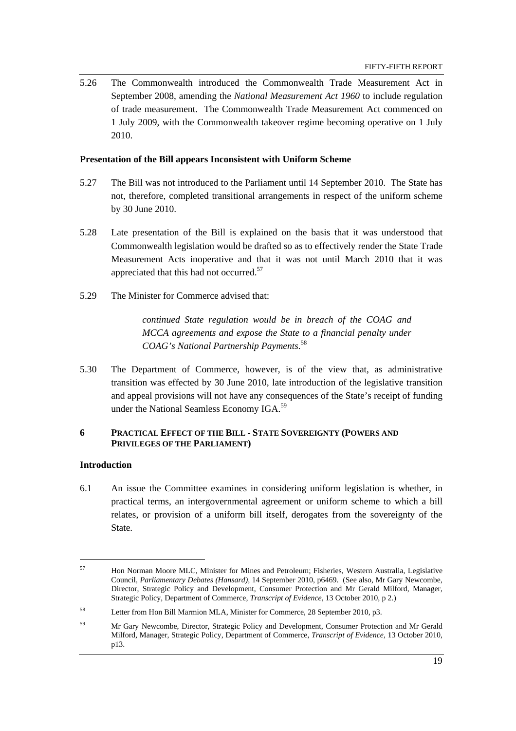5.26 The Commonwealth introduced the Commonwealth Trade Measurement Act in September 2008, amending the *National Measurement Act 1960* to include regulation of trade measurement. The Commonwealth Trade Measurement Act commenced on 1 July 2009, with the Commonwealth takeover regime becoming operative on 1 July 2010.

**Presentation of the Bill appears Inconsistent with Uniform Scheme**

5.27 The Bill was not introduced to the Parliament until 14 September 2010. The State has not, therefore, completed transitional arrangements in respect of the uniform scheme by 30 June 2010.

5.28 Late presentation of the Bill is explained on the basis that it was understood that Commonwealth legislation would be drafted so as to effectively render the State Trade Measurement Acts inoperative and that it was not until March 2010 that it was appreciated that this had not occurred.[57]

5.29 The Minister for Commerce advised that:

> *continued State regulation would be in breach of the COAG and MCCA agreements and expose the State to a financial penalty under COAG's National Partnership Payments.*[58]

5.30 The Department of Commerce, however, is of the view that, as administrative transition was effected by 30 June 2010, late introduction of the legislative transition and appeal provisions will not have any consequences of the State's receipt of funding under the National Seamless Economy IGA.[59]

## 6 PRACTICAL EFFECT OF THE BILL - STATE SOVEREIGNTY (POWERS AND PRIVILEGES OF THE PARLIAMENT)

**Introduction**

6.1 An issue the Committee examines in considering uniform legislation is whether, in practical terms, an intergovernmental agreement or uniform scheme to which a bill relates, or provision of a uniform bill itself, derogates from the sovereignty of the State.

---

[57] Hon Norman Moore MLC, Minister for Mines and Petroleum; Fisheries, Western Australia, Legislative Council, *Parliamentary Debates (Hansard)*, 14 September 2010, p6469. (See also, Mr Gary Newcombe, Director, Strategic Policy and Development, Consumer Protection and Mr Gerald Milford, Manager, Strategic Policy, Department of Commerce, *Transcript of Evidence*, 13 October 2010, p 2.)

[58] Letter from Hon Bill Marmion MLA, Minister for Commerce, 28 September 2010, p3.

[59] Mr Gary Newcombe, Director, Strategic Policy and Development, Consumer Protection and Mr Gerald Milford, Manager, Strategic Policy, Department of Commerce, *Transcript of Evidence*, 13 October 2010, p13.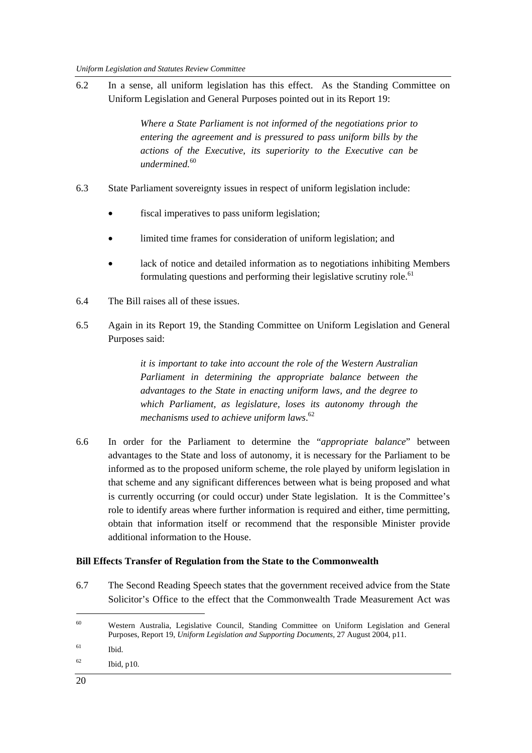6.2 In a sense, all uniform legislation has this effect. As the Standing Committee on Uniform Legislation and General Purposes pointed out in its Report 19:

> *Where a State Parliament is not informed of the negotiations prior to entering the agreement and is pressured to pass uniform bills by the actions of the Executive, its superiority to the Executive can be undermined.*[60]

6.3 State Parliament sovereignty issues in respect of uniform legislation include:

- fiscal imperatives to pass uniform legislation;
- limited time frames for consideration of uniform legislation; and
- lack of notice and detailed information as to negotiations inhibiting Members formulating questions and performing their legislative scrutiny role.[61]

6.4 The Bill raises all of these issues.

6.5 Again in its Report 19, the Standing Committee on Uniform Legislation and General Purposes said:

> *it is important to take into account the role of the Western Australian Parliament in determining the appropriate balance between the advantages to the State in enacting uniform laws, and the degree to which Parliament, as legislature, loses its autonomy through the mechanisms used to achieve uniform laws*.[62]

6.6 In order for the Parliament to determine the "*appropriate balance*" between advantages to the State and loss of autonomy, it is necessary for the Parliament to be informed as to the proposed uniform scheme, the role played by uniform legislation in that scheme and any significant differences between what is being proposed and what is currently occurring (or could occur) under State legislation. It is the Committee's role to identify areas where further information is required and either, time permitting, obtain that information itself or recommend that the responsible Minister provide additional information to the House.

**Bill Effects Transfer of Regulation from the State to the Commonwealth**

6.7 The Second Reading Speech states that the government received advice from the State Solicitor's Office to the effect that the Commonwealth Trade Measurement Act was

---

[60] Western Australia, Legislative Council, Standing Committee on Uniform Legislation and General Purposes, Report 19, *Uniform Legislation and Supporting Documents*, 27 August 2004, p11.

[61] Ibid.

[62] Ibid, p10.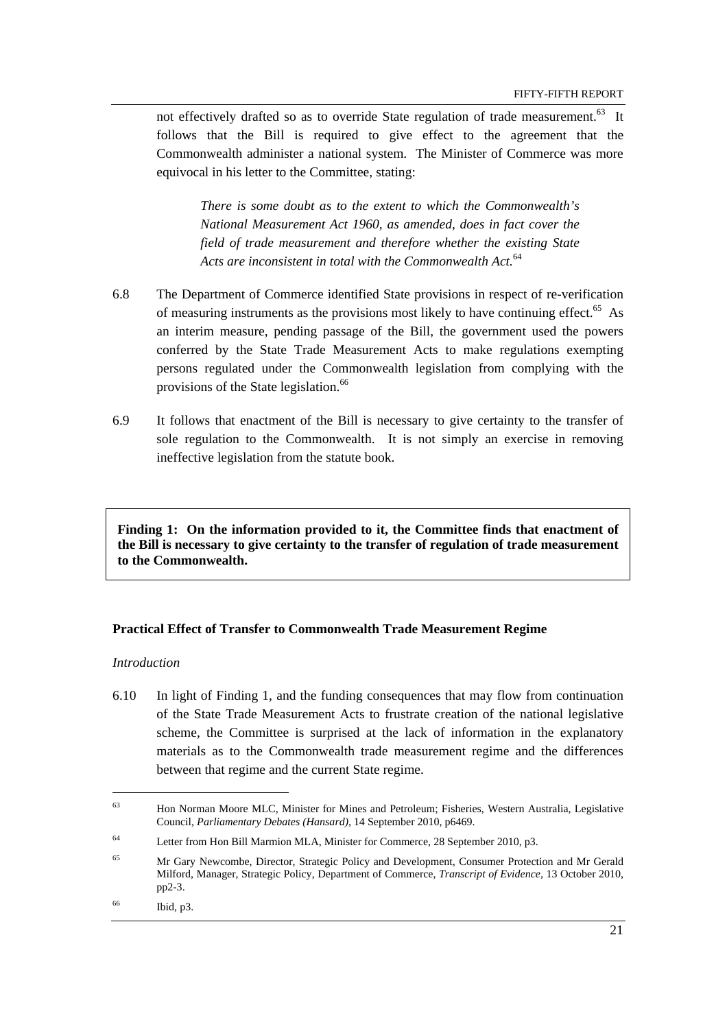not effectively drafted so as to override State regulation of trade measurement.[63] It follows that the Bill is required to give effect to the agreement that the Commonwealth administer a national system. The Minister of Commerce was more equivocal in his letter to the Committee, stating:

> *There is some doubt as to the extent to which the Commonwealth's National Measurement Act 1960, as amended, does in fact cover the field of trade measurement and therefore whether the existing State Acts are inconsistent in total with the Commonwealth Act.*[64]

6.8 The Department of Commerce identified State provisions in respect of re-verification of measuring instruments as the provisions most likely to have continuing effect.[65] As an interim measure, pending passage of the Bill, the government used the powers conferred by the State Trade Measurement Acts to make regulations exempting persons regulated under the Commonwealth legislation from complying with the provisions of the State legislation.[66]

6.9 It follows that enactment of the Bill is necessary to give certainty to the transfer of sole regulation to the Commonwealth. It is not simply an exercise in removing ineffective legislation from the statute book.

**Finding 1: On the information provided to it, the Committee finds that enactment of the Bill is necessary to give certainty to the transfer of regulation of trade measurement to the Commonwealth.**

**Practical Effect of Transfer to Commonwealth Trade Measurement Regime**

*Introduction*

6.10 In light of Finding 1, and the funding consequences that may flow from continuation of the State Trade Measurement Acts to frustrate creation of the national legislative scheme, the Committee is surprised at the lack of information in the explanatory materials as to the Commonwealth trade measurement regime and the differences between that regime and the current State regime.

---

[63] Hon Norman Moore MLC, Minister for Mines and Petroleum; Fisheries, Western Australia, Legislative Council, *Parliamentary Debates (Hansard)*, 14 September 2010, p6469.

[64] Letter from Hon Bill Marmion MLA, Minister for Commerce, 28 September 2010, p3.

[65] Mr Gary Newcombe, Director, Strategic Policy and Development, Consumer Protection and Mr Gerald Milford, Manager, Strategic Policy, Department of Commerce, *Transcript of Evidence*, 13 October 2010, pp2-3.

[66] Ibid, p3.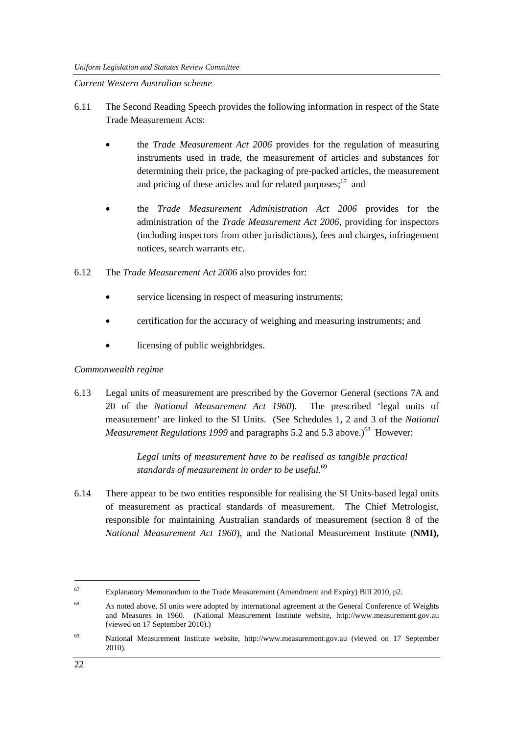*Current Western Australian scheme*

6.11 The Second Reading Speech provides the following information in respect of the State Trade Measurement Acts:

- the *Trade Measurement Act 2006* provides for the regulation of measuring instruments used in trade, the measurement of articles and substances for determining their price, the packaging of pre-packed articles, the measurement and pricing of these articles and for related purposes;[67] and

- the *Trade Measurement Administration Act 2006* provides for the administration of the *Trade Measurement Act 2006*, providing for inspectors (including inspectors from other jurisdictions), fees and charges, infringement notices, search warrants etc.

6.12 The *Trade Measurement Act 2006* also provides for:

- service licensing in respect of measuring instruments;

- certification for the accuracy of weighing and measuring instruments; and

- licensing of public weighbridges.

*Commonwealth regime*

6.13 Legal units of measurement are prescribed by the Governor General (sections 7A and 20 of the *National Measurement Act 1960*). The prescribed 'legal units of measurement' are linked to the SI Units. (See Schedules 1, 2 and 3 of the *National Measurement Regulations 1999* and paragraphs 5.2 and 5.3 above.)[68] However:

> *Legal units of measurement have to be realised as tangible practical standards of measurement in order to be useful.*[69]

6.14 There appear to be two entities responsible for realising the SI Units-based legal units of measurement as practical standards of measurement. The Chief Metrologist, responsible for maintaining Australian standards of measurement (section 8 of the *National Measurement Act 1960*), and the National Measurement Institute (**NMI),**

---

67 Explanatory Memorandum to the Trade Measurement (Amendment and Expiry) Bill 2010, p2.

68 As noted above, SI units were adopted by international agreement at the General Conference of Weights and Measures in 1960. (National Measurement Institute website, http://www.measurement.gov.au (viewed on 17 September 2010).)

69 National Measurement Institute website, http://www.measurement.gov.au (viewed on 17 September 2010).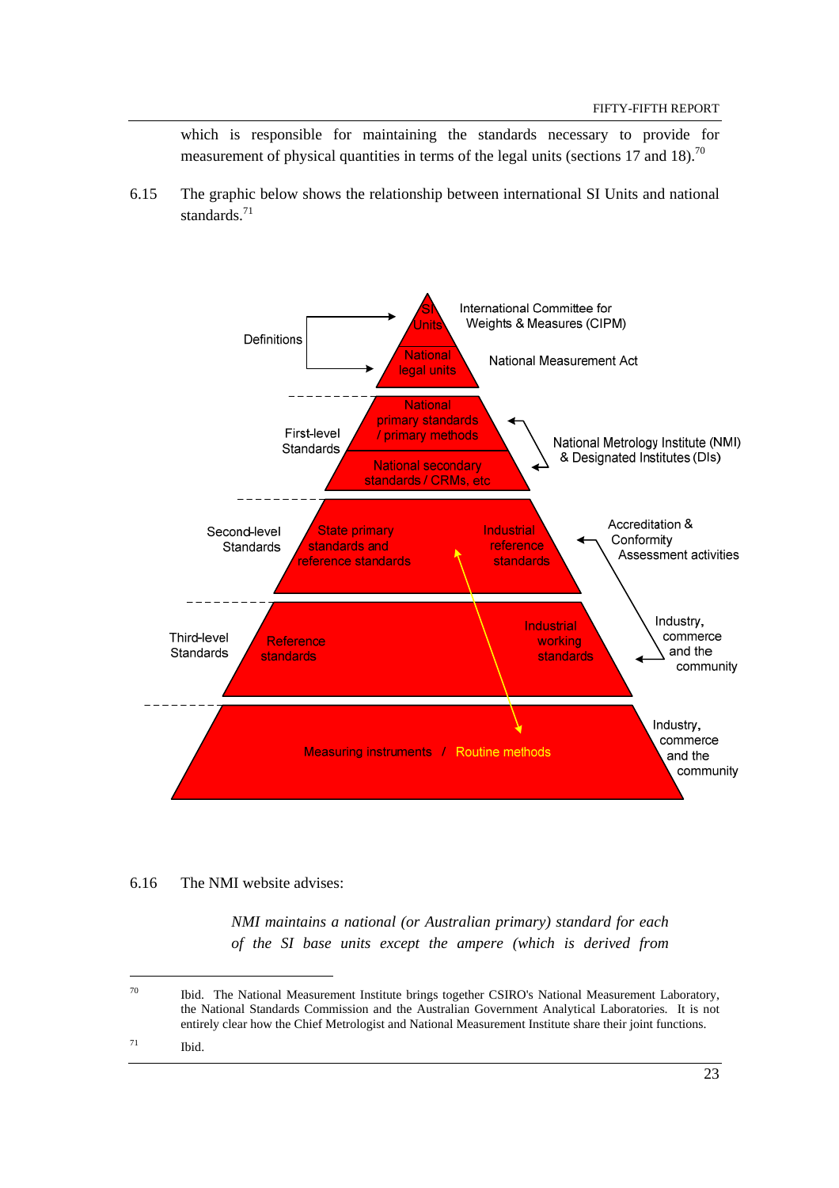which is responsible for maintaining the standards necessary to provide for measurement of physical quantities in terms of the legal units (sections 17 and 18).[70]

6.15 The graphic below shows the relationship between international SI Units and national standards.[71]

Definitions

SI Units — International Committee for Weights & Measures (CIPM)

National legal units — National Measurement Act

First-level Standards: National primary standards / primary methods; National secondary standards / CRMs, etc — National Metrology Institute (NMI) & Designated Institutes (DIs)

Second-level Standards: State primary standards and reference standards; Industrial reference standards — Accreditation & Conformity Assessment activities

Third-level Standards: Reference standards; Industrial working standards — Industry, commerce and the community

Measuring instruments / Routine methods — Industry, commerce and the community

6.16 The NMI website advises:

> *NMI maintains a national (or Australian primary) standard for each of the SI base units except the ampere (which is derived from*

---

[70] Ibid. The National Measurement Institute brings together CSIRO's National Measurement Laboratory, the National Standards Commission and the Australian Government Analytical Laboratories. It is not entirely clear how the Chief Metrologist and National Measurement Institute share their joint functions.

[71] Ibid.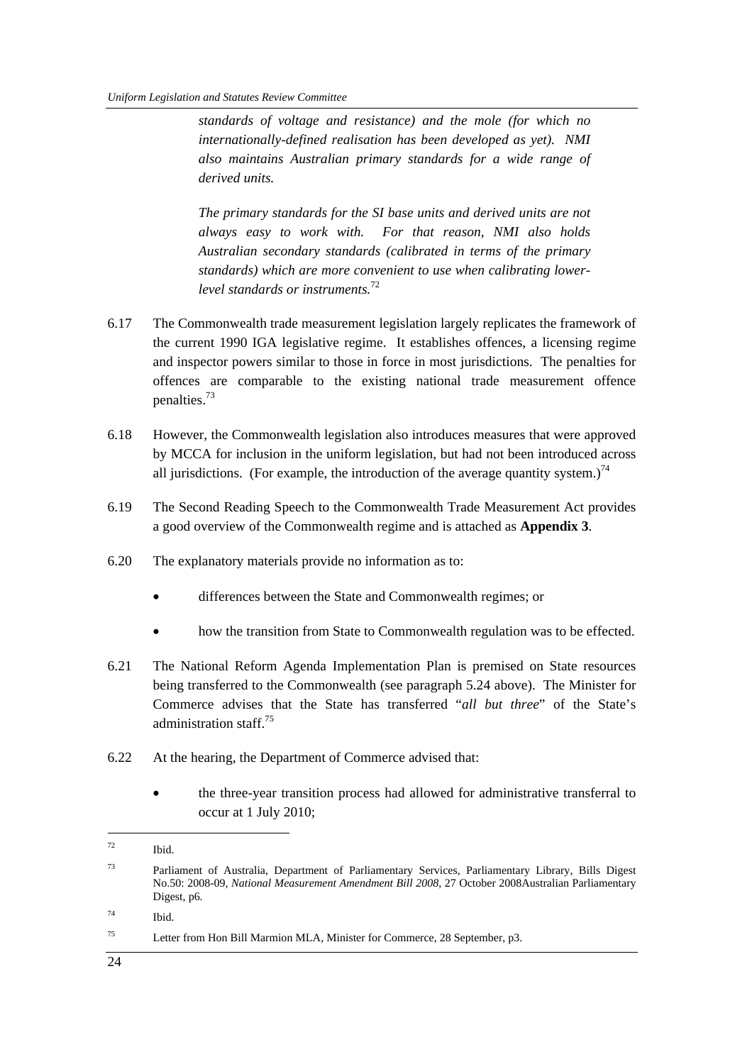*standards of voltage and resistance) and the mole (for which no internationally-defined realisation has been developed as yet). NMI also maintains Australian primary standards for a wide range of derived units.*

*The primary standards for the SI base units and derived units are not always easy to work with. For that reason, NMI also holds Australian secondary standards (calibrated in terms of the primary standards) which are more convenient to use when calibrating lower-level standards or instruments.*[72]

6.17 The Commonwealth trade measurement legislation largely replicates the framework of the current 1990 IGA legislative regime. It establishes offences, a licensing regime and inspector powers similar to those in force in most jurisdictions. The penalties for offences are comparable to the existing national trade measurement offence penalties.[73]

6.18 However, the Commonwealth legislation also introduces measures that were approved by MCCA for inclusion in the uniform legislation, but had not been introduced across all jurisdictions. (For example, the introduction of the average quantity system.)[74]

6.19 The Second Reading Speech to the Commonwealth Trade Measurement Act provides a good overview of the Commonwealth regime and is attached as **Appendix 3**.

6.20 The explanatory materials provide no information as to:

- differences between the State and Commonwealth regimes; or
- how the transition from State to Commonwealth regulation was to be effected.

6.21 The National Reform Agenda Implementation Plan is premised on State resources being transferred to the Commonwealth (see paragraph 5.24 above). The Minister for Commerce advises that the State has transferred "*all but three*" of the State's administration staff.[75]

6.22 At the hearing, the Department of Commerce advised that:

- the three-year transition process had allowed for administrative transferral to occur at 1 July 2010;

---

72 Ibid.

73 Parliament of Australia, Department of Parliamentary Services, Parliamentary Library, Bills Digest No.50: 2008-09, *National Measurement Amendment Bill 2008*, 27 October 2008Australian Parliamentary Digest, p6.

74 Ibid.

75 Letter from Hon Bill Marmion MLA, Minister for Commerce, 28 September, p3.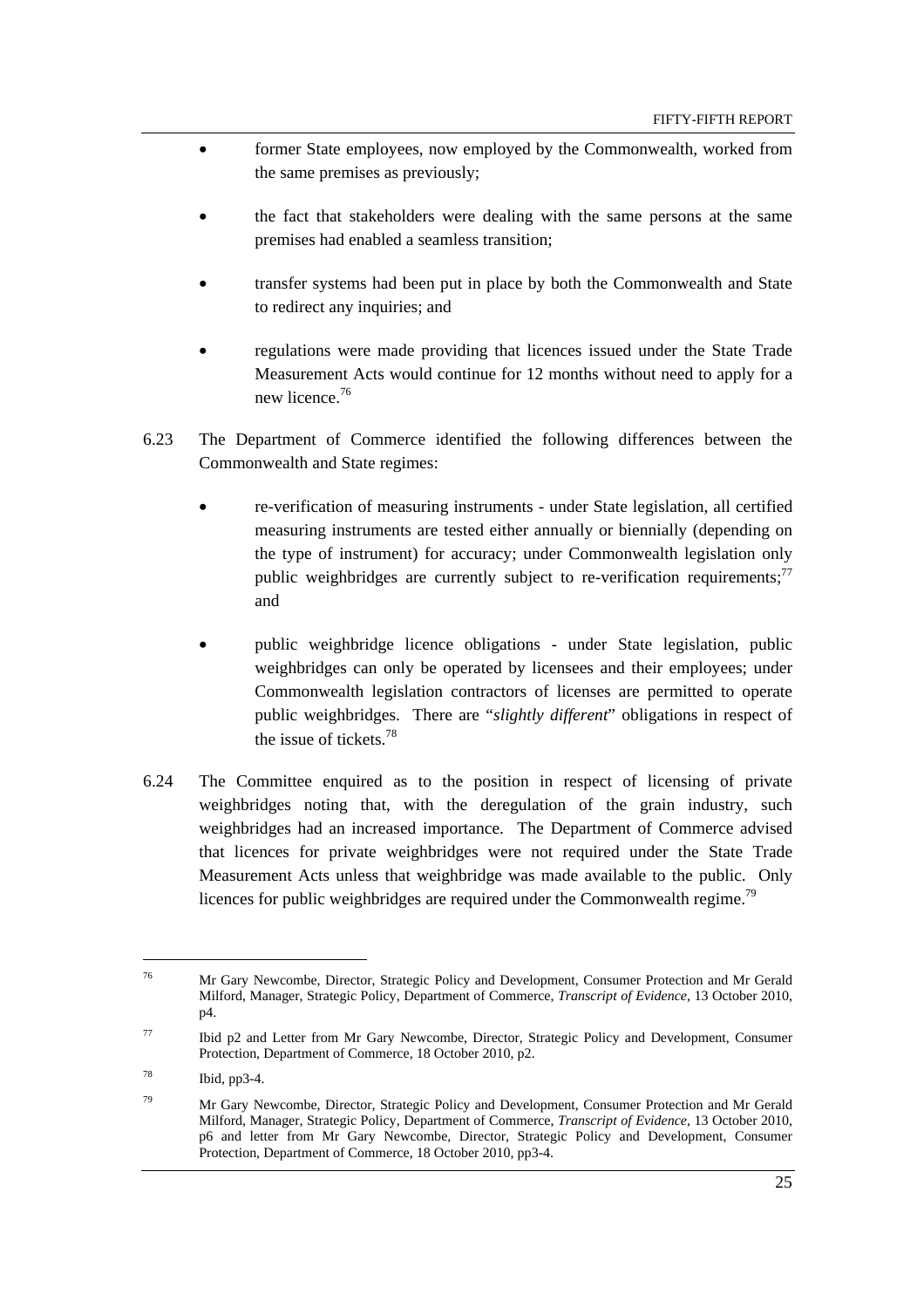- former State employees, now employed by the Commonwealth, worked from the same premises as previously;
- the fact that stakeholders were dealing with the same persons at the same premises had enabled a seamless transition;
- transfer systems had been put in place by both the Commonwealth and State to redirect any inquiries; and
- regulations were made providing that licences issued under the State Trade Measurement Acts would continue for 12 months without need to apply for a new licence.[76]

6.23 The Department of Commerce identified the following differences between the Commonwealth and State regimes:

- re-verification of measuring instruments - under State legislation, all certified measuring instruments are tested either annually or biennially (depending on the type of instrument) for accuracy; under Commonwealth legislation only public weighbridges are currently subject to re-verification requirements;[77] and
- public weighbridge licence obligations - under State legislation, public weighbridges can only be operated by licensees and their employees; under Commonwealth legislation contractors of licenses are permitted to operate public weighbridges. There are "*slightly different*" obligations in respect of the issue of tickets.[78]

6.24 The Committee enquired as to the position in respect of licensing of private weighbridges noting that, with the deregulation of the grain industry, such weighbridges had an increased importance. The Department of Commerce advised that licences for private weighbridges were not required under the State Trade Measurement Acts unless that weighbridge was made available to the public. Only licences for public weighbridges are required under the Commonwealth regime.[79]

---

[76] Mr Gary Newcombe, Director, Strategic Policy and Development, Consumer Protection and Mr Gerald Milford, Manager, Strategic Policy, Department of Commerce, *Transcript of Evidence*, 13 October 2010, p4.

[77] Ibid p2 and Letter from Mr Gary Newcombe, Director, Strategic Policy and Development, Consumer Protection, Department of Commerce, 18 October 2010, p2.

[78] Ibid, pp3-4.

[79] Mr Gary Newcombe, Director, Strategic Policy and Development, Consumer Protection and Mr Gerald Milford, Manager, Strategic Policy, Department of Commerce, *Transcript of Evidence*, 13 October 2010, p6 and letter from Mr Gary Newcombe, Director, Strategic Policy and Development, Consumer Protection, Department of Commerce, 18 October 2010, pp3-4.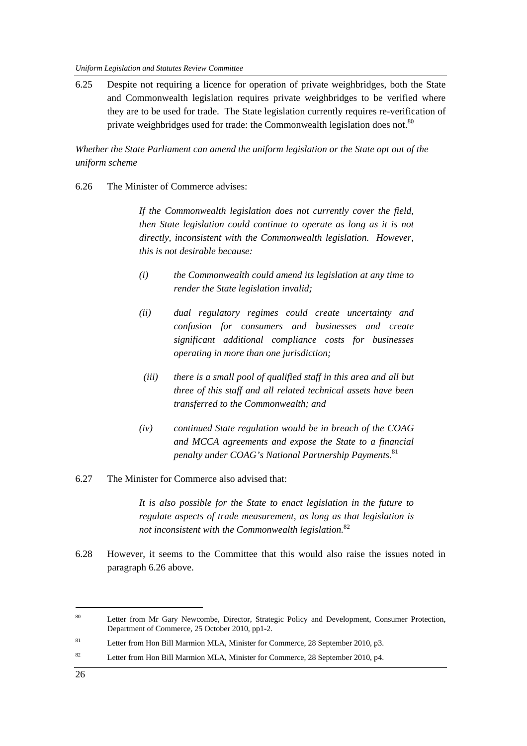6.25 Despite not requiring a licence for operation of private weighbridges, both the State and Commonwealth legislation requires private weighbridges to be verified where they are to be used for trade. The State legislation currently requires re-verification of private weighbridges used for trade: the Commonwealth legislation does not.[80]

*Whether the State Parliament can amend the uniform legislation or the State opt out of the uniform scheme*

6.26 The Minister of Commerce advises:

> *If the Commonwealth legislation does not currently cover the field, then State legislation could continue to operate as long as it is not directly, inconsistent with the Commonwealth legislation. However, this is not desirable because:*
>
> *(i) the Commonwealth could amend its legislation at any time to render the State legislation invalid;*
>
> *(ii) dual regulatory regimes could create uncertainty and confusion for consumers and businesses and create significant additional compliance costs for businesses operating in more than one jurisdiction;*
>
> *(iii) there is a small pool of qualified staff in this area and all but three of this staff and all related technical assets have been transferred to the Commonwealth; and*
>
> *(iv) continued State regulation would be in breach of the COAG and MCCA agreements and expose the State to a financial penalty under COAG's National Partnership Payments.*[81]

6.27 The Minister for Commerce also advised that:

> *It is also possible for the State to enact legislation in the future to regulate aspects of trade measurement, as long as that legislation is not inconsistent with the Commonwealth legislation.*[82]

6.28 However, it seems to the Committee that this would also raise the issues noted in paragraph 6.26 above.

---

[80] Letter from Mr Gary Newcombe, Director, Strategic Policy and Development, Consumer Protection, Department of Commerce, 25 October 2010, pp1-2.

[81] Letter from Hon Bill Marmion MLA, Minister for Commerce, 28 September 2010, p3.

[82] Letter from Hon Bill Marmion MLA, Minister for Commerce, 28 September 2010, p4.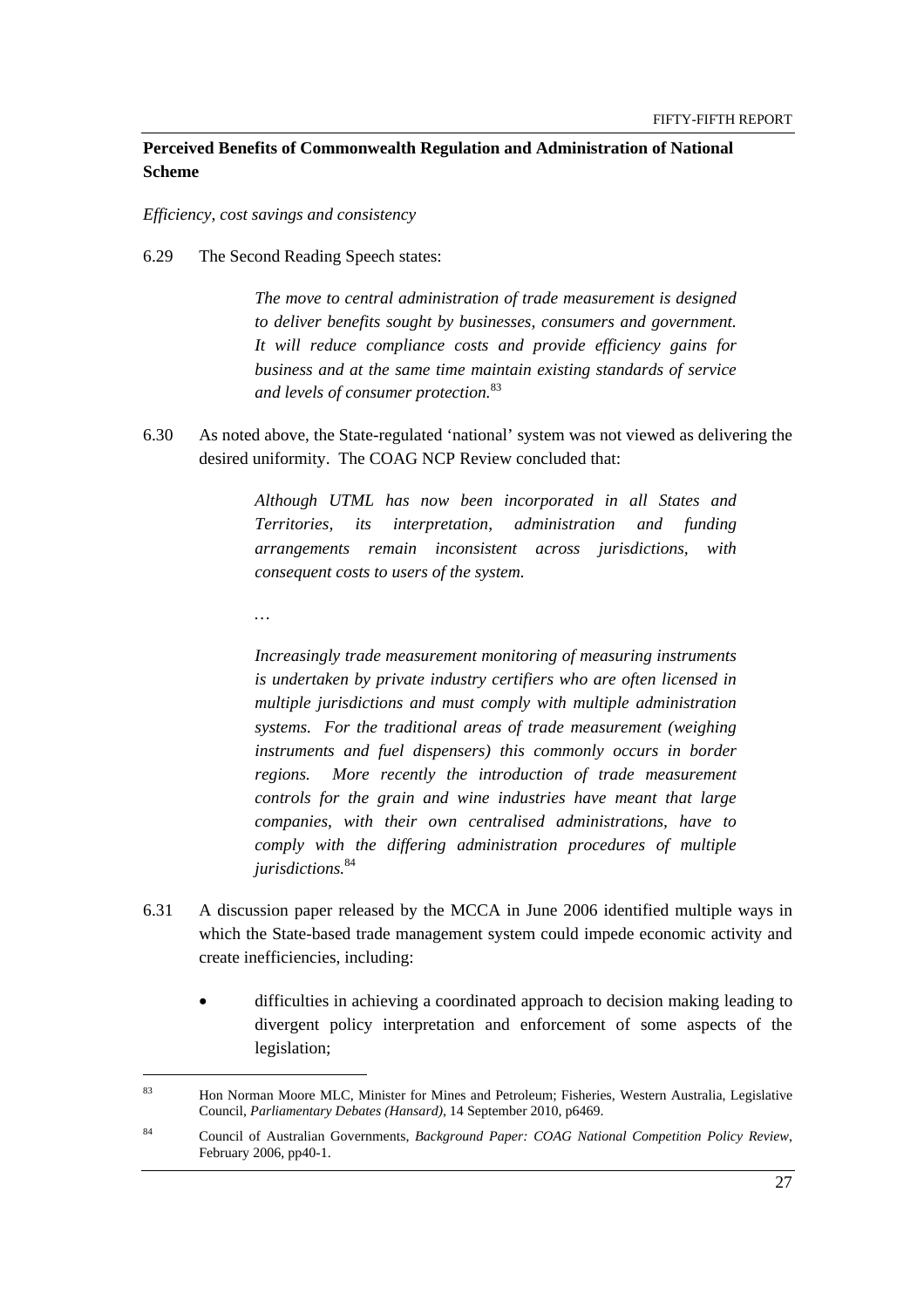**Perceived Benefits of Commonwealth Regulation and Administration of National Scheme**

*Efficiency, cost savings and consistency*

6.29 The Second Reading Speech states:

> *The move to central administration of trade measurement is designed to deliver benefits sought by businesses, consumers and government. It will reduce compliance costs and provide efficiency gains for business and at the same time maintain existing standards of service and levels of consumer protection.*[83]

6.30 As noted above, the State-regulated 'national' system was not viewed as delivering the desired uniformity. The COAG NCP Review concluded that:

> *Although UTML has now been incorporated in all States and Territories, its interpretation, administration and funding arrangements remain inconsistent across jurisdictions, with consequent costs to users of the system.*
>
> …
>
> *Increasingly trade measurement monitoring of measuring instruments is undertaken by private industry certifiers who are often licensed in multiple jurisdictions and must comply with multiple administration systems. For the traditional areas of trade measurement (weighing instruments and fuel dispensers) this commonly occurs in border regions. More recently the introduction of trade measurement controls for the grain and wine industries have meant that large companies, with their own centralised administrations, have to comply with the differing administration procedures of multiple jurisdictions.*[84]

6.31 A discussion paper released by the MCCA in June 2006 identified multiple ways in which the State-based trade management system could impede economic activity and create inefficiencies, including:

- difficulties in achieving a coordinated approach to decision making leading to divergent policy interpretation and enforcement of some aspects of the legislation;

---

[83] Hon Norman Moore MLC, Minister for Mines and Petroleum; Fisheries, Western Australia, Legislative Council, *Parliamentary Debates (Hansard)*, 14 September 2010, p6469.

[84] Council of Australian Governments, *Background Paper: COAG National Competition Policy Review*, February 2006, pp40-1.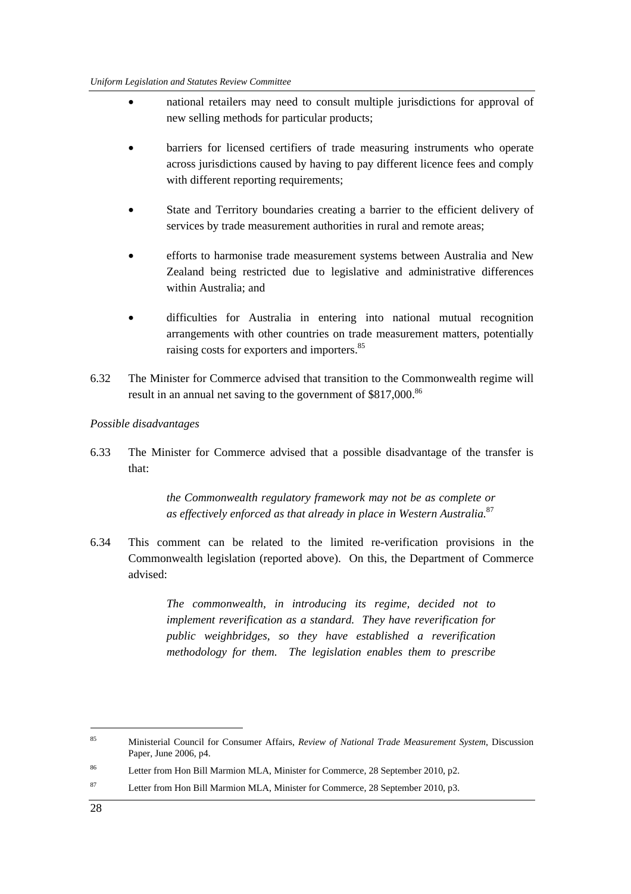- national retailers may need to consult multiple jurisdictions for approval of new selling methods for particular products;
- barriers for licensed certifiers of trade measuring instruments who operate across jurisdictions caused by having to pay different licence fees and comply with different reporting requirements;
- State and Territory boundaries creating a barrier to the efficient delivery of services by trade measurement authorities in rural and remote areas;
- efforts to harmonise trade measurement systems between Australia and New Zealand being restricted due to legislative and administrative differences within Australia; and
- difficulties for Australia in entering into national mutual recognition arrangements with other countries on trade measurement matters, potentially raising costs for exporters and importers.[85]

6.32 The Minister for Commerce advised that transition to the Commonwealth regime will result in an annual net saving to the government of $817,000.[86]

*Possible disadvantages*

6.33 The Minister for Commerce advised that a possible disadvantage of the transfer is that:

> *the Commonwealth regulatory framework may not be as complete or as effectively enforced as that already in place in Western Australia.*[87]

6.34 This comment can be related to the limited re-verification provisions in the Commonwealth legislation (reported above). On this, the Department of Commerce advised:

> *The commonwealth, in introducing its regime, decided not to implement reverification as a standard. They have reverification for public weighbridges, so they have established a reverification methodology for them. The legislation enables them to prescribe*

---

[85] Ministerial Council for Consumer Affairs, *Review of National Trade Measurement System*, Discussion Paper, June 2006, p4.

[86] Letter from Hon Bill Marmion MLA, Minister for Commerce, 28 September 2010, p2.

[87] Letter from Hon Bill Marmion MLA, Minister for Commerce, 28 September 2010, p3.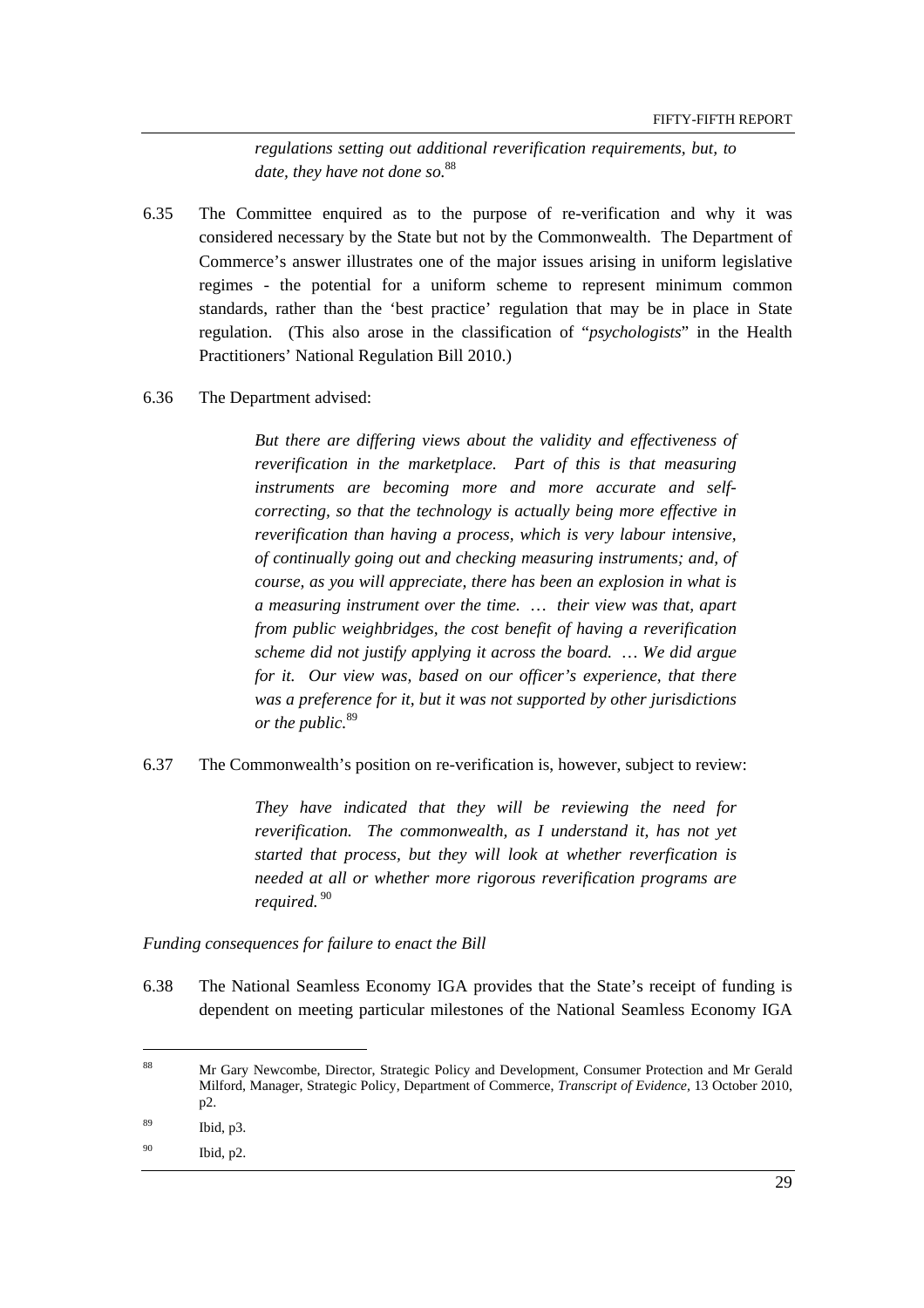*regulations setting out additional reverification requirements, but, to date, they have not done so.*[88]

6.35 The Committee enquired as to the purpose of re-verification and why it was considered necessary by the State but not by the Commonwealth. The Department of Commerce's answer illustrates one of the major issues arising in uniform legislative regimes - the potential for a uniform scheme to represent minimum common standards, rather than the 'best practice' regulation that may be in place in State regulation. (This also arose in the classification of "*psychologists*" in the Health Practitioners' National Regulation Bill 2010.)

6.36 The Department advised:

> *But there are differing views about the validity and effectiveness of reverification in the marketplace. Part of this is that measuring instruments are becoming more and more accurate and self-correcting, so that the technology is actually being more effective in reverification than having a process, which is very labour intensive, of continually going out and checking measuring instruments; and, of course, as you will appreciate, there has been an explosion in what is a measuring instrument over the time. … their view was that, apart from public weighbridges, the cost benefit of having a reverification scheme did not justify applying it across the board. … We did argue for it. Our view was, based on our officer's experience, that there was a preference for it, but it was not supported by other jurisdictions or the public.*[89]

6.37 The Commonwealth's position on re-verification is, however, subject to review:

> *They have indicated that they will be reviewing the need for reverification. The commonwealth, as I understand it, has not yet started that process, but they will look at whether reverfication is needed at all or whether more rigorous reverification programs are required.*[90]

*Funding consequences for failure to enact the Bill*

6.38 The National Seamless Economy IGA provides that the State's receipt of funding is dependent on meeting particular milestones of the National Seamless Economy IGA

---

[88] Mr Gary Newcombe, Director, Strategic Policy and Development, Consumer Protection and Mr Gerald Milford, Manager, Strategic Policy, Department of Commerce, *Transcript of Evidence*, 13 October 2010, p2.

[89] Ibid, p3.

[90] Ibid, p2.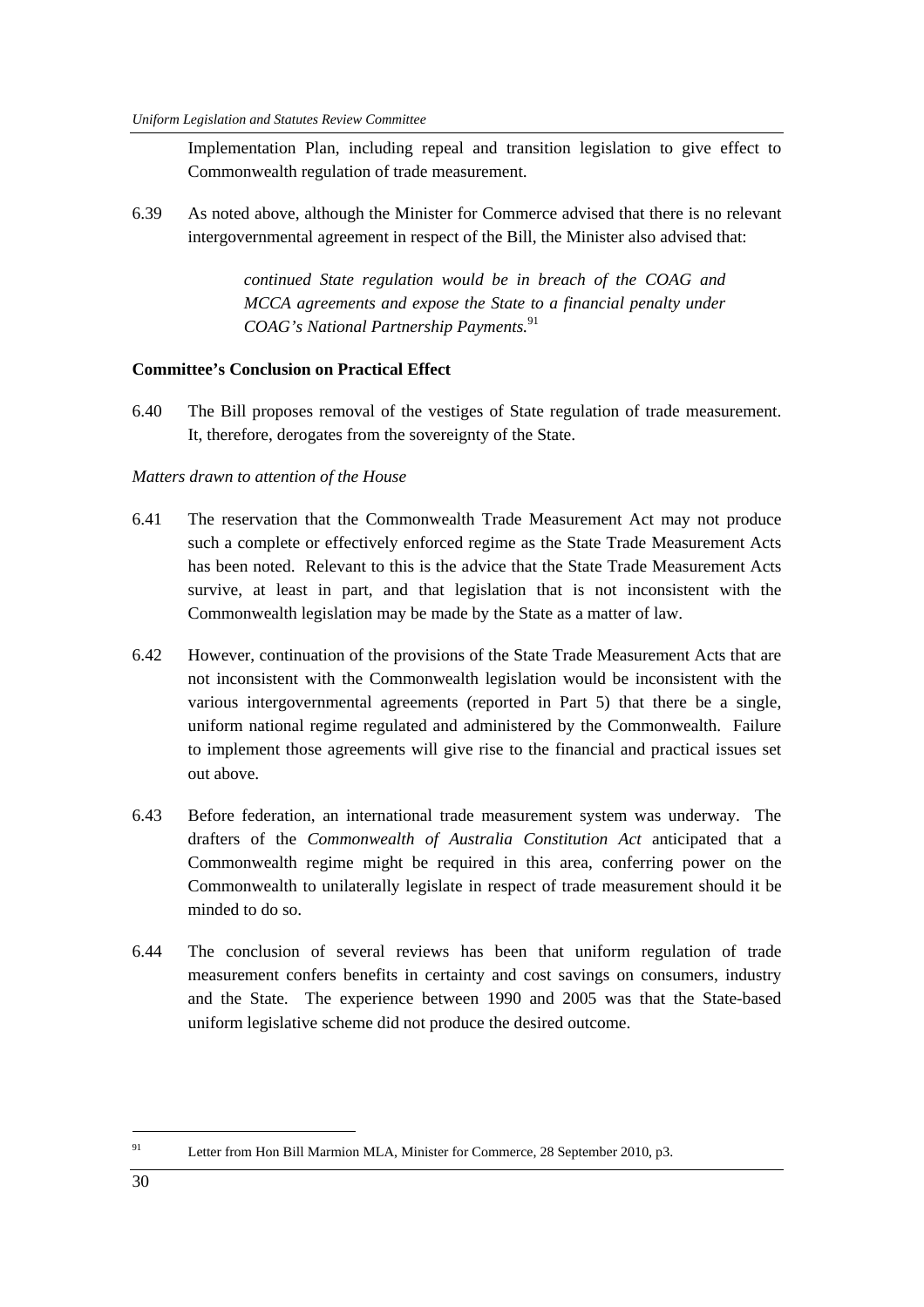Implementation Plan, including repeal and transition legislation to give effect to Commonwealth regulation of trade measurement.

6.39 As noted above, although the Minister for Commerce advised that there is no relevant intergovernmental agreement in respect of the Bill, the Minister also advised that:

> *continued State regulation would be in breach of the COAG and MCCA agreements and expose the State to a financial penalty under COAG's National Partnership Payments.*[91]

**Committee's Conclusion on Practical Effect**

6.40 The Bill proposes removal of the vestiges of State regulation of trade measurement. It, therefore, derogates from the sovereignty of the State.

*Matters drawn to attention of the House*

6.41 The reservation that the Commonwealth Trade Measurement Act may not produce such a complete or effectively enforced regime as the State Trade Measurement Acts has been noted. Relevant to this is the advice that the State Trade Measurement Acts survive, at least in part, and that legislation that is not inconsistent with the Commonwealth legislation may be made by the State as a matter of law.

6.42 However, continuation of the provisions of the State Trade Measurement Acts that are not inconsistent with the Commonwealth legislation would be inconsistent with the various intergovernmental agreements (reported in Part 5) that there be a single, uniform national regime regulated and administered by the Commonwealth. Failure to implement those agreements will give rise to the financial and practical issues set out above.

6.43 Before federation, an international trade measurement system was underway. The drafters of the *Commonwealth of Australia Constitution Act* anticipated that a Commonwealth regime might be required in this area, conferring power on the Commonwealth to unilaterally legislate in respect of trade measurement should it be minded to do so.

6.44 The conclusion of several reviews has been that uniform regulation of trade measurement confers benefits in certainty and cost savings on consumers, industry and the State. The experience between 1990 and 2005 was that the State-based uniform legislative scheme did not produce the desired outcome.

---

[91] Letter from Hon Bill Marmion MLA, Minister for Commerce, 28 September 2010, p3.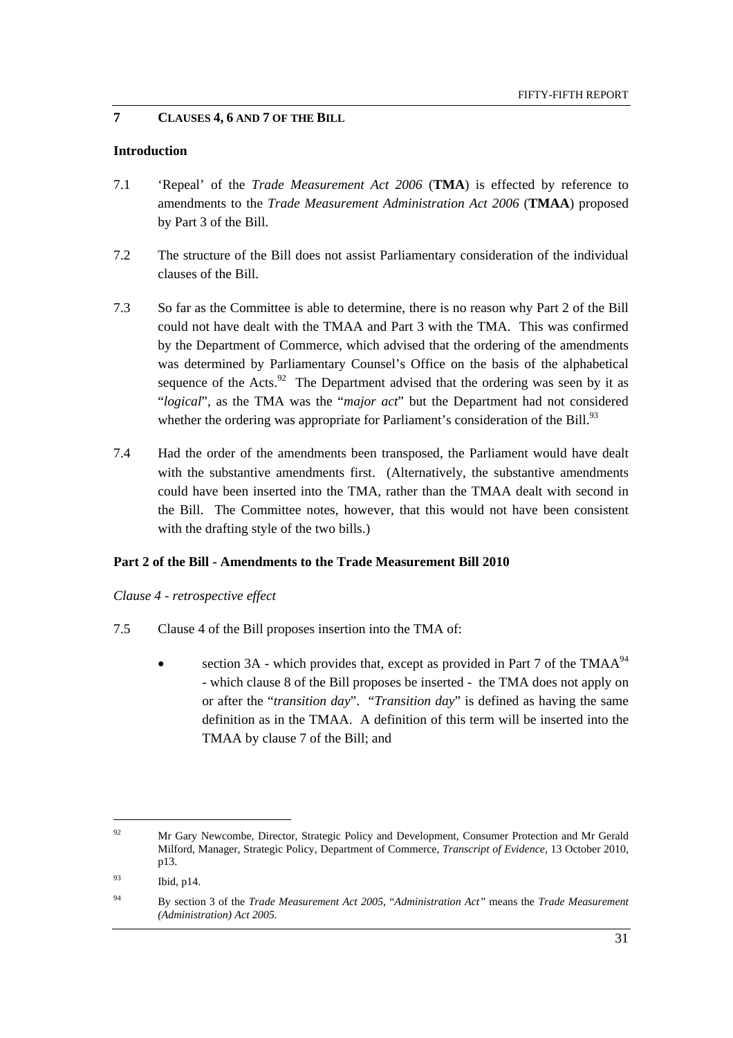## 7 CLAUSES 4, 6 AND 7 OF THE BILL

### Introduction

7.1 'Repeal' of the *Trade Measurement Act 2006* (**TMA**) is effected by reference to amendments to the *Trade Measurement Administration Act 2006* (**TMAA**) proposed by Part 3 of the Bill.

7.2 The structure of the Bill does not assist Parliamentary consideration of the individual clauses of the Bill.

7.3 So far as the Committee is able to determine, there is no reason why Part 2 of the Bill could not have dealt with the TMAA and Part 3 with the TMA. This was confirmed by the Department of Commerce, which advised that the ordering of the amendments was determined by Parliamentary Counsel's Office on the basis of the alphabetical sequence of the Acts.[92] The Department advised that the ordering was seen by it as "*logical*", as the TMA was the "*major act*" but the Department had not considered whether the ordering was appropriate for Parliament's consideration of the Bill.[93]

7.4 Had the order of the amendments been transposed, the Parliament would have dealt with the substantive amendments first. (Alternatively, the substantive amendments could have been inserted into the TMA, rather than the TMAA dealt with second in the Bill. The Committee notes, however, that this would not have been consistent with the drafting style of the two bills.)

### Part 2 of the Bill - Amendments to the Trade Measurement Bill 2010

*Clause 4 - retrospective effect*

7.5 Clause 4 of the Bill proposes insertion into the TMA of:

- section 3A - which provides that, except as provided in Part 7 of the TMAA[94] - which clause 8 of the Bill proposes be inserted - the TMA does not apply on or after the "*transition day*". "*Transition day*" is defined as having the same definition as in the TMAA. A definition of this term will be inserted into the TMAA by clause 7 of the Bill; and

---

[92] Mr Gary Newcombe, Director, Strategic Policy and Development, Consumer Protection and Mr Gerald Milford, Manager, Strategic Policy, Department of Commerce, *Transcript of Evidence*, 13 October 2010, p13.

[93] Ibid, p14.

[94] By section 3 of the *Trade Measurement Act 2005*, "*Administration Act"* means the *Trade Measurement (Administration) Act 2005.*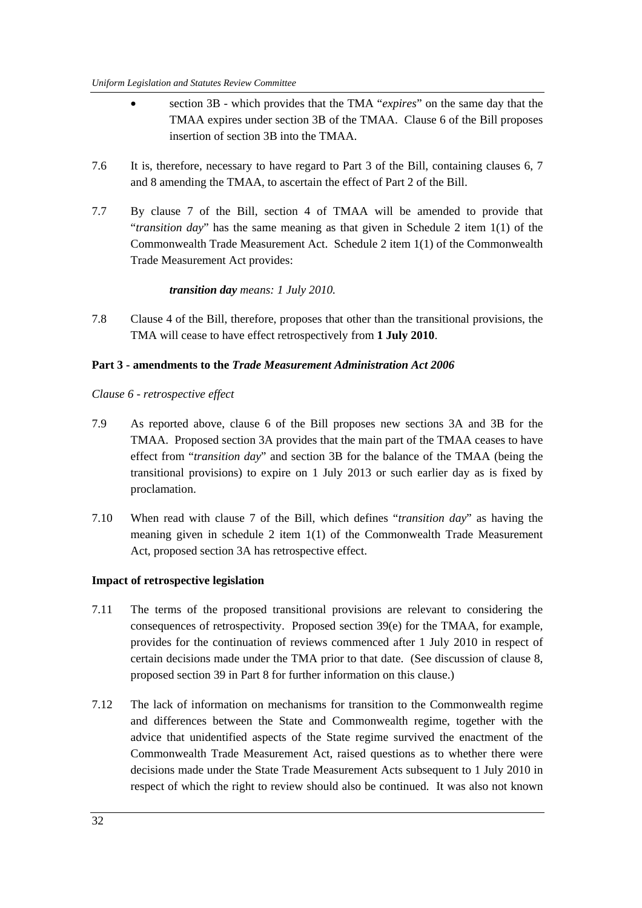- section 3B - which provides that the TMA "*expires*" on the same day that the TMAA expires under section 3B of the TMAA. Clause 6 of the Bill proposes insertion of section 3B into the TMAA.

7.6 It is, therefore, necessary to have regard to Part 3 of the Bill, containing clauses 6, 7 and 8 amending the TMAA, to ascertain the effect of Part 2 of the Bill.

7.7 By clause 7 of the Bill, section 4 of TMAA will be amended to provide that "*transition day*" has the same meaning as that given in Schedule 2 item 1(1) of the Commonwealth Trade Measurement Act. Schedule 2 item 1(1) of the Commonwealth Trade Measurement Act provides:

> ***transition day*** *means: 1 July 2010.*

7.8 Clause 4 of the Bill, therefore, proposes that other than the transitional provisions, the TMA will cease to have effect retrospectively from **1 July 2010**.

**Part 3 - amendments to the *Trade Measurement Administration Act 2006***

*Clause 6 - retrospective effect*

7.9 As reported above, clause 6 of the Bill proposes new sections 3A and 3B for the TMAA. Proposed section 3A provides that the main part of the TMAA ceases to have effect from "*transition day*" and section 3B for the balance of the TMAA (being the transitional provisions) to expire on 1 July 2013 or such earlier day as is fixed by proclamation.

7.10 When read with clause 7 of the Bill, which defines "*transition day*" as having the meaning given in schedule 2 item 1(1) of the Commonwealth Trade Measurement Act, proposed section 3A has retrospective effect.

**Impact of retrospective legislation**

7.11 The terms of the proposed transitional provisions are relevant to considering the consequences of retrospectivity. Proposed section 39(e) for the TMAA, for example, provides for the continuation of reviews commenced after 1 July 2010 in respect of certain decisions made under the TMA prior to that date. (See discussion of clause 8, proposed section 39 in Part 8 for further information on this clause.)

7.12 The lack of information on mechanisms for transition to the Commonwealth regime and differences between the State and Commonwealth regime, together with the advice that unidentified aspects of the State regime survived the enactment of the Commonwealth Trade Measurement Act, raised questions as to whether there were decisions made under the State Trade Measurement Acts subsequent to 1 July 2010 in respect of which the right to review should also be continued. It was also not known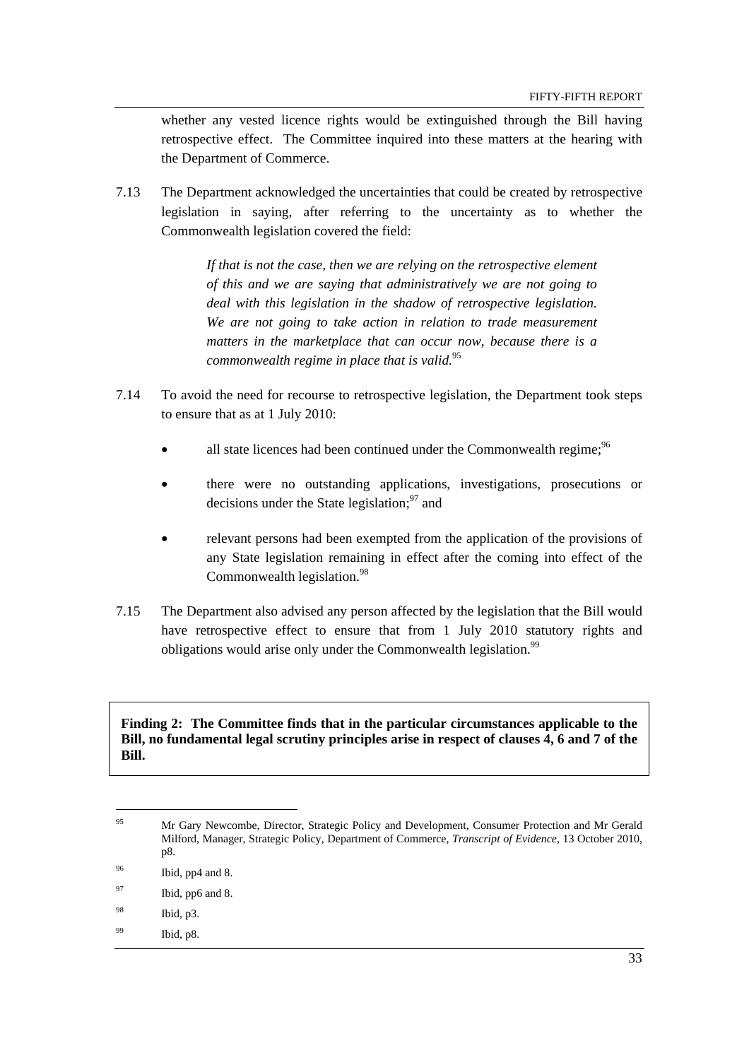whether any vested licence rights would be extinguished through the Bill having retrospective effect. The Committee inquired into these matters at the hearing with the Department of Commerce.

7.13 The Department acknowledged the uncertainties that could be created by retrospective legislation in saying, after referring to the uncertainty as to whether the Commonwealth legislation covered the field:

> *If that is not the case, then we are relying on the retrospective element of this and we are saying that administratively we are not going to deal with this legislation in the shadow of retrospective legislation. We are not going to take action in relation to trade measurement matters in the marketplace that can occur now, because there is a commonwealth regime in place that is valid.*[95]

7.14 To avoid the need for recourse to retrospective legislation, the Department took steps to ensure that as at 1 July 2010:

- all state licences had been continued under the Commonwealth regime;[96]
- there were no outstanding applications, investigations, prosecutions or decisions under the State legislation;[97] and
- relevant persons had been exempted from the application of the provisions of any State legislation remaining in effect after the coming into effect of the Commonwealth legislation.[98]

7.15 The Department also advised any person affected by the legislation that the Bill would have retrospective effect to ensure that from 1 July 2010 statutory rights and obligations would arise only under the Commonwealth legislation.[99]

**Finding 2: The Committee finds that in the particular circumstances applicable to the Bill, no fundamental legal scrutiny principles arise in respect of clauses 4, 6 and 7 of the Bill.**

---

[95] Mr Gary Newcombe, Director, Strategic Policy and Development, Consumer Protection and Mr Gerald Milford, Manager, Strategic Policy, Department of Commerce, *Transcript of Evidence*, 13 October 2010, p8.

[96] Ibid, pp4 and 8.

[97] Ibid, pp6 and 8.

[98] Ibid, p3.

[99] Ibid, p8.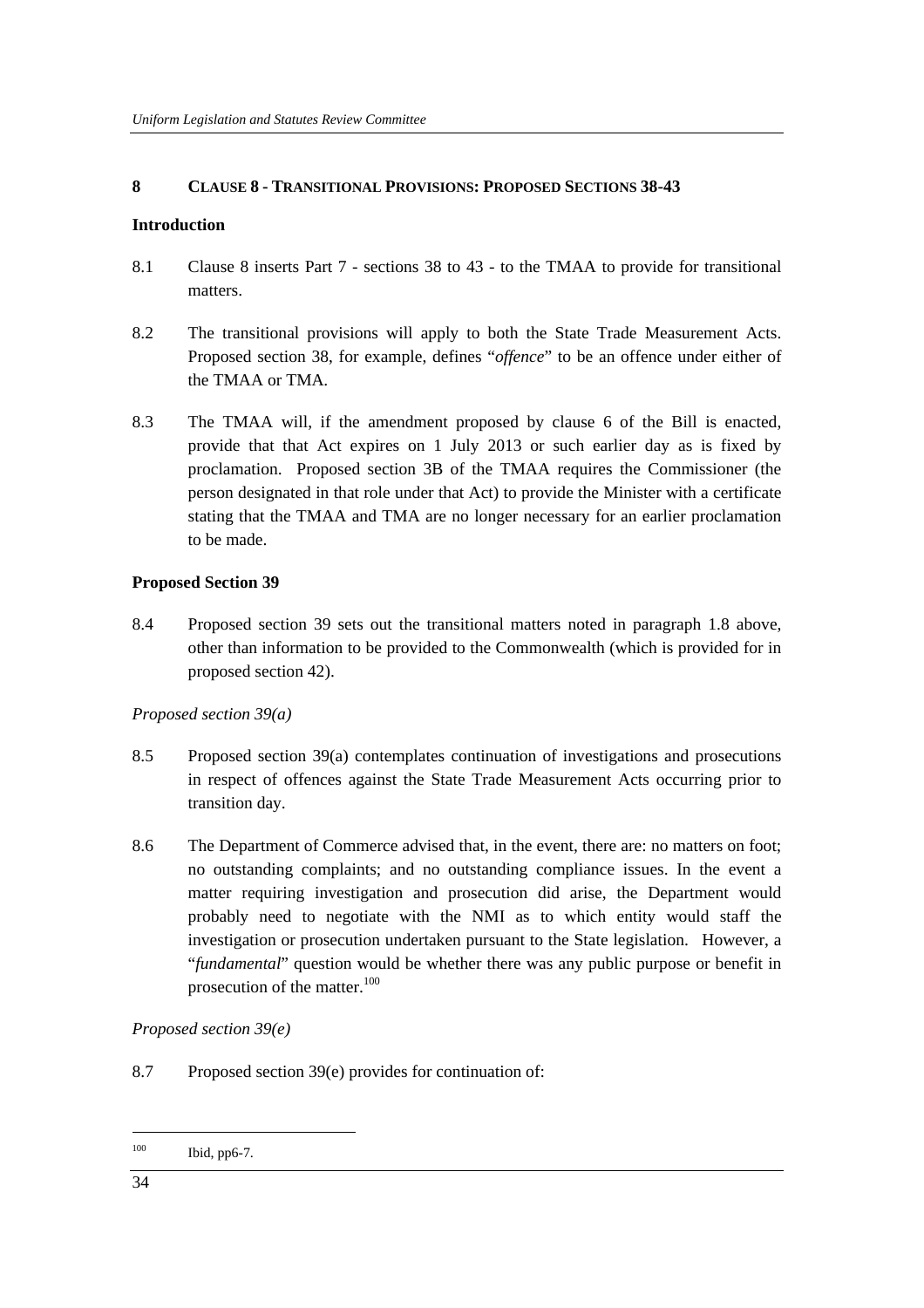## 8 CLAUSE 8 - TRANSITIONAL PROVISIONS: PROPOSED SECTIONS 38-43

### Introduction

8.1 Clause 8 inserts Part 7 - sections 38 to 43 - to the TMAA to provide for transitional matters.

8.2 The transitional provisions will apply to both the State Trade Measurement Acts. Proposed section 38, for example, defines "*offence*" to be an offence under either of the TMAA or TMA.

8.3 The TMAA will, if the amendment proposed by clause 6 of the Bill is enacted, provide that that Act expires on 1 July 2013 or such earlier day as is fixed by proclamation. Proposed section 3B of the TMAA requires the Commissioner (the person designated in that role under that Act) to provide the Minister with a certificate stating that the TMAA and TMA are no longer necessary for an earlier proclamation to be made.

### Proposed Section 39

8.4 Proposed section 39 sets out the transitional matters noted in paragraph 1.8 above, other than information to be provided to the Commonwealth (which is provided for in proposed section 42).

*Proposed section 39(a)*

8.5 Proposed section 39(a) contemplates continuation of investigations and prosecutions in respect of offences against the State Trade Measurement Acts occurring prior to transition day.

8.6 The Department of Commerce advised that, in the event, there are: no matters on foot; no outstanding complaints; and no outstanding compliance issues. In the event a matter requiring investigation and prosecution did arise, the Department would probably need to negotiate with the NMI as to which entity would staff the investigation or prosecution undertaken pursuant to the State legislation. However, a "*fundamental*" question would be whether there was any public purpose or benefit in prosecution of the matter.[100]

*Proposed section 39(e)*

8.7 Proposed section 39(e) provides for continuation of:

---

[100] Ibid, pp6-7.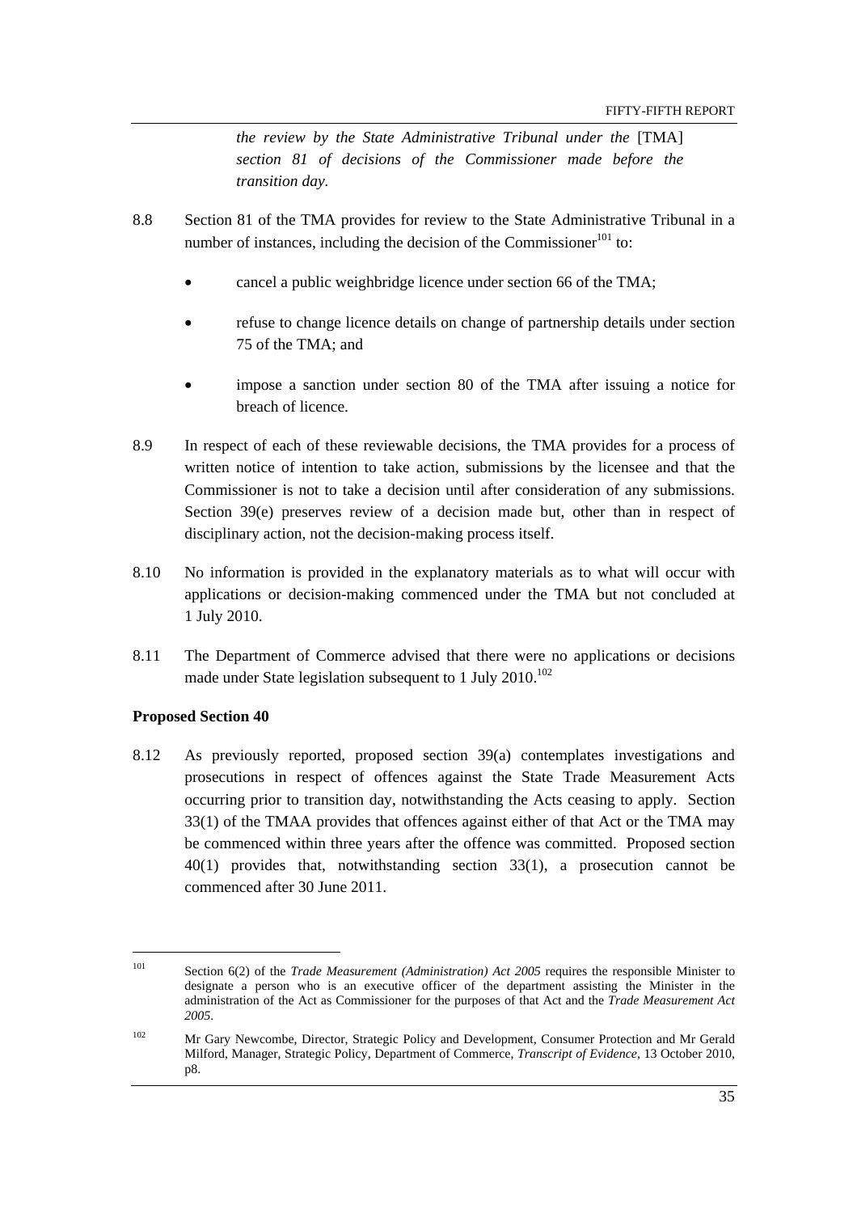> *the review by the State Administrative Tribunal under the* [TMA] *section 81 of decisions of the Commissioner made before the transition day.*

8.8 Section 81 of the TMA provides for review to the State Administrative Tribunal in a number of instances, including the decision of the Commissioner[101] to:

- cancel a public weighbridge licence under section 66 of the TMA;
- refuse to change licence details on change of partnership details under section 75 of the TMA; and
- impose a sanction under section 80 of the TMA after issuing a notice for breach of licence.

8.9 In respect of each of these reviewable decisions, the TMA provides for a process of written notice of intention to take action, submissions by the licensee and that the Commissioner is not to take a decision until after consideration of any submissions. Section 39(e) preserves review of a decision made but, other than in respect of disciplinary action, not the decision-making process itself.

8.10 No information is provided in the explanatory materials as to what will occur with applications or decision-making commenced under the TMA but not concluded at 1 July 2010.

8.11 The Department of Commerce advised that there were no applications or decisions made under State legislation subsequent to 1 July 2010.[102]

**Proposed Section 40**

8.12 As previously reported, proposed section 39(a) contemplates investigations and prosecutions in respect of offences against the State Trade Measurement Acts occurring prior to transition day, notwithstanding the Acts ceasing to apply. Section 33(1) of the TMAA provides that offences against either of that Act or the TMA may be commenced within three years after the offence was committed. Proposed section 40(1) provides that, notwithstanding section 33(1), a prosecution cannot be commenced after 30 June 2011.

---

[101] Section 6(2) of the *Trade Measurement (Administration) Act 2005* requires the responsible Minister to designate a person who is an executive officer of the department assisting the Minister in the administration of the Act as Commissioner for the purposes of that Act and the *Trade Measurement Act 2005*.

[102] Mr Gary Newcombe, Director, Strategic Policy and Development, Consumer Protection and Mr Gerald Milford, Manager, Strategic Policy, Department of Commerce, *Transcript of Evidence*, 13 October 2010, p8.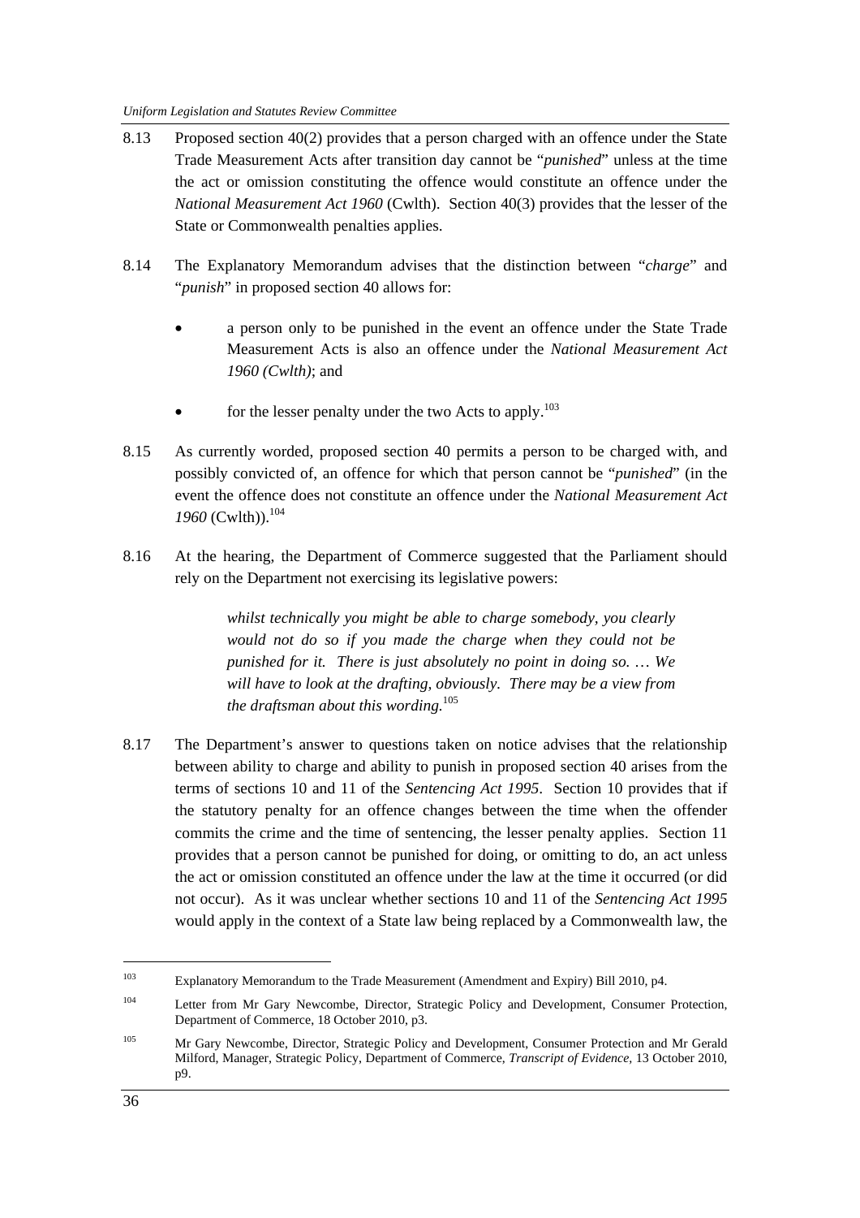8.13 Proposed section 40(2) provides that a person charged with an offence under the State Trade Measurement Acts after transition day cannot be "*punished*" unless at the time the act or omission constituting the offence would constitute an offence under the *National Measurement Act 1960* (Cwlth). Section 40(3) provides that the lesser of the State or Commonwealth penalties applies.

8.14 The Explanatory Memorandum advises that the distinction between "*charge*" and "*punish*" in proposed section 40 allows for:

- a person only to be punished in the event an offence under the State Trade Measurement Acts is also an offence under the *National Measurement Act 1960 (Cwlth)*; and
- for the lesser penalty under the two Acts to apply.[103]

8.15 As currently worded, proposed section 40 permits a person to be charged with, and possibly convicted of, an offence for which that person cannot be "*punished*" (in the event the offence does not constitute an offence under the *National Measurement Act 1960* (Cwlth)).[104]

8.16 At the hearing, the Department of Commerce suggested that the Parliament should rely on the Department not exercising its legislative powers:

> *whilst technically you might be able to charge somebody, you clearly would not do so if you made the charge when they could not be punished for it. There is just absolutely no point in doing so. … We will have to look at the drafting, obviously. There may be a view from the draftsman about this wording.*[105]

8.17 The Department's answer to questions taken on notice advises that the relationship between ability to charge and ability to punish in proposed section 40 arises from the terms of sections 10 and 11 of the *Sentencing Act 1995*. Section 10 provides that if the statutory penalty for an offence changes between the time when the offender commits the crime and the time of sentencing, the lesser penalty applies. Section 11 provides that a person cannot be punished for doing, or omitting to do, an act unless the act or omission constituted an offence under the law at the time it occurred (or did not occur). As it was unclear whether sections 10 and 11 of the *Sentencing Act 1995* would apply in the context of a State law being replaced by a Commonwealth law, the

---

[103] Explanatory Memorandum to the Trade Measurement (Amendment and Expiry) Bill 2010, p4.

[104] Letter from Mr Gary Newcombe, Director, Strategic Policy and Development, Consumer Protection, Department of Commerce, 18 October 2010, p3.

[105] Mr Gary Newcombe, Director, Strategic Policy and Development, Consumer Protection and Mr Gerald Milford, Manager, Strategic Policy, Department of Commerce, *Transcript of Evidence,* 13 October 2010, p9.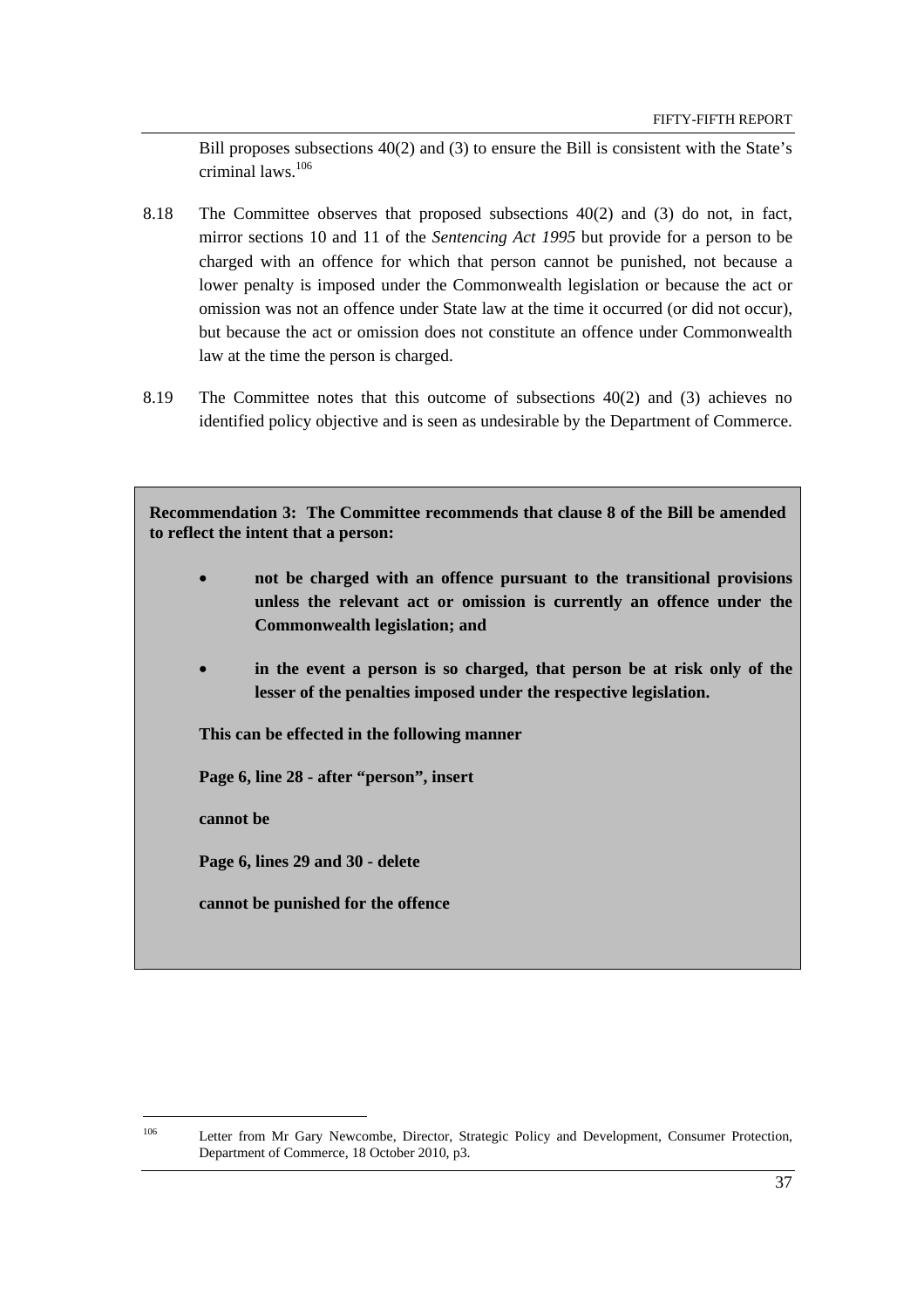Bill proposes subsections 40(2) and (3) to ensure the Bill is consistent with the State's criminal laws.[106]

8.18 The Committee observes that proposed subsections 40(2) and (3) do not, in fact, mirror sections 10 and 11 of the *Sentencing Act 1995* but provide for a person to be charged with an offence for which that person cannot be punished, not because a lower penalty is imposed under the Commonwealth legislation or because the act or omission was not an offence under State law at the time it occurred (or did not occur), but because the act or omission does not constitute an offence under Commonwealth law at the time the person is charged.

8.19 The Committee notes that this outcome of subsections 40(2) and (3) achieves no identified policy objective and is seen as undesirable by the Department of Commerce.

> **Recommendation 3: The Committee recommends that clause 8 of the Bill be amended to reflect the intent that a person:**
>
> - **not be charged with an offence pursuant to the transitional provisions unless the relevant act or omission is currently an offence under the Commonwealth legislation; and**
> - **in the event a person is so charged, that person be at risk only of the lesser of the penalties imposed under the respective legislation.**
>
> **This can be effected in the following manner**
>
> **Page 6, line 28 - after "person", insert**
>
> **cannot be**
>
> **Page 6, lines 29 and 30 - delete**
>
> **cannot be punished for the offence**

---

[106] Letter from Mr Gary Newcombe, Director, Strategic Policy and Development, Consumer Protection, Department of Commerce, 18 October 2010, p3.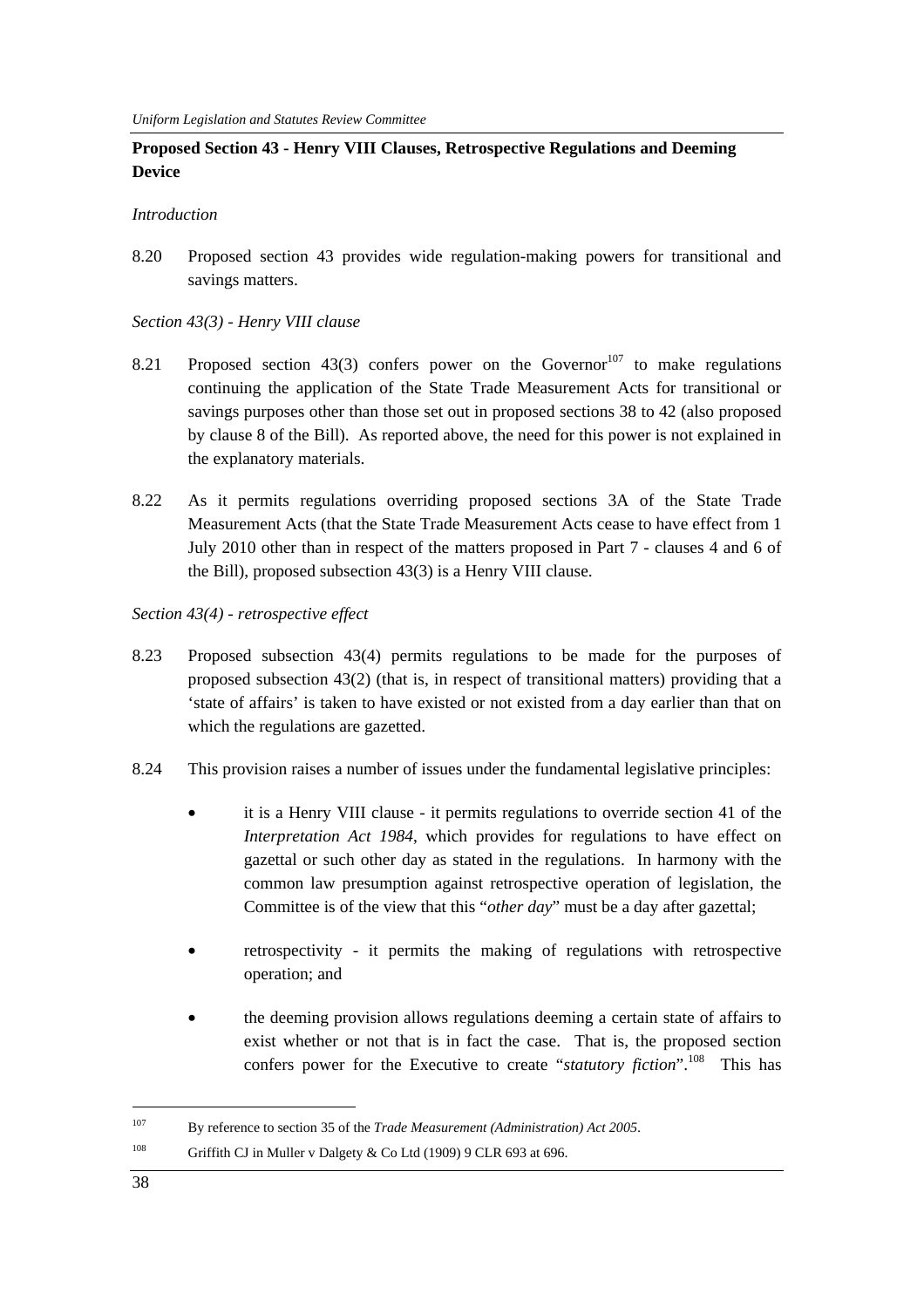**Proposed Section 43 - Henry VIII Clauses, Retrospective Regulations and Deeming Device**

*Introduction*

8.20 Proposed section 43 provides wide regulation-making powers for transitional and savings matters.

*Section 43(3) - Henry VIII clause*

8.21 Proposed section 43(3) confers power on the Governor[107] to make regulations continuing the application of the State Trade Measurement Acts for transitional or savings purposes other than those set out in proposed sections 38 to 42 (also proposed by clause 8 of the Bill). As reported above, the need for this power is not explained in the explanatory materials.

8.22 As it permits regulations overriding proposed sections 3A of the State Trade Measurement Acts (that the State Trade Measurement Acts cease to have effect from 1 July 2010 other than in respect of the matters proposed in Part 7 - clauses 4 and 6 of the Bill), proposed subsection 43(3) is a Henry VIII clause.

*Section 43(4) - retrospective effect*

8.23 Proposed subsection 43(4) permits regulations to be made for the purposes of proposed subsection 43(2) (that is, in respect of transitional matters) providing that a 'state of affairs' is taken to have existed or not existed from a day earlier than that on which the regulations are gazetted.

8.24 This provision raises a number of issues under the fundamental legislative principles:

- it is a Henry VIII clause - it permits regulations to override section 41 of the *Interpretation Act 1984*, which provides for regulations to have effect on gazettal or such other day as stated in the regulations. In harmony with the common law presumption against retrospective operation of legislation, the Committee is of the view that this "*other day*" must be a day after gazettal;

- retrospectivity - it permits the making of regulations with retrospective operation; and

- the deeming provision allows regulations deeming a certain state of affairs to exist whether or not that is in fact the case. That is, the proposed section confers power for the Executive to create "*statutory fiction*".[108] This has

---

[107] By reference to section 35 of the *Trade Measurement (Administration) Act 2005*.

[108] Griffith CJ in Muller v Dalgety & Co Ltd (1909) 9 CLR 693 at 696.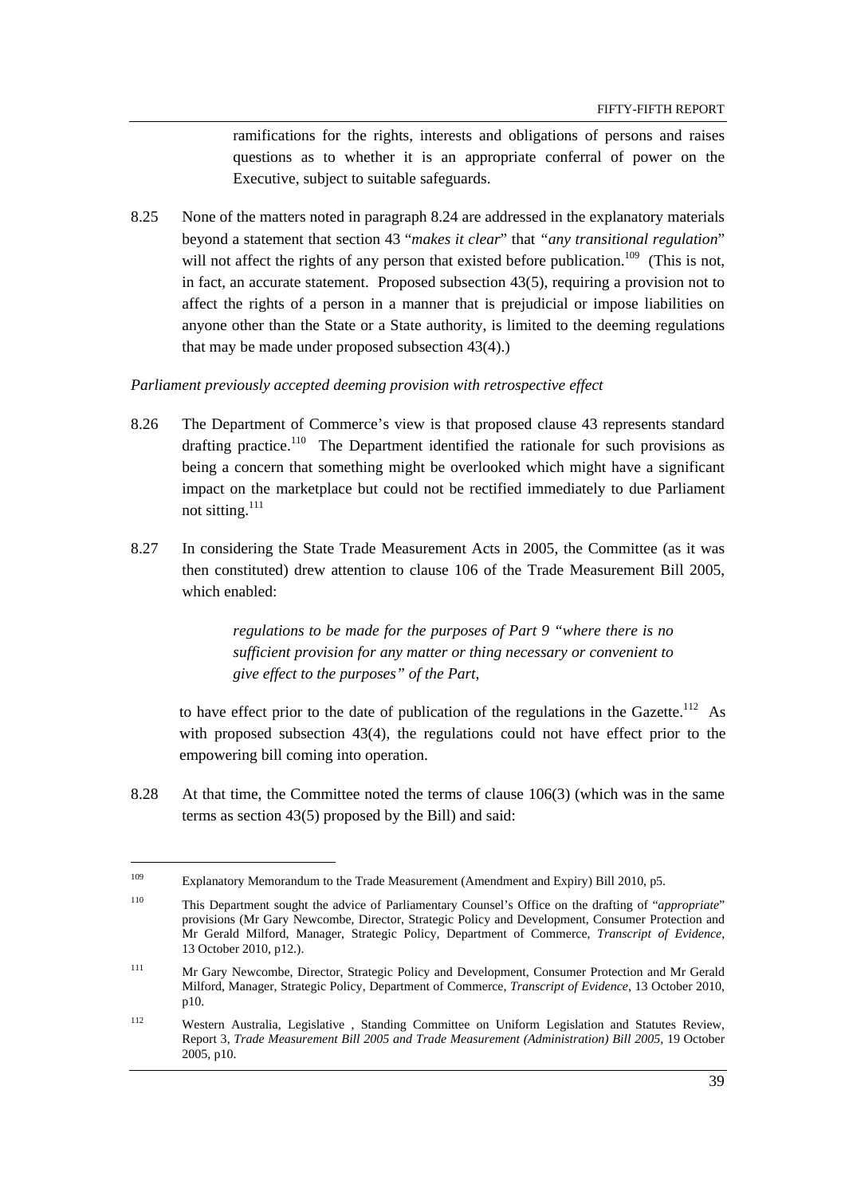ramifications for the rights, interests and obligations of persons and raises questions as to whether it is an appropriate conferral of power on the Executive, subject to suitable safeguards.

8.25 None of the matters noted in paragraph 8.24 are addressed in the explanatory materials beyond a statement that section 43 "*makes it clear*" that "*any transitional regulation*" will not affect the rights of any person that existed before publication.[109] (This is not, in fact, an accurate statement. Proposed subsection 43(5), requiring a provision not to affect the rights of a person in a manner that is prejudicial or impose liabilities on anyone other than the State or a State authority, is limited to the deeming regulations that may be made under proposed subsection 43(4).)

*Parliament previously accepted deeming provision with retrospective effect*

8.26 The Department of Commerce's view is that proposed clause 43 represents standard drafting practice.[110] The Department identified the rationale for such provisions as being a concern that something might be overlooked which might have a significant impact on the marketplace but could not be rectified immediately to due Parliament not sitting.[111]

8.27 In considering the State Trade Measurement Acts in 2005, the Committee (as it was then constituted) drew attention to clause 106 of the Trade Measurement Bill 2005, which enabled:

> *regulations to be made for the purposes of Part 9 "where there is no sufficient provision for any matter or thing necessary or convenient to give effect to the purposes" of the Part,*

to have effect prior to the date of publication of the regulations in the Gazette.[112] As with proposed subsection 43(4), the regulations could not have effect prior to the empowering bill coming into operation.

8.28 At that time, the Committee noted the terms of clause 106(3) (which was in the same terms as section 43(5) proposed by the Bill) and said:

---

[109] Explanatory Memorandum to the Trade Measurement (Amendment and Expiry) Bill 2010, p5.

[110] This Department sought the advice of Parliamentary Counsel's Office on the drafting of "*appropriate*" provisions (Mr Gary Newcombe, Director, Strategic Policy and Development, Consumer Protection and Mr Gerald Milford, Manager, Strategic Policy, Department of Commerce, *Transcript of Evidence*, 13 October 2010, p12.).

[111] Mr Gary Newcombe, Director, Strategic Policy and Development, Consumer Protection and Mr Gerald Milford, Manager, Strategic Policy, Department of Commerce, *Transcript of Evidence*, 13 October 2010, p10.

[112] Western Australia, Legislative , Standing Committee on Uniform Legislation and Statutes Review, Report 3, *Trade Measurement Bill 2005 and Trade Measurement (Administration) Bill 2005*, 19 October 2005, p10.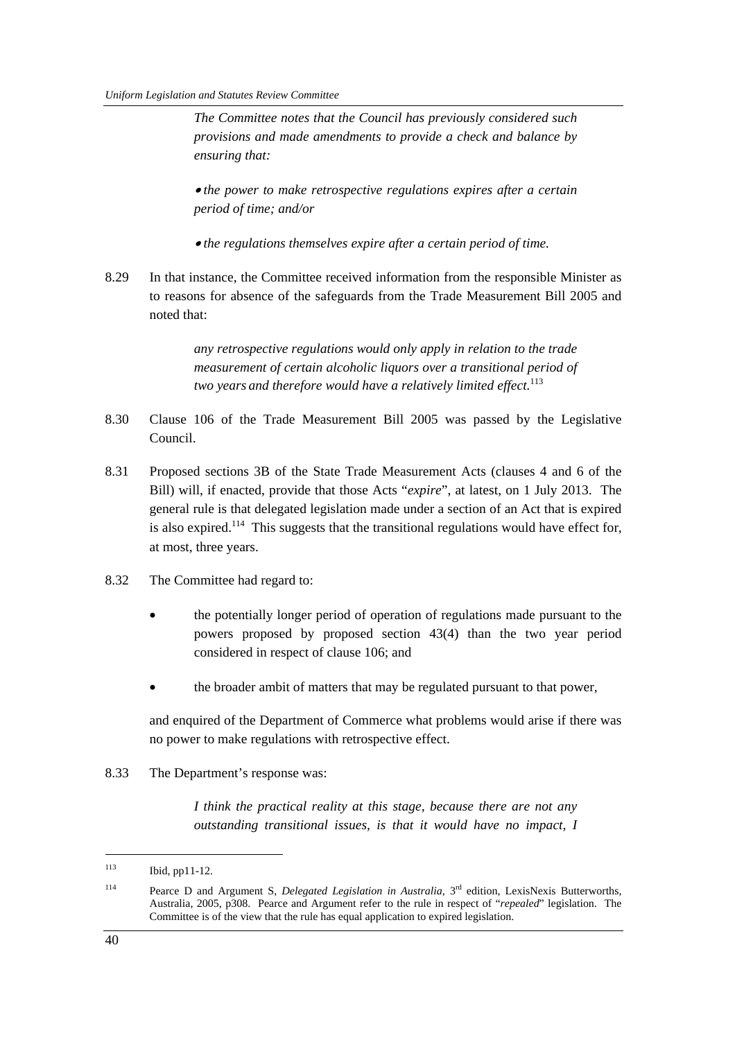> *The Committee notes that the Council has previously considered such provisions and made amendments to provide a check and balance by ensuring that:*
>
> • *the power to make retrospective regulations expires after a certain period of time; and/or*
>
> • *the regulations themselves expire after a certain period of time.*

8.29 In that instance, the Committee received information from the responsible Minister as to reasons for absence of the safeguards from the Trade Measurement Bill 2005 and noted that:

> *any retrospective regulations would only apply in relation to the trade measurement of certain alcoholic liquors over a transitional period of two years and therefore would have a relatively limited effect.*[113]

8.30 Clause 106 of the Trade Measurement Bill 2005 was passed by the Legislative Council.

8.31 Proposed sections 3B of the State Trade Measurement Acts (clauses 4 and 6 of the Bill) will, if enacted, provide that those Acts "*expire*", at latest, on 1 July 2013. The general rule is that delegated legislation made under a section of an Act that is expired is also expired.[114] This suggests that the transitional regulations would have effect for, at most, three years.

8.32 The Committee had regard to:

- the potentially longer period of operation of regulations made pursuant to the powers proposed by proposed section 43(4) than the two year period considered in respect of clause 106; and
- the broader ambit of matters that may be regulated pursuant to that power,

and enquired of the Department of Commerce what problems would arise if there was no power to make regulations with retrospective effect.

8.33 The Department's response was:

> *I think the practical reality at this stage, because there are not any outstanding transitional issues, is that it would have no impact, I*

---

[113] Ibid, pp11-12.

[114] Pearce D and Argument S, *Delegated Legislation in Australia,* 3rd edition, LexisNexis Butterworths, Australia, 2005, p308. Pearce and Argument refer to the rule in respect of "*repealed*" legislation. The Committee is of the view that the rule has equal application to expired legislation.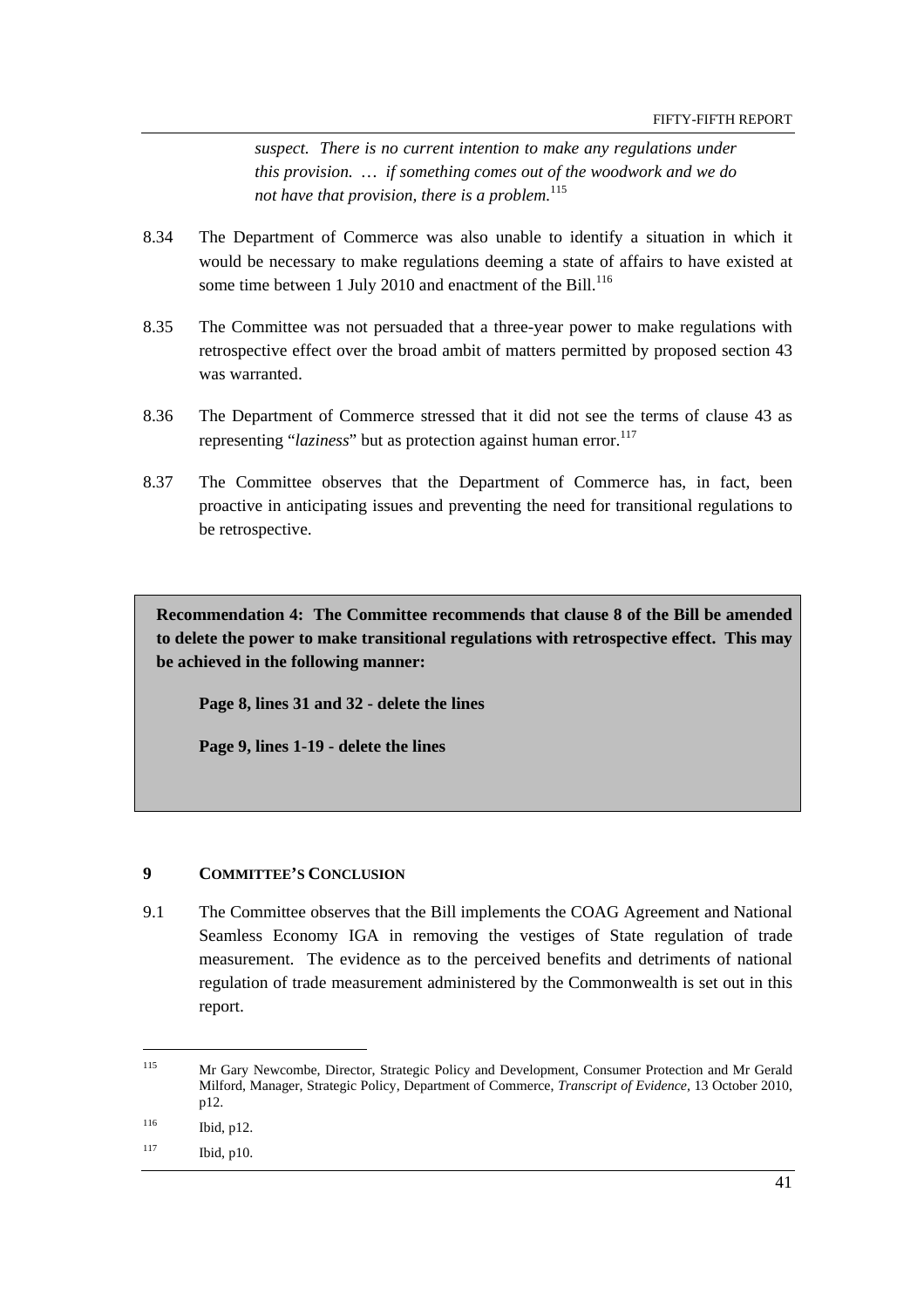> *suspect. There is no current intention to make any regulations under this provision. … if something comes out of the woodwork and we do not have that provision, there is a problem.*[115]

8.34 The Department of Commerce was also unable to identify a situation in which it would be necessary to make regulations deeming a state of affairs to have existed at some time between 1 July 2010 and enactment of the Bill.[116]

8.35 The Committee was not persuaded that a three-year power to make regulations with retrospective effect over the broad ambit of matters permitted by proposed section 43 was warranted.

8.36 The Department of Commerce stressed that it did not see the terms of clause 43 as representing "*laziness*" but as protection against human error.[117]

8.37 The Committee observes that the Department of Commerce has, in fact, been proactive in anticipating issues and preventing the need for transitional regulations to be retrospective.

> **Recommendation 4: The Committee recommends that clause 8 of the Bill be amended to delete the power to make transitional regulations with retrospective effect. This may be achieved in the following manner:**
>
> **Page 8, lines 31 and 32 - delete the lines**
>
> **Page 9, lines 1-19 - delete the lines**

## 9 COMMITTEE'S CONCLUSION

9.1 The Committee observes that the Bill implements the COAG Agreement and National Seamless Economy IGA in removing the vestiges of State regulation of trade measurement. The evidence as to the perceived benefits and detriments of national regulation of trade measurement administered by the Commonwealth is set out in this report.

---

115 Mr Gary Newcombe, Director, Strategic Policy and Development, Consumer Protection and Mr Gerald Milford, Manager, Strategic Policy, Department of Commerce, *Transcript of Evidence*, 13 October 2010, p12.

116 Ibid, p12.

117 Ibid, p10.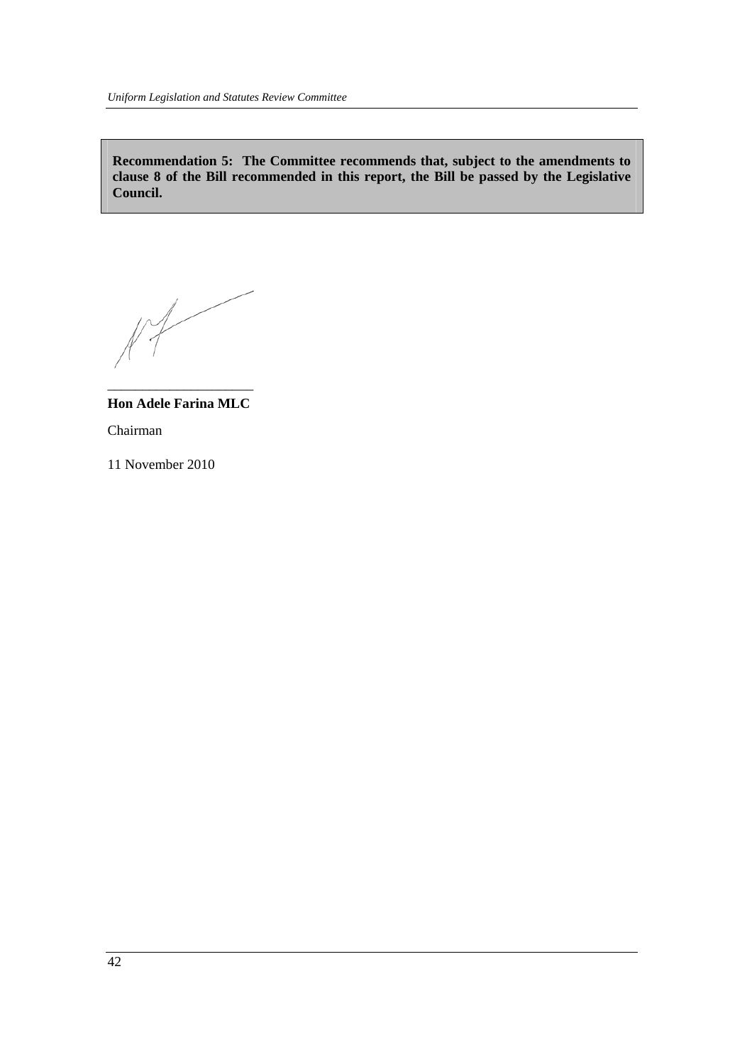**Recommendation 5: The Committee recommends that, subject to the amendments to clause 8 of the Bill recommended in this report, the Bill be passed by the Legislative Council.**

\_\_\_\_\_\_\_\_\_\_\_\_\_\_\_\_\_\_\_\_\_\_

**Hon Adele Farina MLC**

Chairman

11 November 2010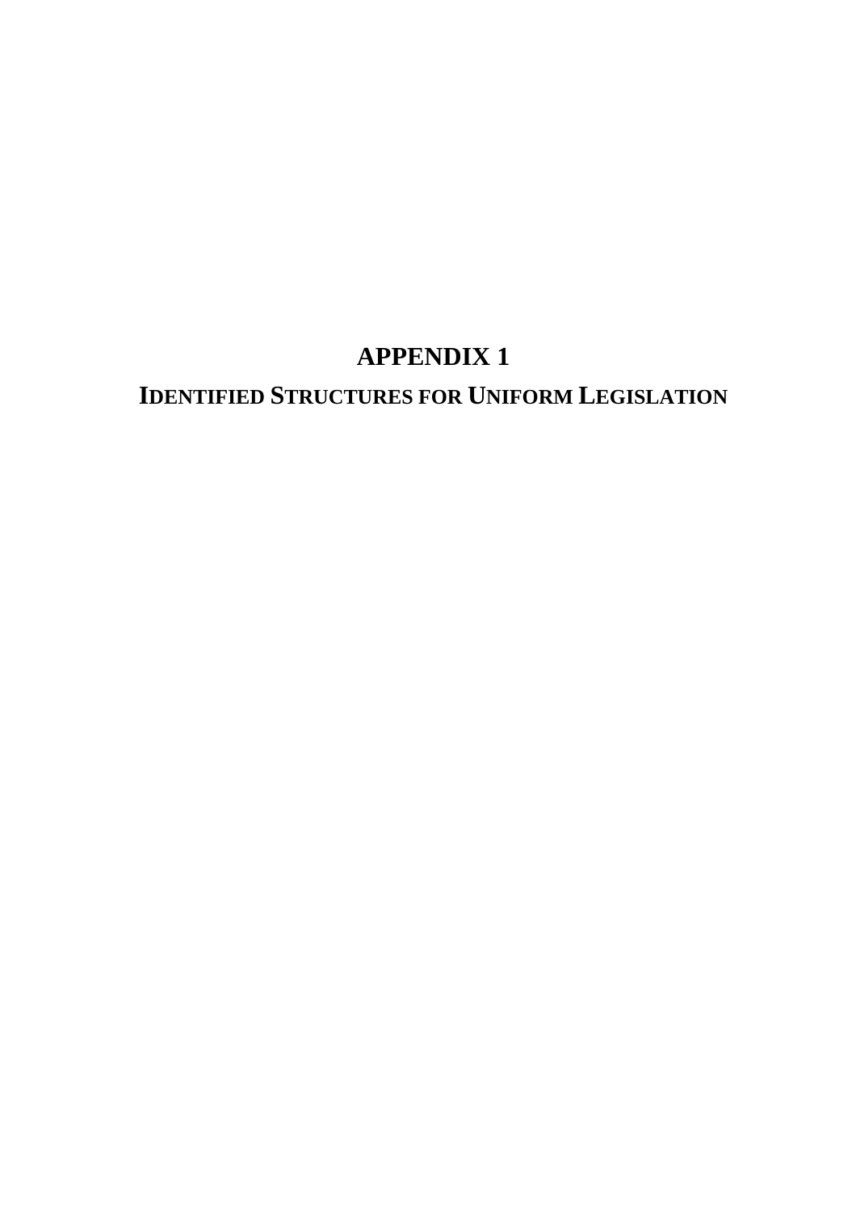# APPENDIX 1

## IDENTIFIED STRUCTURES FOR UNIFORM LEGISLATION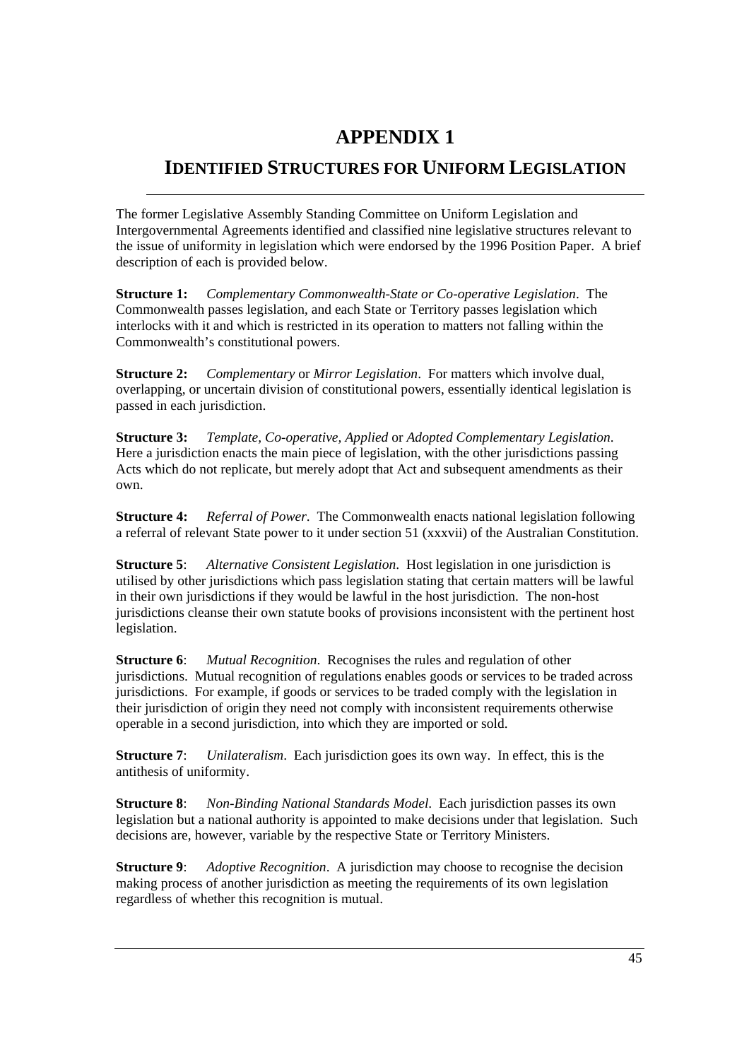# APPENDIX 1

## IDENTIFIED STRUCTURES FOR UNIFORM LEGISLATION

The former Legislative Assembly Standing Committee on Uniform Legislation and Intergovernmental Agreements identified and classified nine legislative structures relevant to the issue of uniformity in legislation which were endorsed by the 1996 Position Paper. A brief description of each is provided below.

**Structure 1:** *Complementary Commonwealth-State or Co-operative Legislation*. The Commonwealth passes legislation, and each State or Territory passes legislation which interlocks with it and which is restricted in its operation to matters not falling within the Commonwealth's constitutional powers.

**Structure 2:** *Complementary* or *Mirror Legislation*. For matters which involve dual, overlapping, or uncertain division of constitutional powers, essentially identical legislation is passed in each jurisdiction.

**Structure 3:** *Template, Co-operative, Applied* or *Adopted Complementary Legislation*. Here a jurisdiction enacts the main piece of legislation, with the other jurisdictions passing Acts which do not replicate, but merely adopt that Act and subsequent amendments as their own.

**Structure 4:** *Referral of Power*. The Commonwealth enacts national legislation following a referral of relevant State power to it under section 51 (xxxvii) of the Australian Constitution.

**Structure 5**: *Alternative Consistent Legislation*. Host legislation in one jurisdiction is utilised by other jurisdictions which pass legislation stating that certain matters will be lawful in their own jurisdictions if they would be lawful in the host jurisdiction. The non-host jurisdictions cleanse their own statute books of provisions inconsistent with the pertinent host legislation.

**Structure 6**: *Mutual Recognition*. Recognises the rules and regulation of other jurisdictions. Mutual recognition of regulations enables goods or services to be traded across jurisdictions. For example, if goods or services to be traded comply with the legislation in their jurisdiction of origin they need not comply with inconsistent requirements otherwise operable in a second jurisdiction, into which they are imported or sold.

**Structure 7**: *Unilateralism*. Each jurisdiction goes its own way. In effect, this is the antithesis of uniformity.

**Structure 8**: *Non-Binding National Standards Model*. Each jurisdiction passes its own legislation but a national authority is appointed to make decisions under that legislation. Such decisions are, however, variable by the respective State or Territory Ministers.

**Structure 9**: *Adoptive Recognition*. A jurisdiction may choose to recognise the decision making process of another jurisdiction as meeting the requirements of its own legislation regardless of whether this recognition is mutual.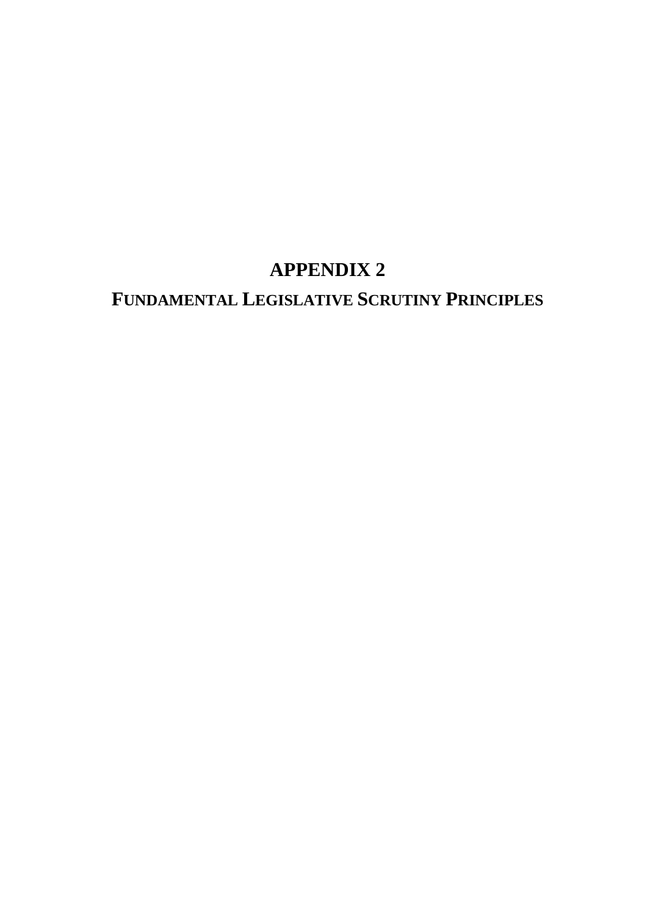# APPENDIX 2

## FUNDAMENTAL LEGISLATIVE SCRUTINY PRINCIPLES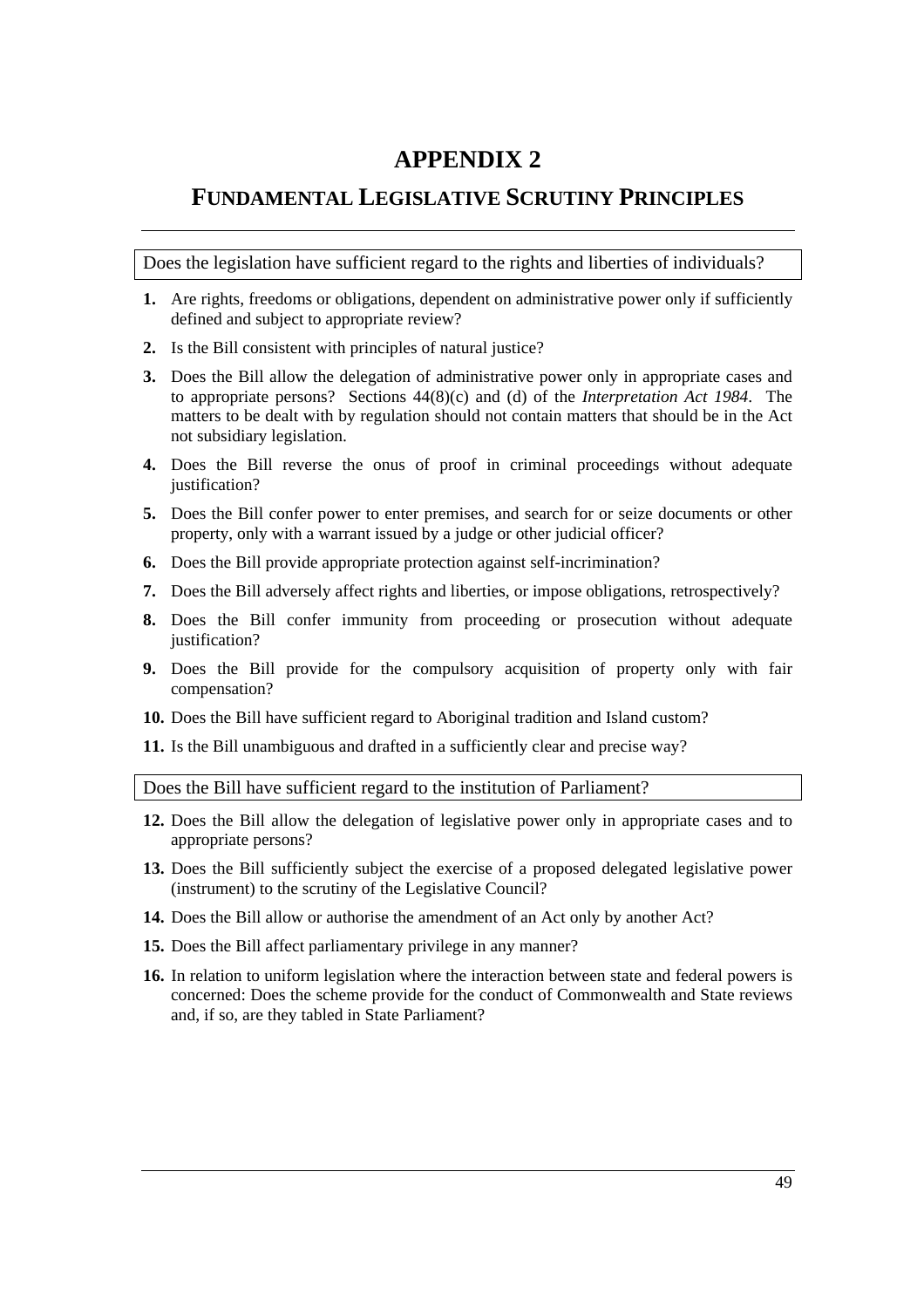# APPENDIX 2

## FUNDAMENTAL LEGISLATIVE SCRUTINY PRINCIPLES

Does the legislation have sufficient regard to the rights and liberties of individuals?

1. Are rights, freedoms or obligations, dependent on administrative power only if sufficiently defined and subject to appropriate review?
2. Is the Bill consistent with principles of natural justice?
3. Does the Bill allow the delegation of administrative power only in appropriate cases and to appropriate persons? Sections 44(8)(c) and (d) of the *Interpretation Act 1984*. The matters to be dealt with by regulation should not contain matters that should be in the Act not subsidiary legislation.
4. Does the Bill reverse the onus of proof in criminal proceedings without adequate justification?
5. Does the Bill confer power to enter premises, and search for or seize documents or other property, only with a warrant issued by a judge or other judicial officer?
6. Does the Bill provide appropriate protection against self-incrimination?
7. Does the Bill adversely affect rights and liberties, or impose obligations, retrospectively?
8. Does the Bill confer immunity from proceeding or prosecution without adequate justification?
9. Does the Bill provide for the compulsory acquisition of property only with fair compensation?
10. Does the Bill have sufficient regard to Aboriginal tradition and Island custom?
11. Is the Bill unambiguous and drafted in a sufficiently clear and precise way?

Does the Bill have sufficient regard to the institution of Parliament?

12. Does the Bill allow the delegation of legislative power only in appropriate cases and to appropriate persons?
13. Does the Bill sufficiently subject the exercise of a proposed delegated legislative power (instrument) to the scrutiny of the Legislative Council?
14. Does the Bill allow or authorise the amendment of an Act only by another Act?
15. Does the Bill affect parliamentary privilege in any manner?
16. In relation to uniform legislation where the interaction between state and federal powers is concerned: Does the scheme provide for the conduct of Commonwealth and State reviews and, if so, are they tabled in State Parliament?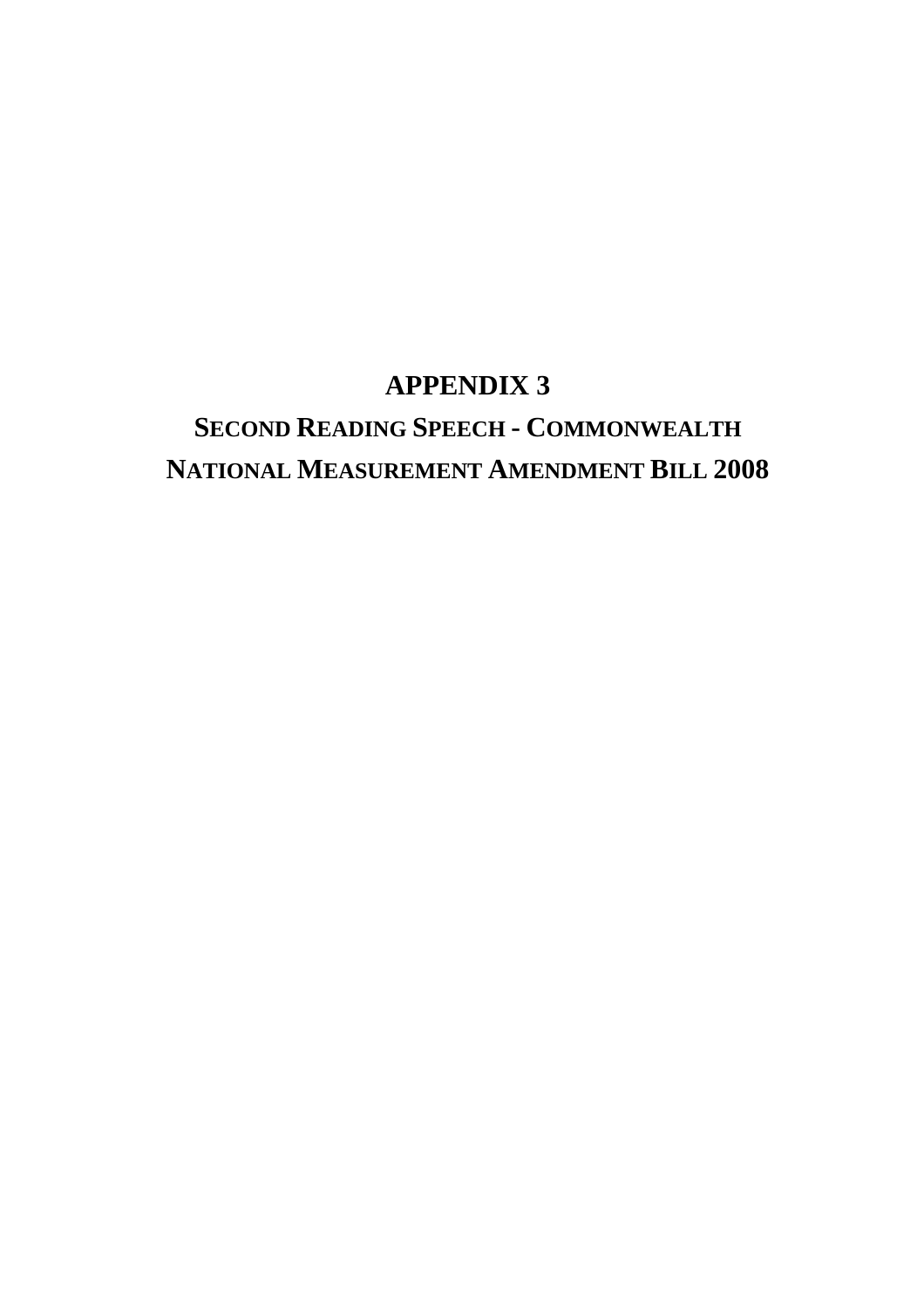# APPENDIX 3

## SECOND READING SPEECH - COMMONWEALTH NATIONAL MEASUREMENT AMENDMENT BILL 2008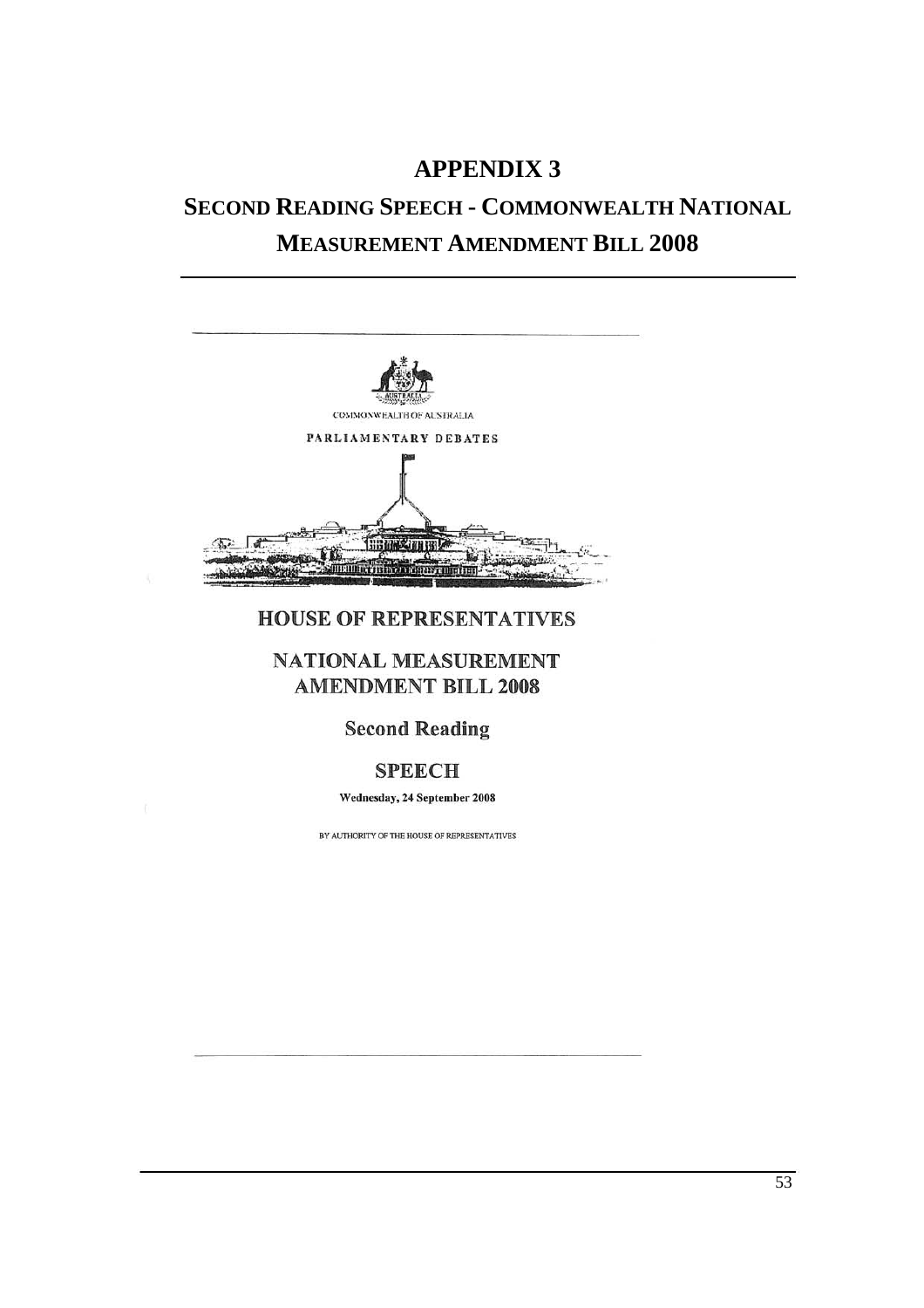# APPENDIX 3

# SECOND READING SPEECH - COMMONWEALTH NATIONAL MEASUREMENT AMENDMENT BILL 2008

COMMONWEALTH OF AUSTRALIA

PARLIAMENTARY DEBATES

## HOUSE OF REPRESENTATIVES

## NATIONAL MEASUREMENT AMENDMENT BILL 2008

### Second Reading

### SPEECH

**Wednesday, 24 September 2008**

BY AUTHORITY OF THE HOUSE OF REPRESENTATIVES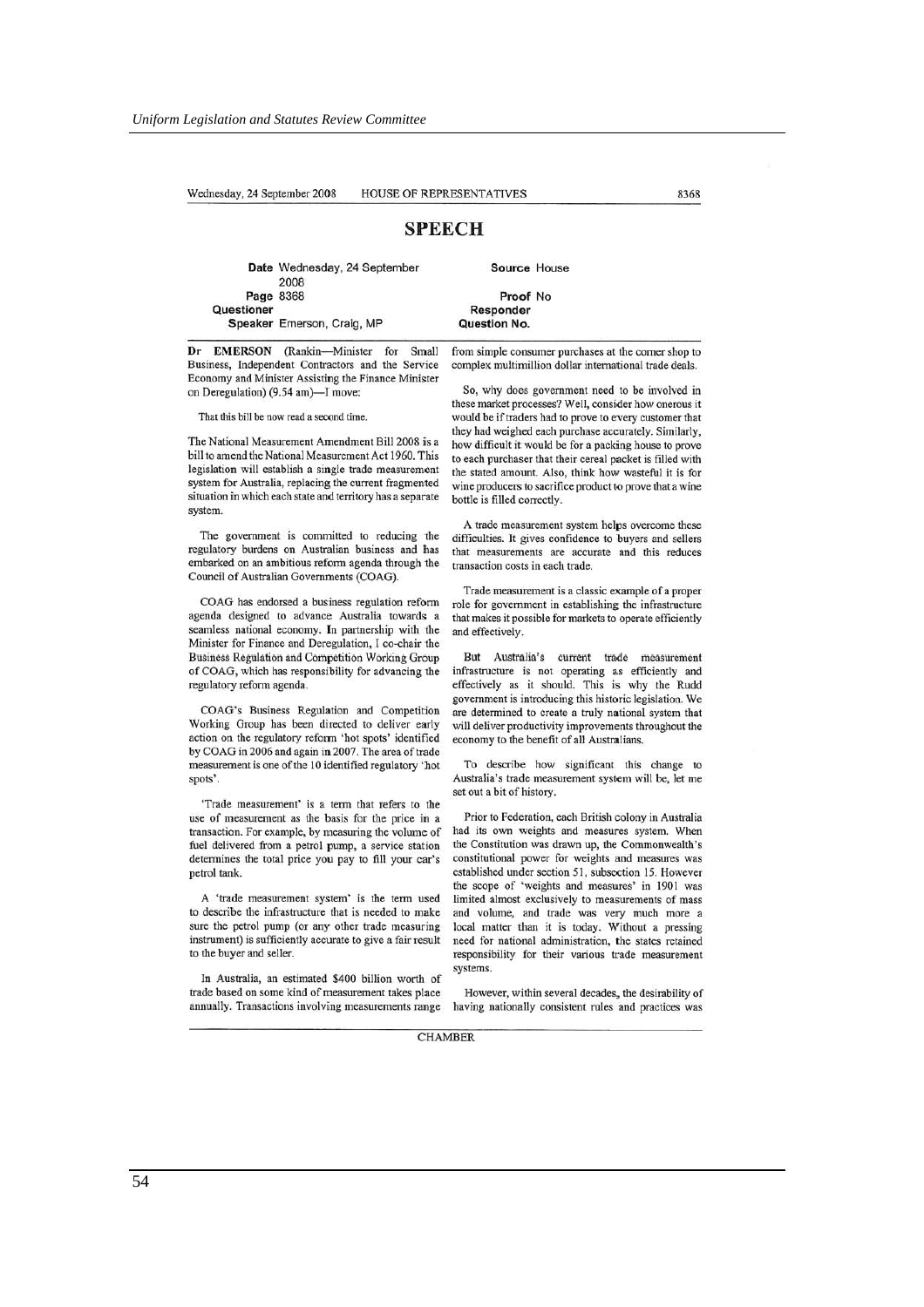Wednesday, 24 September 2008 HOUSE OF REPRESENTATIVES 8368

## SPEECH

| | | | |
|---|---|---|---|
| **Date** | Wednesday, 24 September 2008 | **Source** | House |
| **Page** | 8368 | **Proof** | No |
| **Questioner** | | **Responder** | |
| **Speaker** | Emerson, Craig, MP | **Question No.** | |

**Dr EMERSON** (Rankin—Minister for Small Business, Independent Contractors and the Service Economy and Minister Assisting the Finance Minister on Deregulation) (9.54 am)—I move:

That this bill be now read a second time.

The National Measurement Amendment Bill 2008 is a bill to amend the National Measurement Act 1960. This legislation will establish a single trade measurement system for Australia, replacing the current fragmented situation in which each state and territory has a separate system.

The government is committed to reducing the regulatory burdens on Australian business and has embarked on an ambitious reform agenda through the Council of Australian Governments (COAG).

COAG has endorsed a business regulation reform agenda designed to advance Australia towards a seamless national economy. In partnership with the Minister for Finance and Deregulation, I co-chair the Business Regulation and Competition Working Group of COAG, which has responsibility for advancing the regulatory reform agenda.

COAG's Business Regulation and Competition Working Group has been directed to deliver early action on the regulatory reform 'hot spots' identified by COAG in 2006 and again in 2007. The area of trade measurement is one of the 10 identified regulatory 'hot spots'.

'Trade measurement' is a term that refers to the use of measurement as the basis for the price in a transaction. For example, by measuring the volume of fuel delivered from a petrol pump, a service station determines the total price you pay to fill your car's petrol tank.

A 'trade measurement system' is the term used to describe the infrastructure that is needed to make sure the petrol pump (or any other trade measuring instrument) is sufficiently accurate to give a fair result to the buyer and seller.

In Australia, an estimated $400 billion worth of trade based on some kind of measurement takes place annually. Transactions involving measurements range from simple consumer purchases at the corner shop to complex multimillion dollar international trade deals.

So, why does government need to be involved in these market processes? Well, consider how onerous it would be if traders had to prove to every customer that they had weighed each purchase accurately. Similarly, how difficult it would be for a packing house to prove to each purchaser that their cereal packet is filled with the stated amount. Also, think how wasteful it is for wine producers to sacrifice product to prove that a wine bottle is filled correctly.

A trade measurement system helps overcome these difficulties. It gives confidence to buyers and sellers that measurements are accurate and this reduces transaction costs in each trade.

Trade measurement is a classic example of a proper role for government in establishing the infrastructure that makes it possible for markets to operate efficiently and effectively.

But Australia's current trade measurement infrastructure is not operating as efficiently and effectively as it should. This is why the Rudd government is introducing this historic legislation. We are determined to create a truly national system that will deliver productivity improvements throughout the economy to the benefit of all Australians.

To describe how significant this change to Australia's trade measurement system will be, let me set out a bit of history.

Prior to Federation, each British colony in Australia had its own weights and measures system. When the Constitution was drawn up, the Commonwealth's constitutional power for weights and measures was established under section 51, subsection 15. However the scope of 'weights and measures' in 1901 was limited almost exclusively to measurements of mass and volume, and trade was very much more a local matter than it is today. Without a pressing need for national administration, the states retained responsibility for their various trade measurement systems.

However, within several decades, the desirability of having nationally consistent rules and practices was

CHAMBER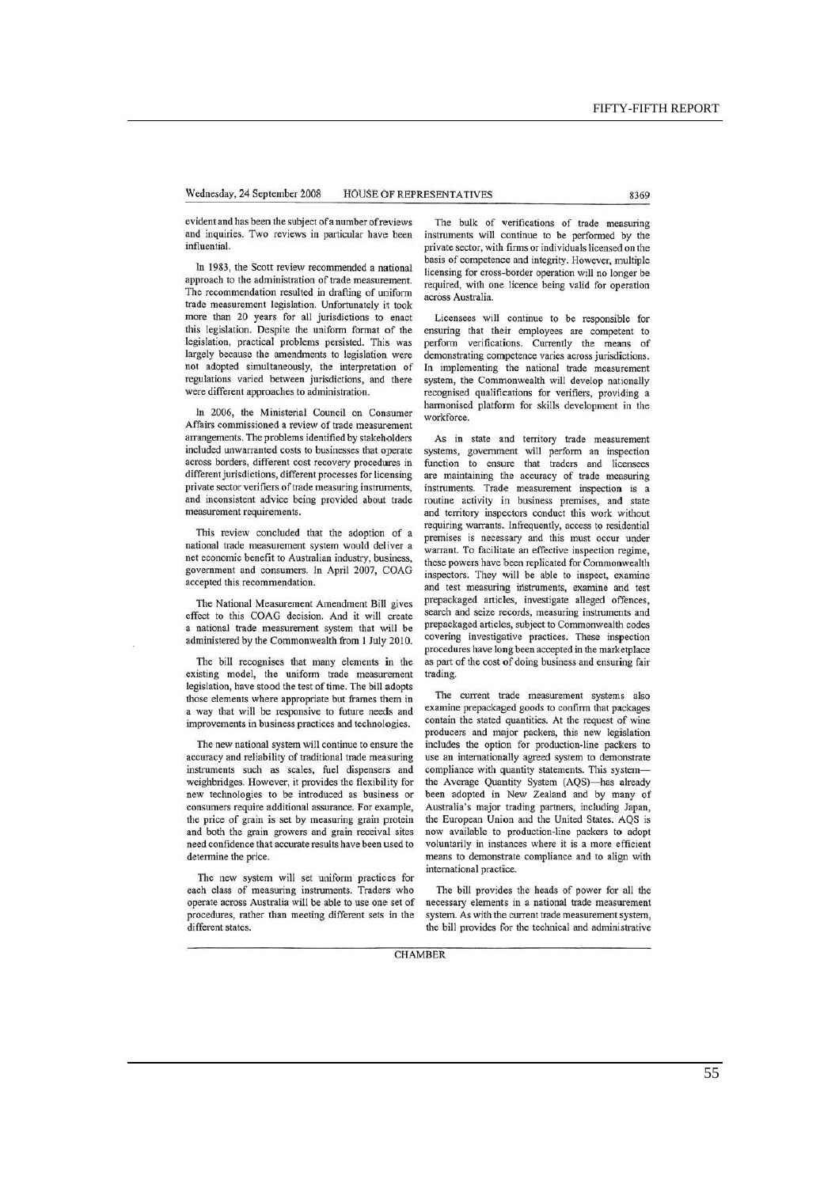evident and has been the subject of a number of reviews and inquiries. Two reviews in particular have been influential.

In 1983, the Scott review recommended a national approach to the administration of trade measurement. The recommendation resulted in drafting of uniform trade measurement legislation. Unfortunately it took more than 20 years for all jurisdictions to enact this legislation. Despite the uniform format of the legislation, practical problems persisted. This was largely because the amendments to legislation were not adopted simultaneously, the interpretation of regulations varied between jurisdictions, and there were different approaches to administration.

In 2006, the Ministerial Council on Consumer Affairs commissioned a review of trade measurement arrangements. The problems identified by stakeholders included unwarranted costs to businesses that operate across borders, different cost recovery procedures in different jurisdictions, different processes for licensing private sector verifiers of trade measuring instruments, and inconsistent advice being provided about trade measurement requirements.

This review concluded that the adoption of a national trade measurement system would deliver a net economic benefit to Australian industry, business, government and consumers. In April 2007, COAG accepted this recommendation.

The National Measurement Amendment Bill gives effect to this COAG decision. And it will create a national trade measurement system that will be administered by the Commonwealth from 1 July 2010.

The bill recognises that many elements in the existing model, the uniform trade measurement legislation, have stood the test of time. The bill adopts those elements where appropriate but frames them in a way that will be responsive to future needs and improvements in business practices and technologies.

The new national system will continue to ensure the accuracy and reliability of traditional trade measuring instruments such as scales, fuel dispensers and weighbridges. However, it provides the flexibility for new technologies to be introduced as business or consumers require additional assurance. For example, the price of grain is set by measuring grain protein and both the grain growers and grain receival sites need confidence that accurate results have been used to determine the price.

The new system will set uniform practices for each class of measuring instruments. Traders who operate across Australia will be able to use one set of procedures, rather than meeting different sets in the different states.

The bulk of verifications of trade measuring instruments will continue to be performed by the private sector, with firms or individuals licensed on the basis of competence and integrity. However, multiple licensing for cross-border operation will no longer be required, with one licence being valid for operation across Australia.

Licensees will continue to be responsible for ensuring that their employees are competent to perform verifications. Currently the means of demonstrating competence varies across jurisdictions. In implementing the national trade measurement system, the Commonwealth will develop nationally recognised qualifications for verifiers, providing a harmonised platform for skills development in the workforce.

As in state and territory trade measurement systems, government will perform an inspection function to ensure that traders and licensees are maintaining the accuracy of trade measuring instruments. Trade measurement inspection is a routine activity in business premises, and state and territory inspectors conduct this work without requiring warrants. Infrequently, access to residential premises is necessary and this must occur under warrant. To facilitate an effective inspection regime, these powers have been replicated for Commonwealth inspectors. They will be able to inspect, examine and test measuring instruments, examine and test prepackaged articles, investigate alleged offences, search and seize records, measuring instruments and prepackaged articles, subject to Commonwealth codes covering investigative practices. These inspection procedures have long been accepted in the marketplace as part of the cost of doing business and ensuring fair trading.

The current trade measurement systems also examine prepackaged goods to confirm that packages contain the stated quantities. At the request of wine producers and major packers, this new legislation includes the option for production-line packers to use an internationally agreed system to demonstrate compliance with quantity statements. This system—the Average Quantity System (AQS)—has already been adopted in New Zealand and by many of Australia's major trading partners, including Japan, the European Union and the United States. AQS is now available to production-line packers to adopt voluntarily in instances where it is a more efficient means to demonstrate compliance and to align with international practice.

The bill provides the heads of power for all the necessary elements in a national trade measurement system. As with the current trade measurement system, the bill provides for the technical and administrative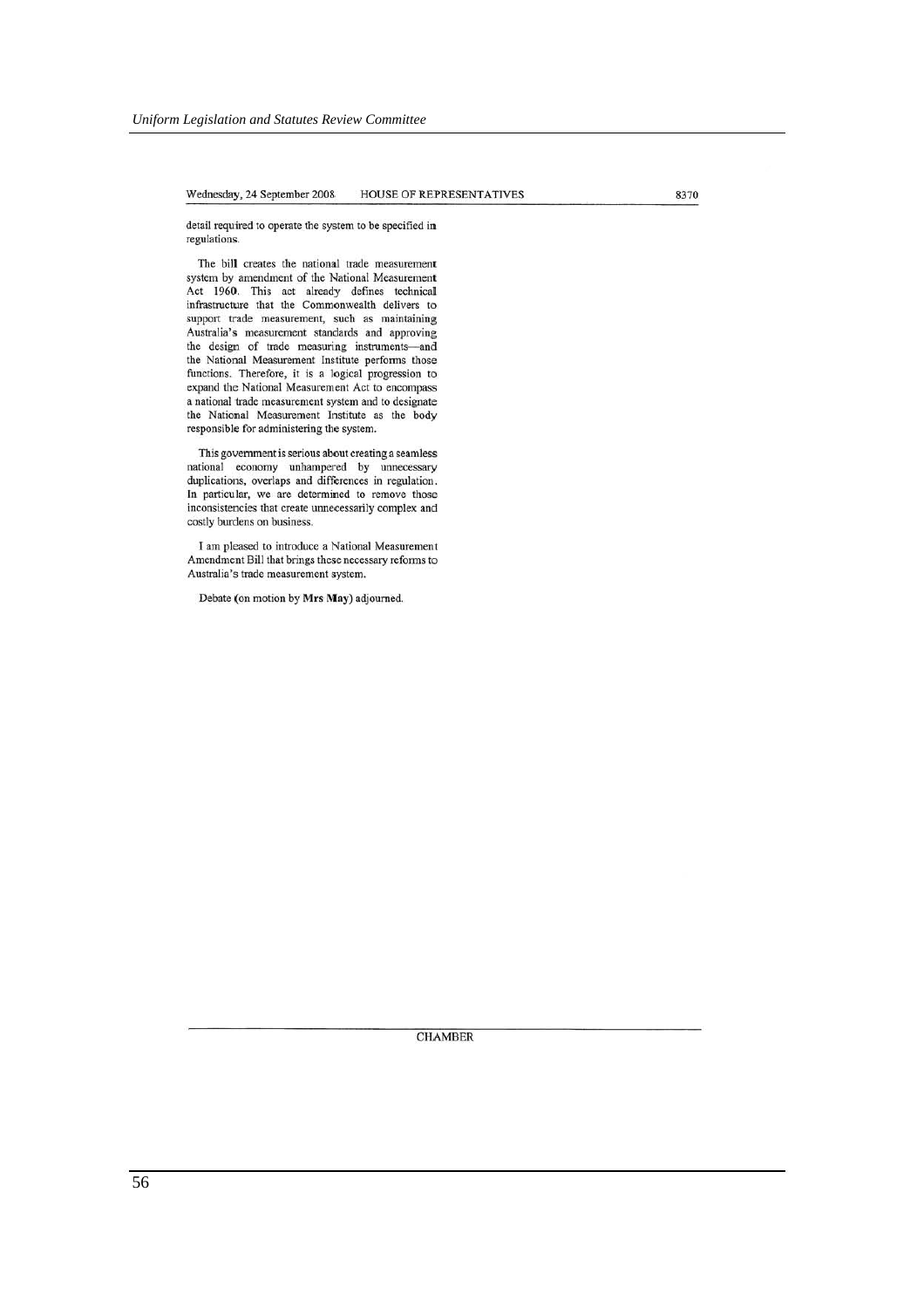detail required to operate the system to be specified in regulations.

The bill creates the national trade measurement system by amendment of the National Measurement Act 1960. This act already defines technical infrastructure that the Commonwealth delivers to support trade measurement, such as maintaining Australia's measurement standards and approving the design of trade measuring instruments—and the National Measurement Institute performs those functions. Therefore, it is a logical progression to expand the National Measurement Act to encompass a national trade measurement system and to designate the National Measurement Institute as the body responsible for administering the system.

This government is serious about creating a seamless national economy unhampered by unnecessary duplications, overlaps and differences in regulation. In particular, we are determined to remove those inconsistencies that create unnecessarily complex and costly burdens on business.

I am pleased to introduce a National Measurement Amendment Bill that brings these necessary reforms to Australia's trade measurement system.

Debate (on motion by **Mrs May**) adjourned.